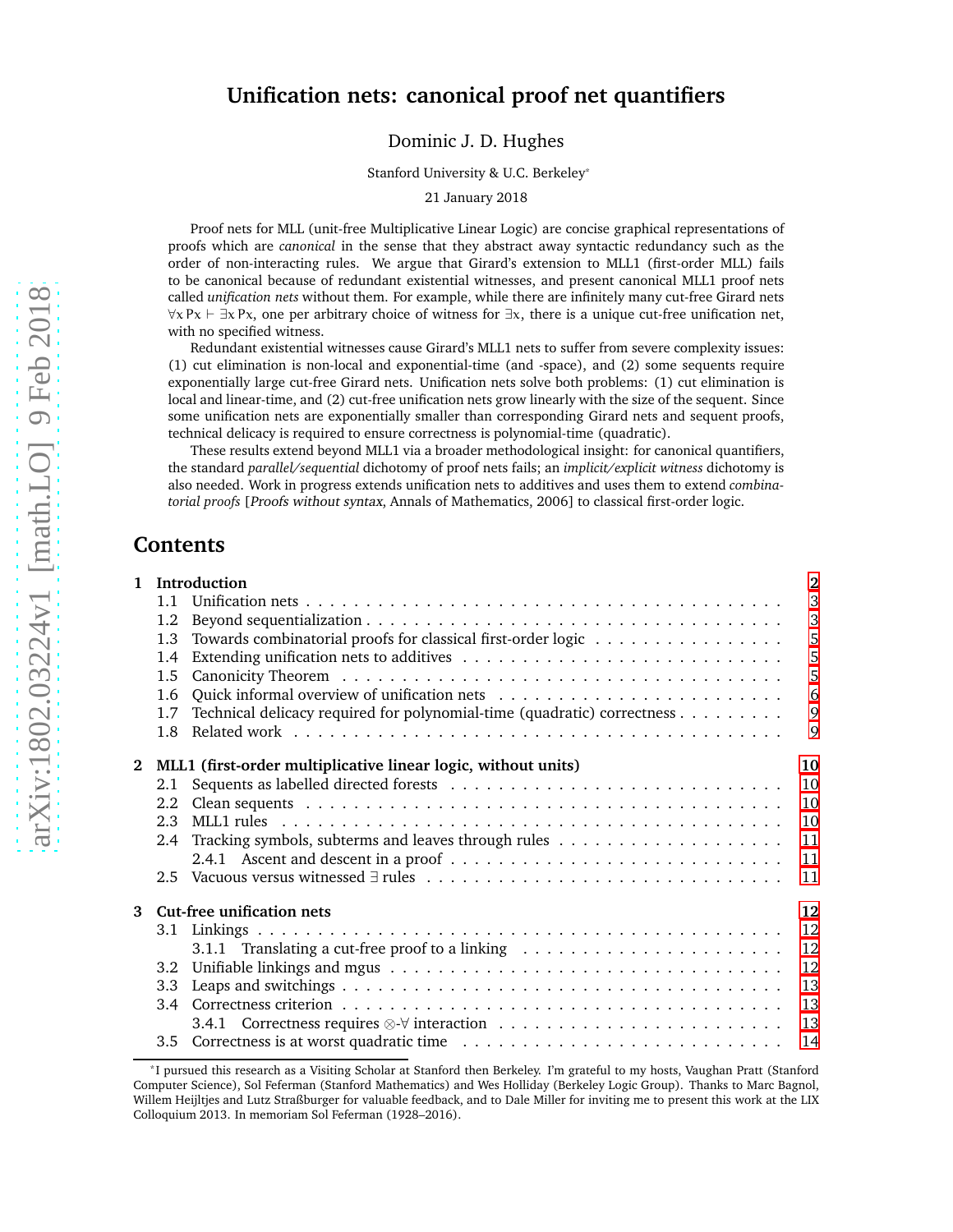# Unification nets: canonical proof net quantifiers

Dominic J. D. Hughes

Stanford University & U.C. Berkeley*

21 January 2018

Proof nets for MLL (unit-free Multiplicative Linear Logic) are concise graphical representations of proofs which are *canonical* in the sense that they abstract away syntactic redundancy such as the order of non-interacting rules. We argue that Girard's extension to MLL1 (first-order MLL) fails to be canonical because of redundant existential witnesses, and present canonical MLL1 proof nets called *unification nets* without them. For example, while there are infinitely many cut-free Girard nets $\forall x\, Px \vdash \exists x\, Px$, one per arbitrary choice of witness for $\exists x$, there is a unique cut-free unification net, with no specified witness.

Redundant existential witnesses cause Girard's MLL1 nets to suffer from severe complexity issues: (1) cut elimination is non-local and exponential-time (and -space), and (2) some sequents require exponentially large cut-free Girard nets. Unification nets solve both problems: (1) cut elimination is local and linear-time, and (2) cut-free unification nets grow linearly with the size of the sequent. Since some unification nets are exponentially smaller than corresponding Girard nets and sequent proofs, technical delicacy is required to ensure correctness is polynomial-time (quadratic).

These results extend beyond MLL1 via a broader methodological insight: for canonical quantifiers, the standard *parallel/sequential* dichotomy of proof nets fails; an *implicit/explicit witness* dichotomy is also needed. Work in progress extends unification nets to additives and uses them to extend *combinatorial proofs* [*Proofs without syntax*, Annals of Mathematics, 2006] to classical first-order logic.

## Contents

- **1 Introduction** — 2
  - 1.1 Unification nets — 3
  - 1.2 Beyond sequentialization — 3
  - 1.3 Towards combinatorial proofs for classical first-order logic — 5
  - 1.4 Extending unification nets to additives — 5
  - 1.5 Canonicity Theorem — 5
  - 1.6 Quick informal overview of unification nets — 6
  - 1.7 Technical delicacy required for polynomial-time (quadratic) correctness — 9
  - 1.8 Related work — 9
- **2 MLL1 (first-order multiplicative linear logic, without units)** — 10
  - 2.1 Sequents as labelled directed forests — 10
  - 2.2 Clean sequents — 10
  - 2.3 MLL1 rules — 10
  - 2.4 Tracking symbols, subterms and leaves through rules — 11
    - 2.4.1 Ascent and descent in a proof — 11
  - 2.5 Vacuous versus witnessed $\exists$ rules — 11
- **3 Cut-free unification nets** — 12
  - 3.1 Linkings — 12
    - 3.1.1 Translating a cut-free proof to a linking — 12
  - 3.2 Unifiable linkings and mgus — 12
  - 3.3 Leaps and switchings — 13
  - 3.4 Correctness criterion — 13
    - 3.4.1 Correctness requires $\otimes$-$\forall$ interaction — 13
  - 3.5 Correctness is at worst quadratic time — 14

*I pursued this research as a Visiting Scholar at Stanford then Berkeley. I'm grateful to my hosts, Vaughan Pratt (Stanford Computer Science), Sol Feferman (Stanford Mathematics) and Wes Holliday (Berkeley Logic Group). Thanks to Marc Bagnol, Willem Heijltjes and Lutz Straßburger for valuable feedback, and to Dale Miller for inviting me to present this work at the LIX Colloquium 2013. In memoriam Sol Feferman (1928–2016).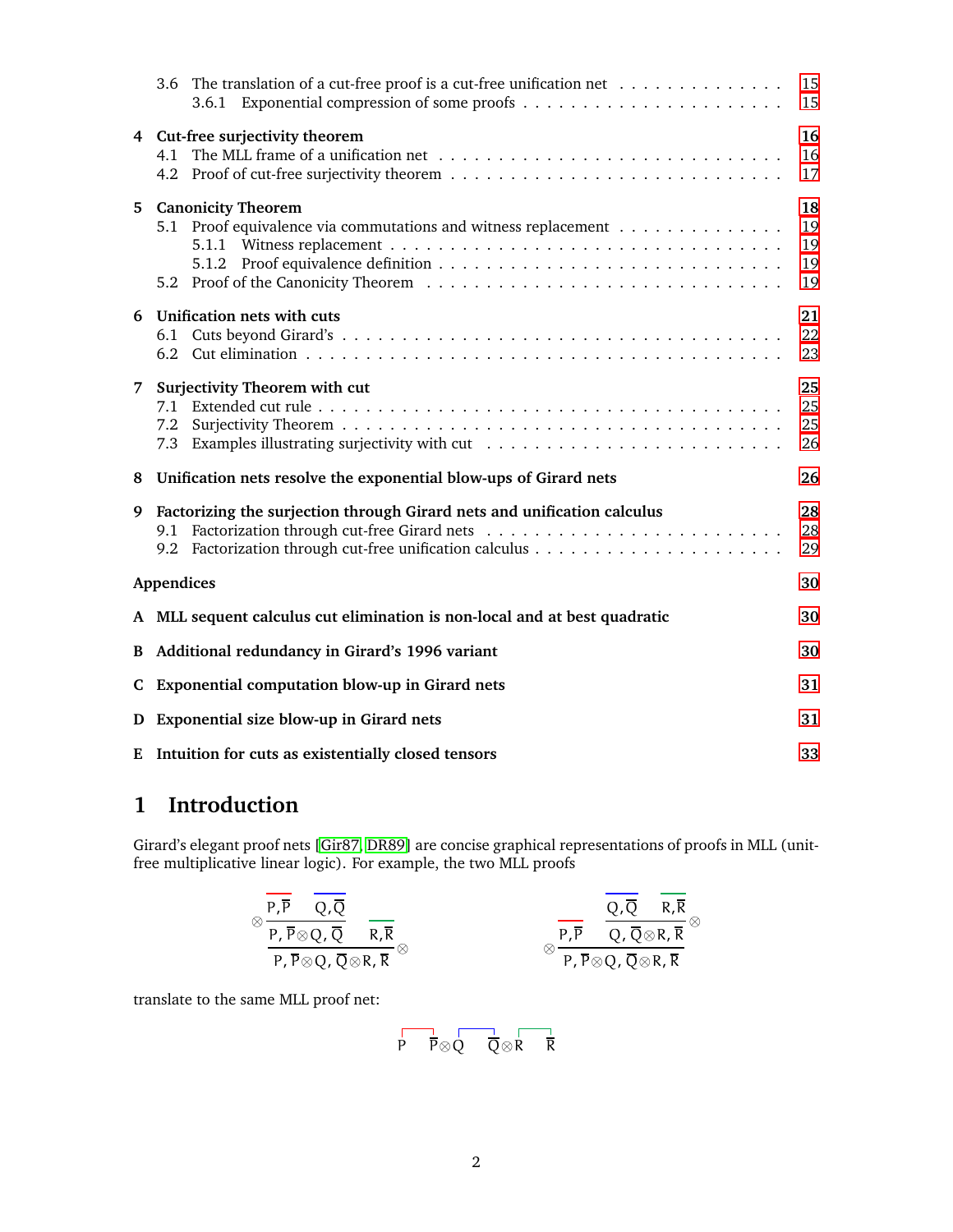3.6 The translation of a cut-free proof is a cut-free unification net . . . . . . . . . . . . . . 15
  3.6.1 Exponential compression of some proofs . . . . . . . . . . . . . . . . . . . . 15

**4 Cut-free surjectivity theorem** **16**
  4.1 The MLL frame of a unification net . . . . . . . . . . . . . . . . . . . . . . . . . . 16
  4.2 Proof of cut-free surjectivity theorem . . . . . . . . . . . . . . . . . . . . . . . . . 17

**5 Canonicity Theorem** **18**
  5.1 Proof equivalence via commutations and witness replacement . . . . . . . . . . . . . 19
    5.1.1 Witness replacement . . . . . . . . . . . . . . . . . . . . . . . . . . . . . . . 19
    5.1.2 Proof equivalence definition . . . . . . . . . . . . . . . . . . . . . . . . . . . 19
  5.2 Proof of the Canonicity Theorem . . . . . . . . . . . . . . . . . . . . . . . . . . . 19

**6 Unification nets with cuts** **21**
  6.1 Cuts beyond Girard's . . . . . . . . . . . . . . . . . . . . . . . . . . . . . . . . . 22
  6.2 Cut elimination . . . . . . . . . . . . . . . . . . . . . . . . . . . . . . . . . . . . 23

**7 Surjectivity Theorem with cut** **25**
  7.1 Extended cut rule . . . . . . . . . . . . . . . . . . . . . . . . . . . . . . . . . . . 25
  7.2 Surjectivity Theorem . . . . . . . . . . . . . . . . . . . . . . . . . . . . . . . . . 25
  7.3 Examples illustrating surjectivity with cut . . . . . . . . . . . . . . . . . . . . . . 26

**8 Unification nets resolve the exponential blow-ups of Girard nets** **26**

**9 Factorizing the surjection through Girard nets and unification calculus** **28**
  9.1 Factorization through cut-free Girard nets . . . . . . . . . . . . . . . . . . . . . . 28
  9.2 Factorization through cut-free unification calculus . . . . . . . . . . . . . . . . . . 29

**Appendices** **30**

**A MLL sequent calculus cut elimination is non-local and at best quadratic** **30**

**B Additional redundancy in Girard's 1996 variant** **30**

**C Exponential computation blow-up in Girard nets** **31**

**D Exponential size blow-up in Girard nets** **31**

**E Intuition for cuts as existentially closed tensors** **33**

# 1 Introduction

Girard's elegant proof nets [Gir87, DR89] are concise graphical representations of proofs in MLL (unit-free multiplicative linear logic). For example, the two MLL proofs

$$\dfrac{\dfrac{\overline{P,\overline{P}} \qquad \overline{Q,\overline{Q}}}{P,\overline{P}\otimes Q,\overline{Q}}\otimes \qquad \overline{R,\overline{R}}}{P,\overline{P}\otimes Q,\overline{Q}\otimes R,\overline{R}}\otimes \qquad\qquad \dfrac{\overline{P,\overline{P}} \qquad \dfrac{\overline{Q,\overline{Q}} \qquad \overline{R,\overline{R}}}{Q,\overline{Q}\otimes R,\overline{R}}\otimes}{P,\overline{P}\otimes Q,\overline{Q}\otimes R,\overline{R}}\otimes$$

translate to the same MLL proof net:

$$P \quad \overline{P}\otimes Q \quad \overline{Q}\otimes R \quad \overline{R}$$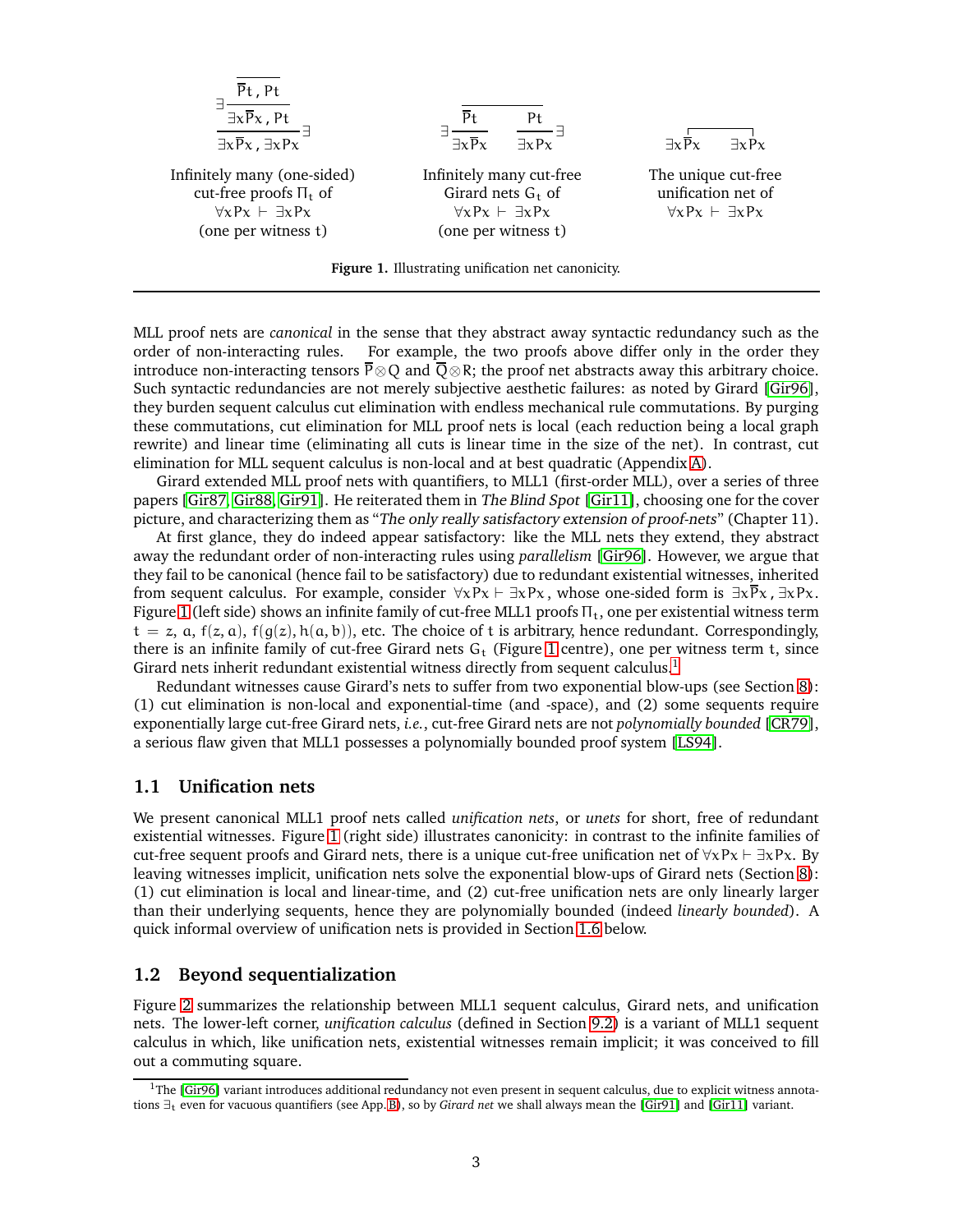$$\exists\frac{\exists\frac{\overline{\overline{P}t\,,\,Pt}}{\exists x\overline{P}x\,,\,Pt}}{\exists x\overline{P}x\,,\,\exists xPx}\exists$$

Infinitely many (one-sided) cut-free proofs $\Pi_t$ of $\forall x Px \vdash \exists x Px$ (one per witness $t$)

$$\exists\frac{\overline{P}t}{\exists x\overline{P}x}\qquad\frac{Pt}{\exists xPx}\exists$$

Infinitely many cut-free Girard nets $G_t$ of $\forall x Px \vdash \exists x Px$ (one per witness $t$)

$$\exists x\overline{P}x \qquad \exists xPx$$

The unique cut-free unification net of $\forall x Px \vdash \exists x Px$

**Figure 1.** Illustrating unification net canonicity.

MLL proof nets are *canonical* in the sense that they abstract away syntactic redundancy such as the order of non-interacting rules. For example, the two proofs above differ only in the order they introduce non-interacting tensors $\overline{P}\otimes Q$ and $\overline{Q}\otimes R$; the proof net abstracts away this arbitrary choice. Such syntactic redundancies are not merely subjective aesthetic failures: as noted by Girard [Gir96], they burden sequent calculus cut elimination with endless mechanical rule commutations. By purging these commutations, cut elimination for MLL proof nets is local (each reduction being a local graph rewrite) and linear time (eliminating all cuts is linear time in the size of the net). In contrast, cut elimination for MLL sequent calculus is non-local and at best quadratic (Appendix A).

Girard extended MLL proof nets with quantifiers, to MLL1 (first-order MLL), over a series of three papers [Gir87, Gir88, Gir91]. He reiterated them in *The Blind Spot* [Gir11], choosing one for the cover picture, and characterizing them as "*The only really satisfactory extension of proof-nets*" (Chapter 11).

At first glance, they do indeed appear satisfactory: like the MLL nets they extend, they abstract away the redundant order of non-interacting rules using *parallelism* [Gir96]. However, we argue that they fail to be canonical (hence fail to be satisfactory) due to redundant existential witnesses, inherited from sequent calculus. For example, consider $\forall x Px \vdash \exists x Px$, whose one-sided form is $\exists x\overline{P}x\,,\,\exists x Px$. Figure 1 (left side) shows an infinite family of cut-free MLL1 proofs $\Pi_t$, one per existential witness term $t = z,\ a,\ f(z,a),\ f(g(z), h(a,b))$, etc. The choice of $t$ is arbitrary, hence redundant. Correspondingly, there is an infinite family of cut-free Girard nets $G_t$ (Figure 1 centre), one per witness term $t$, since Girard nets inherit redundant existential witness directly from sequent calculus.[1]

Redundant witnesses cause Girard's nets to suffer from two exponential blow-ups (see Section 8): (1) cut elimination is non-local and exponential-time (and -space), and (2) some sequents require exponentially large cut-free Girard nets, *i.e.*, cut-free Girard nets are not *polynomially bounded* [CR79], a serious flaw given that MLL1 possesses a polynomially bounded proof system [LS94].

## 1.1 Unification nets

We present canonical MLL1 proof nets called *unification nets*, or *unets* for short, free of redundant existential witnesses. Figure 1 (right side) illustrates canonicity: in contrast to the infinite families of cut-free sequent proofs and Girard nets, there is a unique cut-free unification net of $\forall x Px \vdash \exists x Px$. By leaving witnesses implicit, unification nets solve the exponential blow-ups of Girard nets (Section 8): (1) cut elimination is local and linear-time, and (2) cut-free unification nets are only linearly larger than their underlying sequents, hence they are polynomially bounded (indeed *linearly bounded*). A quick informal overview of unification nets is provided in Section 1.6 below.

## 1.2 Beyond sequentialization

Figure 2 summarizes the relationship between MLL1 sequent calculus, Girard nets, and unification nets. The lower-left corner, *unification calculus* (defined in Section 9.2) is a variant of MLL1 sequent calculus in which, like unification nets, existential witnesses remain implicit; it was conceived to fill out a commuting square.

[1] The [Gir96] variant introduces additional redundancy not even present in sequent calculus, due to explicit witness annotations $\exists_t$ even for vacuous quantifiers (see App. B), so by *Girard net* we shall always mean the [Gir91] and [Gir11] variant.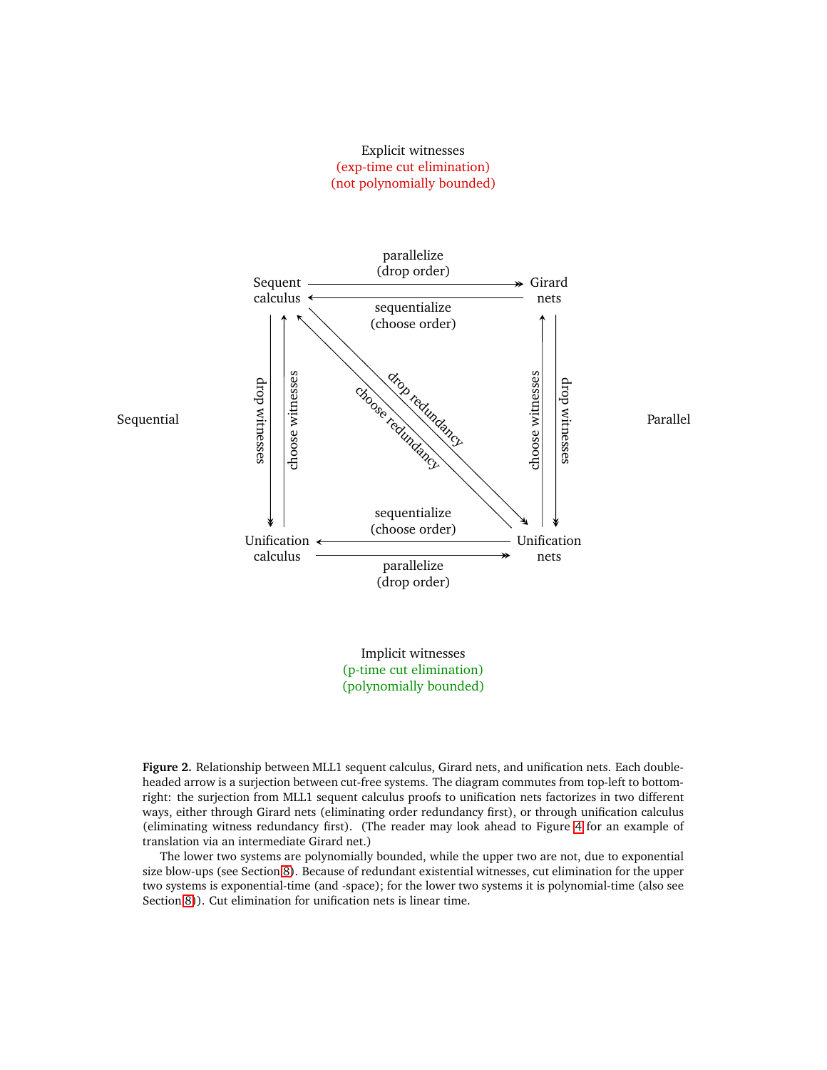Explicit witnesses
(exp-time cut elimination)
(not polynomially bounded)

Sequent calculus — parallelize (drop order) → Girard nets

Girard nets — sequentialize (choose order) → Sequent calculus

Sequent calculus — drop redundancy → Unification nets

Unification nets — choose redundancy → Sequent calculus

Sequent calculus — drop witnesses → Unification calculus

Unification calculus — choose witnesses → Sequent calculus

Girard nets — drop witnesses → Unification nets

Unification nets — choose witnesses → Girard nets

Unification nets — sequentialize (choose order) → Unification calculus

Unification calculus — parallelize (drop order) → Unification nets

Sequential

Parallel

Implicit witnesses
(p-time cut elimination)
(polynomially bounded)

**Figure 2.** Relationship between MLL1 sequent calculus, Girard nets, and unification nets. Each double-headed arrow is a surjection between cut-free systems. The diagram commutes from top-left to bottom-right: the surjection from MLL1 sequent calculus proofs to unification nets factorizes in two different ways, either through Girard nets (eliminating order redundancy first), or through unification calculus (eliminating witness redundancy first). (The reader may look ahead to Figure 4 for an example of translation via an intermediate Girard net.)

The lower two systems are polynomially bounded, while the upper two are not, due to exponential size blow-ups (see Section 8). Because of redundant existential witnesses, cut elimination for the upper two systems is exponential-time (and -space); for the lower two systems it is polynomial-time (also see Section 8)). Cut elimination for unification nets is linear time.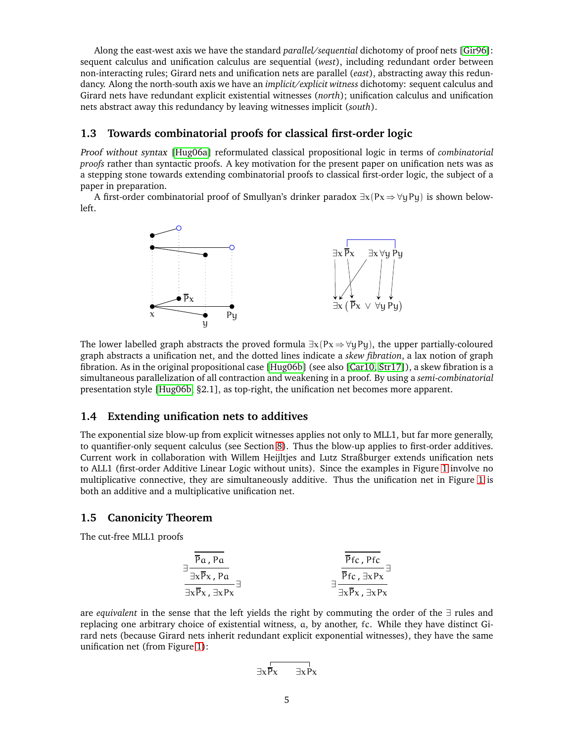Along the east-west axis we have the standard *parallel/sequential* dichotomy of proof nets [Gir96]: sequent calculus and unification calculus are sequential (*west*), including redundant order between non-interacting rules; Girard nets and unification nets are parallel (*east*), abstracting away this redundancy. Along the north-south axis we have an *implicit/explicit witness* dichotomy: sequent calculus and Girard nets have redundant explicit existential witnesses (*north*); unification calculus and unification nets abstract away this redundancy by leaving witnesses implicit (*south*).

## 1.3 Towards combinatorial proofs for classical first-order logic

*Proof without syntax* [Hug06a] reformulated classical propositional logic in terms of *combinatorial proofs* rather than syntactic proofs. A key motivation for the present paper on unification nets was as a stepping stone towards extending combinatorial proofs to classical first-order logic, the subject of a paper in preparation.

A first-order combinatorial proof of Smullyan's drinker paradox $\exists x(Px \Rightarrow \forall y\, Py)$ is shown below-left.

The lower labelled graph abstracts the proved formula $\exists x(Px \Rightarrow \forall y\, Py)$, the upper partially-coloured graph abstracts a unification net, and the dotted lines indicate a *skew fibration*, a lax notion of graph fibration. As in the original propositional case [Hug06b] (see also [Car10, Str17]), a skew fibration is a simultaneous parallelization of all contraction and weakening in a proof. By using a *semi-combinatorial* presentation style [Hug06b, §2.1], as top-right, the unification net becomes more apparent.

## 1.4 Extending unification nets to additives

The exponential size blow-up from explicit witnesses applies not only to MLL1, but far more generally, to quantifier-only sequent calculus (see Section 8). Thus the blow-up applies to first-order additives. Current work in collaboration with Willem Heijltjes and Lutz Straßburger extends unification nets to ALL1 (first-order Additive Linear Logic without units). Since the examples in Figure 1 involve no multiplicative connective, they are simultaneously additive. Thus the unification net in Figure 1 is both an additive and a multiplicative unification net.

## 1.5 Canonicity Theorem

The cut-free MLL1 proofs

$$
\dfrac{\dfrac{\overline{\overline{P}a\,,\,Pa}}{\exists x\overline{P}x\,,\,Pa}\,\exists}{\exists x\overline{P}x\,,\,\exists x Px}\,\exists
\qquad\qquad\qquad
\dfrac{\dfrac{\overline{\overline{P}\mathsf{fc}\,,\,P\mathsf{fc}}}{\overline{P}\mathsf{fc}\,,\,\exists x Px}\,\exists}{\exists x\overline{P}x\,,\,\exists x Px}\,\exists
$$

are *equivalent* in the sense that the left yields the right by commuting the order of the $\exists$ rules and replacing one arbitrary choice of existential witness, $a$, by another, $\mathsf{fc}$. While they have distinct Girard nets (because Girard nets inherit redundant explicit exponential witnesses), they have the same unification net (from Figure 1):

$$\exists x\,\overline{P}x \qquad \exists x\,Px$$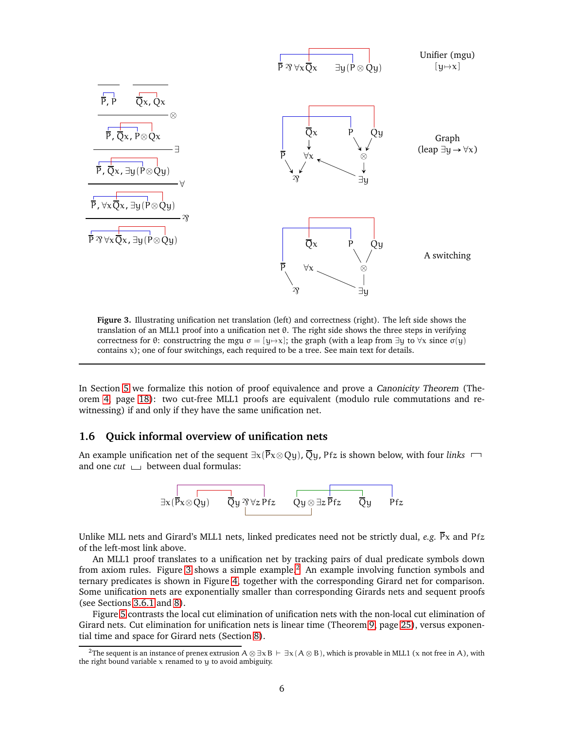**Figure 3.** Illustrating unification net translation (left) and correctness (right). The left side shows the translation of an MLL1 proof into a unification net $\theta$. The right side shows the three steps in verifying correctness for $\theta$: constructring the mgu $\sigma = [y \mapsto x]$; the graph (with a leap from $\exists y$ to $\forall x$ since $\sigma(y)$ contains $x$); one of four switchings, each required to be a tree. See main text for details.

In Section 5 we formalize this notion of proof equivalence and prove a *Canonicity Theorem* (Theorem 4, page 18): two cut-free MLL1 proofs are equivalent (modulo rule commutations and re-witnessing) if and only if they have the same unification net.

## 1.6 Quick informal overview of unification nets

An example unification net of the sequent $\exists x(\overline{P}x \otimes Qy), \overline{Q}y, Pfz$ is shown below, with four *links* and one *cut* between dual formulas:

$$\exists x(\overline{P}x \otimes Qy) \quad \overline{Q}y \parr \forall z\, Pfz \quad Qy \otimes \exists z\, \overline{P}fz \quad \overline{Q}y \quad Pfz$$

Unlike MLL nets and Girard's MLL1 nets, linked predicates need not be strictly dual, *e.g.* $\overline{P}x$ and $Pfz$ of the left-most link above.

An MLL1 proof translates to a unification net by tracking pairs of dual predicate symbols down from axiom rules. Figure 3 shows a simple example.[2] An example involving function symbols and ternary predicates is shown in Figure 4, together with the corresponding Girard net for comparison. Some unification nets are exponentially smaller than corresponding Girards nets and sequent proofs (see Sections 3.6.1 and 8).

Figure 5 contrasts the local cut elimination of unification nets with the non-local cut elimination of Girard nets. Cut elimination for unification nets is linear time (Theorem 9, page 25), versus exponential time and space for Girard nets (Section 8).

[2]The sequent is an instance of prenex extrusion $A \otimes \exists x\, B \vdash \exists x\,(A \otimes B)$, which is provable in MLL1 ($x$ not free in $A$), with the right bound variable $x$ renamed to $y$ to avoid ambiguity.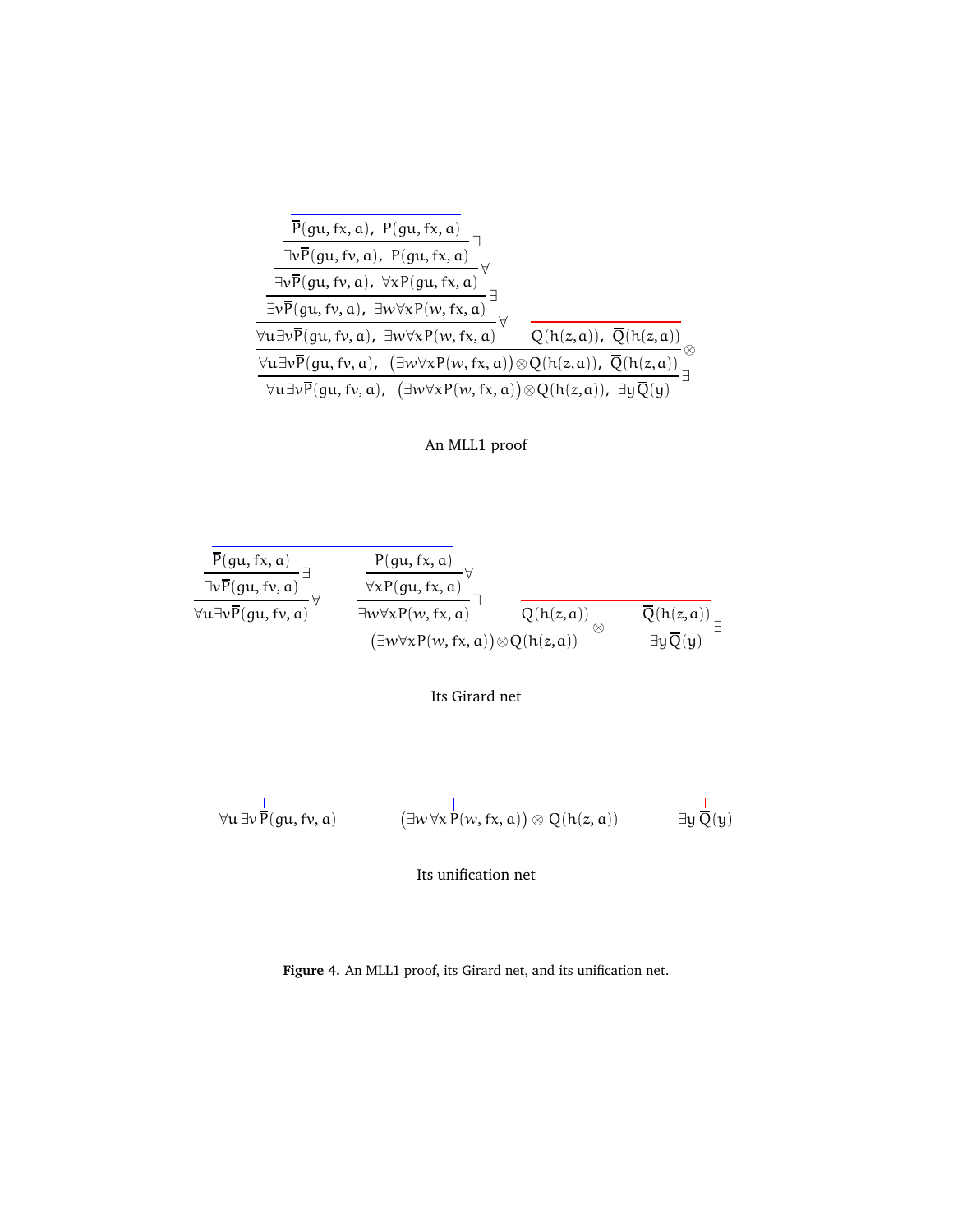$$
\dfrac{\dfrac{\dfrac{\dfrac{\dfrac{}{\overline{P}(gu, fx, a),\ P(gu, fx, a)}}{\exists v \overline{P}(gu, fv, a),\ P(gu, fx, a)}\exists}{\exists v \overline{P}(gu, fv, a),\ \forall x P(gu, fx, a)}\forall}{\exists v \overline{P}(gu, fv, a),\ \exists w \forall x P(w, fx, a)}\exists}{\forall u \exists v \overline{P}(gu, fv, a),\ \exists w \forall x P(w, fx, a)}\forall
\qquad
\dfrac{}{Q(h(z,a)),\ \overline{Q}(h(z,a))}
$$

$$
\dfrac{\dfrac{\forall u \exists v \overline{P}(gu, fv, a),\ \exists w \forall x P(w, fx, a) \qquad Q(h(z,a)),\ \overline{Q}(h(z,a))}{\forall u \exists v \overline{P}(gu, fv, a),\ \big(\exists w \forall x P(w, fx, a)\big) \otimes Q(h(z,a)),\ \overline{Q}(h(z,a))}\otimes}{\forall u \exists v \overline{P}(gu, fv, a),\ \big(\exists w \forall x P(w, fx, a)\big) \otimes Q(h(z,a)),\ \exists y \overline{Q}(y)}\exists
$$

An MLL1 proof

$$
\dfrac{\dfrac{\overline{P}(gu, fx, a)}{\exists v \overline{P}(gu, fv, a)}\exists}{\forall u \exists v \overline{P}(gu, fv, a)}\forall
\qquad
\dfrac{\dfrac{\dfrac{P(gu, fx, a)}{\forall x P(gu, fx, a)}\forall}{\exists w \forall x P(w, fx, a)}\exists \quad Q(h(z,a))}{\big(\exists w \forall x P(w, fx, a)\big) \otimes Q(h(z,a))}\otimes
\qquad
\dfrac{\overline{Q}(h(z,a))}{\exists y \overline{Q}(y)}\exists
$$

Its Girard net

$$
\forall u\, \exists v\, \overline{P}(gu, fv, a) \qquad \big(\exists w\, \forall x\, P(w, fx, a)\big) \otimes Q(h(z,a)) \qquad \exists y\, \overline{Q}(y)
$$

Its unification net

**Figure 4.** An MLL1 proof, its Girard net, and its unification net.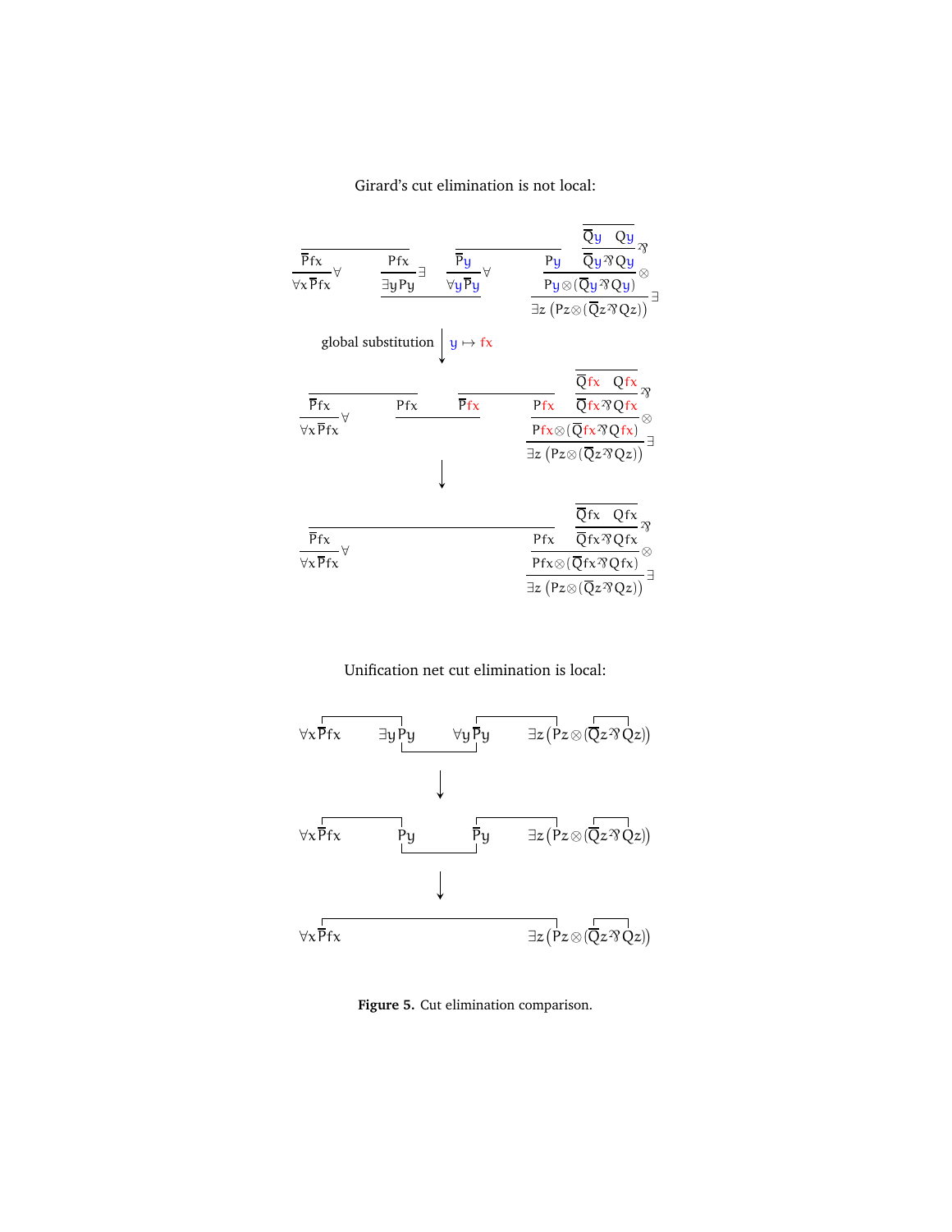Girard's cut elimination is not local:

$$\dfrac{\dfrac{}{\overline{P}fx}}{\forall x\,\overline{P}fx}\forall \qquad \dfrac{\dfrac{}{Pfx}}{\exists y\,Py}\exists \qquad \dfrac{\dfrac{}{\overline{P}y}}{\forall y\,\overline{P}y}\forall \qquad \dfrac{\dfrac{Py \qquad \dfrac{\dfrac{}{\overline{Q}y \quad Qy}}{\overline{Q}y \parr Qy}\parr}{Py \otimes (\overline{Q}y \parr Qy)}\otimes}{\exists z\,(Pz \otimes (\overline{Q}z \parr Qz))}\exists$$

global substitution $\downarrow$ $y \mapsto fx$

$$\dfrac{\dfrac{}{\overline{P}fx}}{\forall x\,\overline{P}fx}\forall \qquad Pfx \qquad \overline{P}fx \qquad \dfrac{\dfrac{Pfx \qquad \dfrac{\dfrac{}{\overline{Q}fx \quad Qfx}}{\overline{Q}fx \parr Qfx}\parr}{Pfx \otimes (\overline{Q}fx \parr Qfx)}\otimes}{\exists z\,(Pz \otimes (\overline{Q}z \parr Qz))}\exists$$

$\downarrow$

$$\dfrac{\dfrac{}{\overline{P}fx}}{\forall x\,\overline{P}fx}\forall \qquad \dfrac{\dfrac{Pfx \qquad \dfrac{\dfrac{}{\overline{Q}fx \quad Qfx}}{\overline{Q}fx \parr Qfx}\parr}{Pfx \otimes (\overline{Q}fx \parr Qfx)}\otimes}{\exists z\,(Pz \otimes (\overline{Q}z \parr Qz))}\exists$$

Unification net cut elimination is local:

$$\forall x\,\overline{P}fx \qquad \exists y\,Py \qquad \forall y\,\overline{P}y \qquad \exists z\big(Pz \otimes (\overline{Q}z \parr Qz)\big)$$

$\downarrow$

$$\forall x\,\overline{P}fx \qquad Py \qquad \overline{P}y \qquad \exists z\big(Pz \otimes (\overline{Q}z \parr Qz)\big)$$

$\downarrow$

$$\forall x\,\overline{P}fx \qquad \exists z\big(Pz \otimes (\overline{Q}z \parr Qz)\big)$$

**Figure 5.** Cut elimination comparison.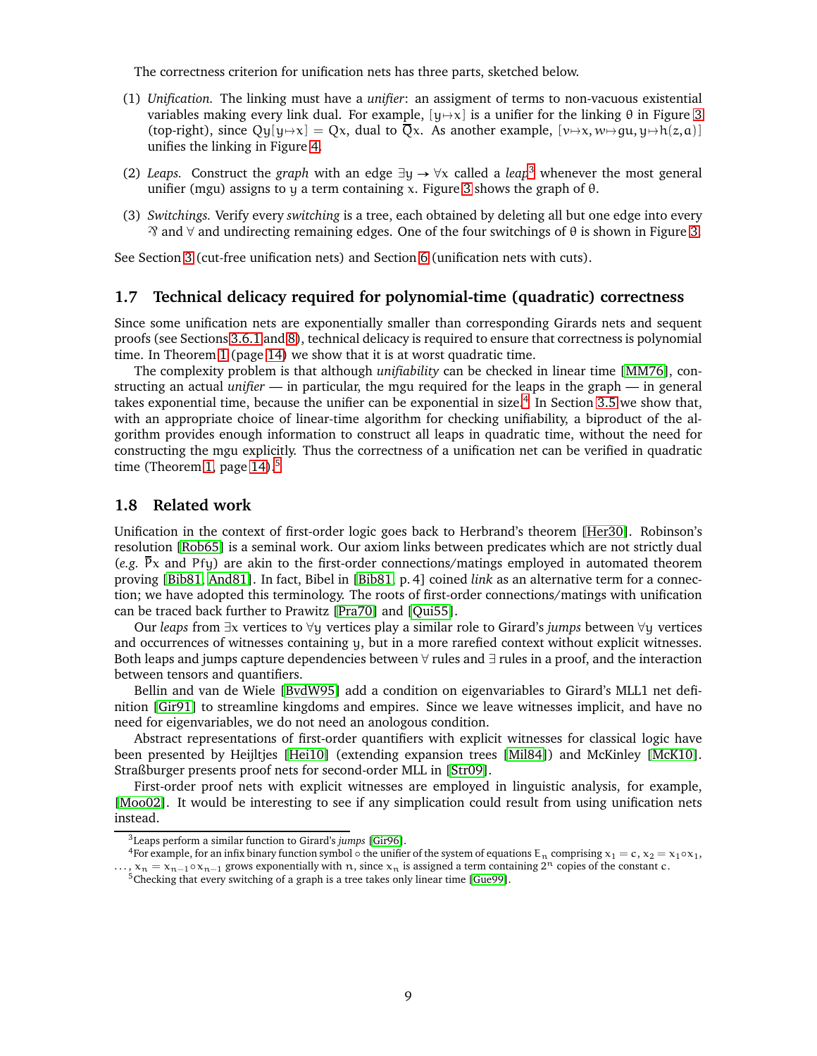The correctness criterion for unification nets has three parts, sketched below.

(1) *Unification.* The linking must have a *unifier*: an assigment of terms to non-vacuous existential variables making every link dual. For example, $[y \mapsto x]$ is a unifier for the linking $\theta$ in Figure 3 (top-right), since $Qy[y \mapsto x] = Qx$, dual to $\overline{Q}x$. As another example, $[v \mapsto x, w \mapsto gu, y \mapsto h(z, a)]$ unifies the linking in Figure 4.

(2) *Leaps.* Construct the *graph* with an edge $\exists y \to \forall x$ called a *leap*[3] whenever the most general unifier (mgu) assigns to $y$ a term containing $x$. Figure 3 shows the graph of $\theta$.

(3) *Switchings.* Verify every *switching* is a tree, each obtained by deleting all but one edge into every $⅋$ and $\forall$ and undirecting remaining edges. One of the four switchings of $\theta$ is shown in Figure 3.

See Section 3 (cut-free unification nets) and Section 6 (unification nets with cuts).

### 1.7 Technical delicacy required for polynomial-time (quadratic) correctness

Since some unification nets are exponentially smaller than corresponding Girards nets and sequent proofs (see Sections 3.6.1 and 8), technical delicacy is required to ensure that correctness is polynomial time. In Theorem 1 (page 14) we show that it is at worst quadratic time.

The complexity problem is that although *unifiability* can be checked in linear time [MM76], constructing an actual *unifier* — in particular, the mgu required for the leaps in the graph — in general takes exponential time, because the unifier can be exponential in size.[4] In Section 3.5 we show that, with an appropriate choice of linear-time algorithm for checking unifiability, a biproduct of the algorithm provides enough information to construct all leaps in quadratic time, without the need for constructing the mgu explicitly. Thus the correctness of a unification net can be verified in quadratic time (Theorem 1, page 14).[5]

### 1.8 Related work

Unification in the context of first-order logic goes back to Herbrand's theorem [Her30]. Robinson's resolution [Rob65] is a seminal work. Our axiom links between predicates which are not strictly dual (*e.g.* $\overline{P}x$ and $Pfy$) are akin to the first-order connections/matings employed in automated theorem proving [Bib81, And81]. In fact, Bibel in [Bib81, p. 4] coined *link* as an alternative term for a connection; we have adopted this terminology. The roots of first-order connections/matings with unification can be traced back further to Prawitz [Pra70] and [Qui55].

Our *leaps* from $\exists x$ vertices to $\forall y$ vertices play a similar role to Girard's *jumps* between $\forall y$ vertices and occurrences of witnesses containing $y$, but in a more rarefied context without explicit witnesses. Both leaps and jumps capture dependencies between $\forall$ rules and $\exists$ rules in a proof, and the interaction between tensors and quantifiers.

Bellin and van de Wiele [BvdW95] add a condition on eigenvariables to Girard's MLL1 net definition [Gir91] to streamline kingdoms and empires. Since we leave witnesses implicit, and have no need for eigenvariables, we do not need an anologous condition.

Abstract representations of first-order quantifiers with explicit witnesses for classical logic have been presented by Heijltjes [Hei10] (extending expansion trees [Mil84]) and McKinley [McK10]. Straßburger presents proof nets for second-order MLL in [Str09].

First-order proof nets with explicit witnesses are employed in linguistic analysis, for example, [Moo02]. It would be interesting to see if any simplication could result from using unification nets instead.

---

[3] Leaps perform a similar function to Girard's *jumps* [Gir96].

[4] For example, for an infix binary function symbol $\circ$ the unifier of the system of equations $E_n$ comprising $x_1 = c$, $x_2 = x_1 \circ x_1$, $\ldots$, $x_n = x_{n-1} \circ x_{n-1}$ grows exponentially with $n$, since $x_n$ is assigned a term containing $2^n$ copies of the constant $c$.

[5] Checking that every switching of a graph is a tree takes only linear time [Gue99].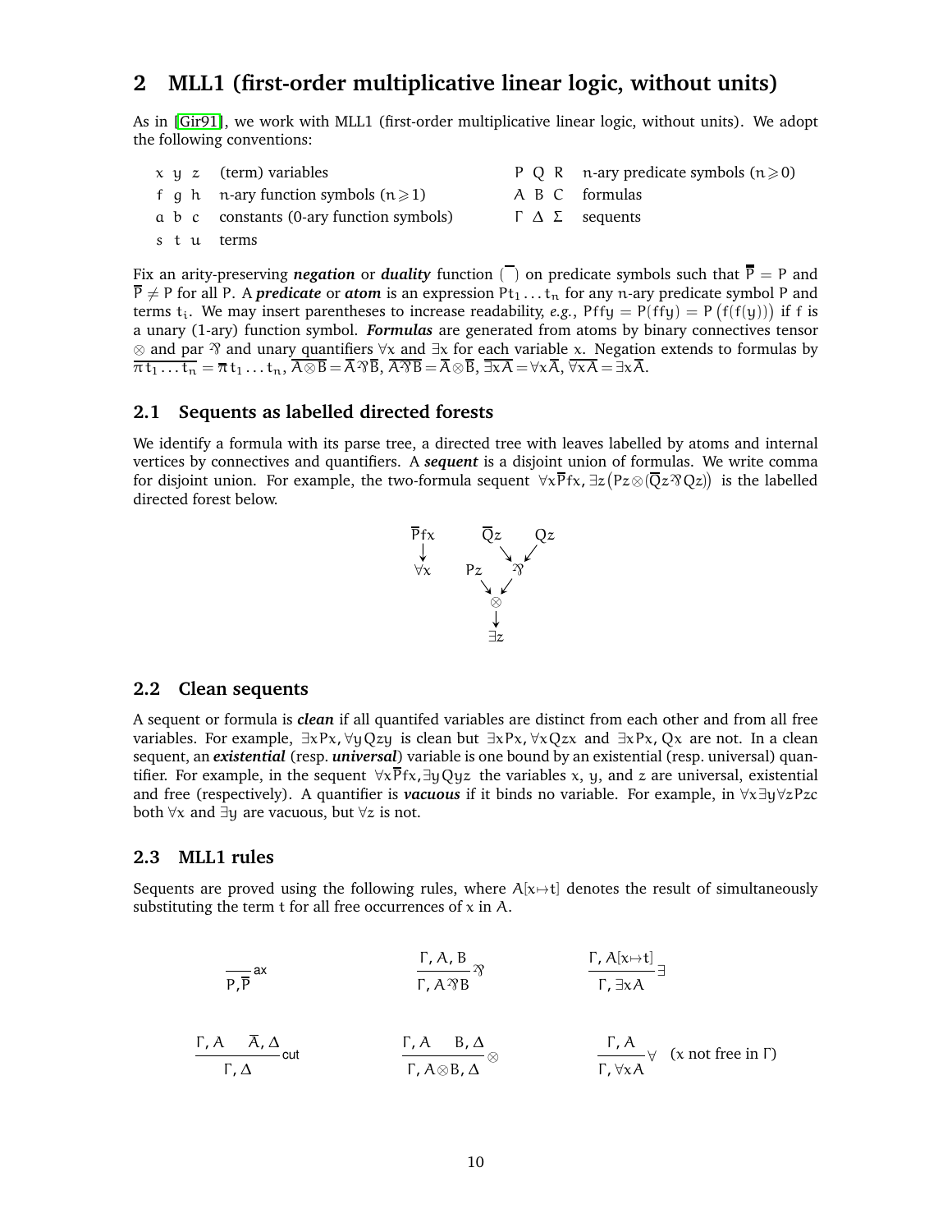## 2 MLL1 (first-order multiplicative linear logic, without units)

As in [Gir91], we work with MLL1 (first-order multiplicative linear logic, without units). We adopt the following conventions:

| | | | |
|---|---|---|---|
| $x\ y\ z$ | (term) variables | $P\ Q\ R$ | $n$-ary predicate symbols ($n \geqslant 0$) |
| $f\ g\ h$ | $n$-ary function symbols ($n \geqslant 1$) | $A\ B\ C$ | formulas |
| $a\ b\ c$ | constants (0-ary function symbols) | $\Gamma\ \Delta\ \Sigma$ | sequents |
| $s\ t\ u$ | terms | | |

Fix an arity-preserving ***negation*** or ***duality*** function $(\overline{\ })$ on predicate symbols such that $\overline{\overline{P}} = P$ and $\overline{P} \neq P$ for all $P$. A ***predicate*** or ***atom*** is an expression $Pt_1 \dots t_n$ for any $n$-ary predicate symbol $P$ and terms $t_i$. We may insert parentheses to increase readability, *e.g.*, $Pffy = P(ffy) = P\big(f(f(y))\big)$ if $f$ is a unary (1-ary) function symbol. ***Formulas*** are generated from atoms by binary connectives tensor $\otimes$ and par $⅋$ and unary quantifiers $\forall x$ and $\exists x$ for each variable $x$. Negation extends to formulas by $\overline{\pi t_1 \dots t_n} = \overline{\pi}\, t_1 \dots t_n$, $\overline{A \otimes B} = \overline{A}\, ⅋\, \overline{B}$, $\overline{A ⅋ B} = \overline{A} \otimes \overline{B}$, $\overline{\exists x A} = \forall x \overline{A}$, $\overline{\forall x A} = \exists x \overline{A}$.

### 2.1 Sequents as labelled directed forests

We identify a formula with its parse tree, a directed tree with leaves labelled by atoms and internal vertices by connectives and quantifiers. A ***sequent*** is a disjoint union of formulas. We write comma for disjoint union. For example, the two-formula sequent $\forall x \overline{P} fx, \exists z \big(Pz \otimes (\overline{Q}z ⅋ Qz)\big)$ is the labelled directed forest below.

$$\begin{array}{ccccc} \overline{P}fx & & \overline{Q}z & & Qz \\ \downarrow & & \searrow & & \swarrow \\ \forall x & Pz & & ⅋ & \\ & \searrow & & \swarrow & \\ & & \otimes & & \\ & & \downarrow & & \\ & & \exists z & & \end{array}$$

### 2.2 Clean sequents

A sequent or formula is ***clean*** if all quantifed variables are distinct from each other and from all free variables. For example, $\exists x Px, \forall y\, Qzy$ is clean but $\exists x Px, \forall x\, Qzx$ and $\exists x Px, Qx$ are not. In a clean sequent, an ***existential*** (resp. ***universal***) variable is one bound by an existential (resp. universal) quantifier. For example, in the sequent $\forall x \overline{P} fx, \exists y\, Qyz$ the variables $x$, $y$, and $z$ are universal, existential and free (respectively). A quantifier is ***vacuous*** if it binds no variable. For example, in $\forall x \exists y \forall z Pzc$ both $\forall x$ and $\exists y$ are vacuous, but $\forall z$ is not.

### 2.3 MLL1 rules

Sequents are proved using the following rules, where $A[x \mapsto t]$ denotes the result of simultaneously substituting the term $t$ for all free occurrences of $x$ in $A$.

$$\frac{}{P, \overline{P}}\,\mathsf{ax} \qquad\qquad \frac{\Gamma, A, B}{\Gamma, A ⅋ B}\,⅋ \qquad\qquad \frac{\Gamma, A[x \mapsto t]}{\Gamma, \exists x A}\,\exists$$

$$\frac{\Gamma, A \quad \overline{A}, \Delta}{\Gamma, \Delta}\,\mathsf{cut} \qquad\qquad \frac{\Gamma, A \quad B, \Delta}{\Gamma, A \otimes B, \Delta}\,\otimes \qquad\qquad \frac{\Gamma, A}{\Gamma, \forall x A}\,\forall \quad (x \text{ not free in } \Gamma)$$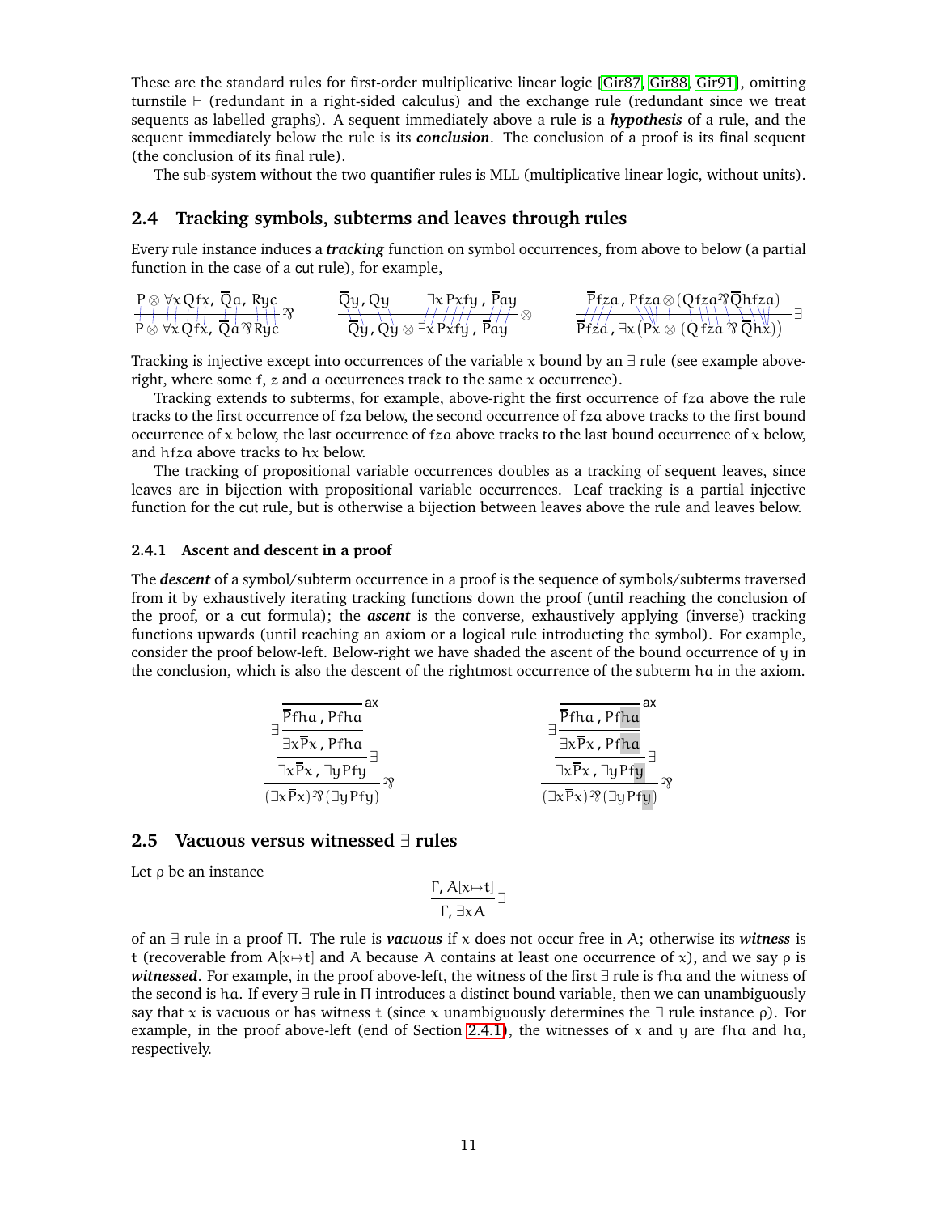These are the standard rules for first-order multiplicative linear logic [Gir87, Gir88, Gir91], omitting turnstile $\vdash$ (redundant in a right-sided calculus) and the exchange rule (redundant since we treat sequents as labelled graphs). A sequent immediately above a rule is a ***hypothesis*** of a rule, and the sequent immediately below the rule is its ***conclusion***. The conclusion of a proof is its final sequent (the conclusion of its final rule).

The sub-system without the two quantifier rules is MLL (multiplicative linear logic, without units).

## 2.4 Tracking symbols, subterms and leaves through rules

Every rule instance induces a ***tracking*** function on symbol occurrences, from above to below (a partial function in the case of a cut rule), for example,

$$\frac{P \otimes \forall x\, Qfx,\ \overline{Q}a,\ Ryc}{P \otimes \forall x\, Qfx,\ \overline{Q}a \parr Ryc}\parr \qquad \frac{\overline{Q}y,\ Qy \qquad \exists x\, Pxfy,\ \overline{P}ay}{\overline{Q}y,\ Qy \otimes \exists x\, Pxfy,\ \overline{P}ay}\otimes \qquad \frac{\overline{P}fza,\ Pfza \otimes (Qfza \parr \overline{Q}hfza)}{\overline{P}fza,\ \exists x\,(Px \otimes (Qfza \parr \overline{Q}hx))}\exists$$

Tracking is injective except into occurrences of the variable $x$ bound by an $\exists$ rule (see example above-right, where some $f$, $z$ and $a$ occurrences track to the same $x$ occurrence).

Tracking extends to subterms, for example, above-right the first occurrence of $fza$ above the rule tracks to the first occurrence of $fza$ below, the second occurrence of $fza$ above tracks to the first bound occurrence of $x$ below, the last occurrence of $fza$ above tracks to the last bound occurrence of $x$ below, and $hfza$ above tracks to $hx$ below.

The tracking of propositional variable occurrences doubles as a tracking of sequent leaves, since leaves are in bijection with propositional variable occurrences. Leaf tracking is a partial injective function for the cut rule, but is otherwise a bijection between leaves above the rule and leaves below.

### 2.4.1 Ascent and descent in a proof

The ***descent*** of a symbol/subterm occurrence in a proof is the sequence of symbols/subterms traversed from it by exhaustively iterating tracking functions down the proof (until reaching the conclusion of the proof, or a cut formula); the ***ascent*** is the converse, exhaustively applying (inverse) tracking functions upwards (until reaching an axiom or a logical rule introducting the symbol). For example, consider the proof below-left. Below-right we have shaded the ascent of the bound occurrence of $y$ in the conclusion, which is also the descent of the rightmost occurrence of the subterm $ha$ in the axiom.

$$\dfrac{\dfrac{\dfrac{\dfrac{}{\overline{P}fha,\ Pfha}\text{ax}}{\exists x\overline{P}x,\ Pfha}\exists}{\exists x\overline{P}x,\ \exists y\, Pfy}\exists}{(\exists x\overline{P}x)\parr(\exists y\, Pfy)}\parr \qquad\qquad \dfrac{\dfrac{\dfrac{\dfrac{}{\overline{P}fha,\ Pf\boxed{ha}}\text{ax}}{\exists x\overline{P}x,\ Pf\boxed{ha}}\exists}{\exists x\overline{P}x,\ \exists y\, Pf\boxed{y}}\exists}{(\exists x\overline{P}x)\parr(\exists y\, Pf\boxed{y})}\parr$$

## 2.5 Vacuous versus witnessed $\exists$ rules

Let $\rho$ be an instance

$$\frac{\Gamma,\ A[x\mapsto t]}{\Gamma,\ \exists x A}\exists$$

of an $\exists$ rule in a proof $\Pi$. The rule is ***vacuous*** if $x$ does not occur free in $A$; otherwise its ***witness*** is $t$ (recoverable from $A[x\mapsto t]$ and $A$ because $A$ contains at least one occurrence of $x$), and we say $\rho$ is ***witnessed***. For example, in the proof above-left, the witness of the first $\exists$ rule is $fha$ and the witness of the second is $ha$. If every $\exists$ rule in $\Pi$ introduces a distinct bound variable, then we can unambiguously say that $x$ is vacuous or has witness $t$ (since $x$ unambiguously determines the $\exists$ rule instance $\rho$). For example, in the proof above-left (end of Section 2.4.1), the witnesses of $x$ and $y$ are $fha$ and $ha$, respectively.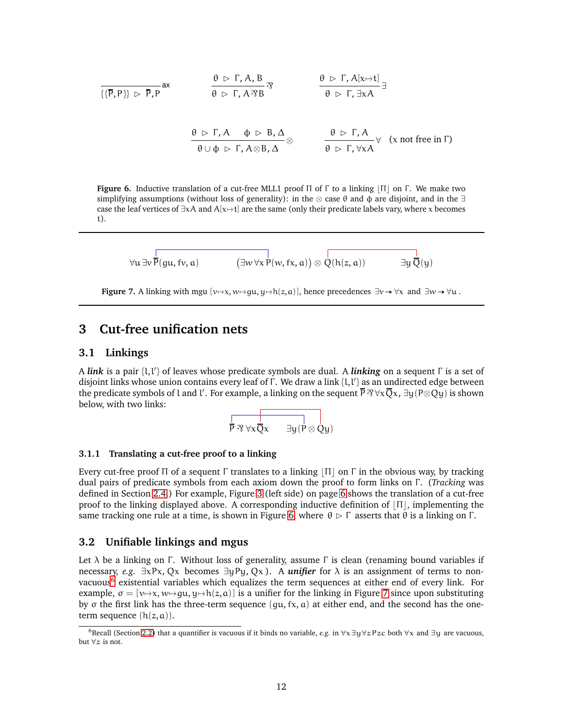$$\frac{}{\{\{\overline{P}, P\}\} \;\rhd\; \overline{P}, P}\,\mathsf{ax} \qquad \frac{\theta \;\rhd\; \Gamma, A, B}{\theta \;\rhd\; \Gamma, A \parr B}\,\parr \qquad \frac{\theta \;\rhd\; \Gamma, A[x \mapsto t]}{\theta \;\rhd\; \Gamma, \exists x A}\,\exists$$

$$\frac{\theta \;\rhd\; \Gamma, A \qquad \phi \;\rhd\; B, \Delta}{\theta \cup \phi \;\rhd\; \Gamma, A \otimes B, \Delta}\,\otimes \qquad \frac{\theta \;\rhd\; \Gamma, A}{\theta \;\rhd\; \Gamma, \forall x A}\,\forall \quad (x \text{ not free in } \Gamma)$$

**Figure 6.** Inductive translation of a cut-free MLL1 proof $\Pi$ of $\Gamma$ to a linking $\lfloor \Pi \rfloor$ on $\Gamma$. We make two simplifying assumptions (without loss of generality): in the $\otimes$ case $\theta$ and $\phi$ are disjoint, and in the $\exists$ case the leaf vertices of $\exists x A$ and $A[x \mapsto t]$ are the same (only their predicate labels vary, where $x$ becomes $t$).

$$\forall u\, \exists v\, \overline{P}(gu, fv, a) \qquad \big(\exists w\, \forall x\, P(w, fx, a)\big) \otimes Q(h(z, a)) \qquad \exists y\, \overline{Q}(y)$$

**Figure 7.** A linking with mgu $[v \mapsto x, w \mapsto gu, y \mapsto h(z, a)]$, hence precedences $\exists v \to \forall x$ and $\exists w \to \forall u$.

# 3 Cut-free unification nets

## 3.1 Linkings

A ***link*** is a pair $\{l, l'\}$ of leaves whose predicate symbols are dual. A ***linking*** on a sequent $\Gamma$ is a set of disjoint links whose union contains every leaf of $\Gamma$. We draw a link $\{l, l'\}$ as an undirected edge between the predicate symbols of $l$ and $l'$. For example, a linking on the sequent $\overline{P} \parr \forall x \overline{Q}x, \exists y (P \otimes Qy)$ is shown below, with two links:

$$\overline{P} \parr \forall x \overline{Q}x \qquad \exists y (P \otimes Qy)$$

### 3.1.1 Translating a cut-free proof to a linking

Every cut-free proof $\Pi$ of a sequent $\Gamma$ translates to a linking $\lfloor \Pi \rfloor$ on $\Gamma$ in the obvious way, by tracking dual pairs of predicate symbols from each axiom down the proof to form links on $\Gamma$. (*Tracking* was defined in Section 2.4.) For example, Figure 3 (left side) on page 6 shows the translation of a cut-free proof to the linking displayed above. A corresponding inductive definition of $\lfloor \Pi \rfloor$, implementing the same tracking one rule at a time, is shown in Figure 6, where $\theta \rhd \Gamma$ asserts that $\theta$ is a linking on $\Gamma$.

## 3.2 Unifiable linkings and mgus

Let $\lambda$ be a linking on $\Gamma$. Without loss of generality, assume $\Gamma$ is clean (renaming bound variables if necessary, *e.g.* $\exists x Px, Qx$ becomes $\exists y Py, Qx$). A ***unifier*** for $\lambda$ is an assignment of terms to non-vacuous[6] existential variables which equalizes the term sequences at either end of every link. For example, $\sigma = [v \mapsto x, w \mapsto gu, y \mapsto h(z, a)]$ is a unifier for the linking in Figure 7 since upon substituting by $\sigma$ the first link has the three-term sequence $(gu, fx, a)$ at either end, and the second has the one-term sequence $(h(z, a))$.

[6]Recall (Section 2.2) that a quantifier is vacuous if it binds no variable, *e.g.* in $\forall x \exists y \forall z Pzc$ both $\forall x$ and $\exists y$ are vacuous, but $\forall z$ is not.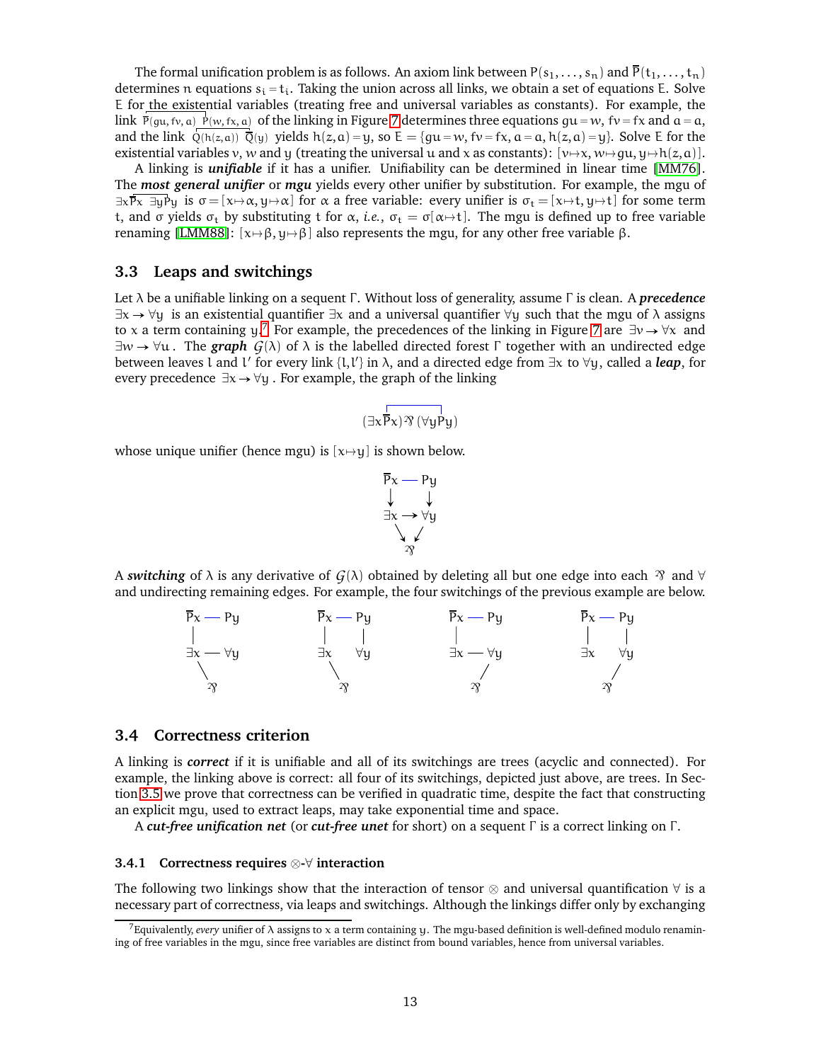The formal unification problem is as follows. An axiom link between $P(s_1, \ldots, s_n)$ and $\overline{P}(t_1, \ldots, t_n)$ determines $n$ equations $s_i = t_i$. Taking the union across all links, we obtain a set of equations $E$. Solve $E$ for the existential variables (treating free and universal variables as constants). For example, the link $\overline{P}(gu, fv, a)\ P(w, fx, a)$ of the linking in Figure 7 determines three equations $gu = w$, $fv = fx$ and $a = a$, and the link $Q(h(z, a))\ \overline{Q}(y)$ yields $h(z, a) = y$, so $E = \{gu = w, fv = fx, a = a, h(z, a) = y\}$. Solve $E$ for the existential variables $v$, $w$ and $y$ (treating the universal $u$ and $x$ as constants): $[v \mapsto x, w \mapsto gu, y \mapsto h(z, a)]$.

A linking is ***unifiable*** if it has a unifier. Unifiability can be determined in linear time [MM76]. The ***most general unifier*** or ***mgu*** yields every other unifier by substitution. For example, the mgu of $\exists x \overline{P}x\ \exists y P y$ is $\sigma = [x \mapsto \alpha, y \mapsto \alpha]$ for $\alpha$ a free variable: every unifier is $\sigma_t = [x \mapsto t, y \mapsto t]$ for some term $t$, and $\sigma$ yields $\sigma_t$ by substituting $t$ for $\alpha$, *i.e.*, $\sigma_t = \sigma[\alpha \mapsto t]$. The mgu is defined up to free variable renaming [LMM88]: $[x \mapsto \beta, y \mapsto \beta]$ also represents the mgu, for any other free variable $\beta$.

## 3.3 Leaps and switchings

Let $\lambda$ be a unifiable linking on a sequent $\Gamma$. Without loss of generality, assume $\Gamma$ is clean. A ***precedence*** $\exists x \rightarrow \forall y$ is an existential quantifier $\exists x$ and a universal quantifier $\forall y$ such that the mgu of $\lambda$ assigns to $x$ a term containing $y$.[7] For example, the precedences of the linking in Figure 7 are $\exists v \rightarrow \forall x$ and $\exists w \rightarrow \forall u$. The ***graph*** $\mathcal{G}(\lambda)$ of $\lambda$ is the labelled directed forest $\Gamma$ together with an undirected edge between leaves $l$ and $l'$ for every link $\{l, l'\}$ in $\lambda$, and a directed edge from $\exists x$ to $\forall y$, called a ***leap***, for every precedence $\exists x \rightarrow \forall y$. For example, the graph of the linking

$$(\exists x \overline{P}x) \mathbin{⅋} (\forall y P y)$$

whose unique unifier (hence mgu) is $[x \mapsto y]$ is shown below.

$$\begin{array}{ccc} \overline{P}x & — & Py \\ \downarrow & & \downarrow \\ \exists x & \rightarrow & \forall y \\ & \searrow \ \swarrow & \\ & ⅋ & \end{array}$$

A ***switching*** of $\lambda$ is any derivative of $\mathcal{G}(\lambda)$ obtained by deleting all but one edge into each ⅋ and $\forall$ and undirecting remaining edges. For example, the four switchings of the previous example are below.

$$\begin{array}{ccc} \overline{P}x & — & Py \\ | & & \\ \exists x & — & \forall y \\ & \diagdown & \\ & ⅋ & \end{array} \qquad \begin{array}{ccc} \overline{P}x & — & Py \\ | & & | \\ \exists x & & \forall y \\ & \diagdown & \\ & ⅋ & \end{array} \qquad \begin{array}{ccc} \overline{P}x & — & Py \\ | & & \\ \exists x & — & \forall y \\ & \diagup & \\ & ⅋ & \end{array} \qquad \begin{array}{ccc} \overline{P}x & — & Py \\ | & & | \\ \exists x & & \forall y \\ & \diagup & \\ & ⅋ & \end{array}$$

## 3.4 Correctness criterion

A linking is ***correct*** if it is unifiable and all of its switchings are trees (acyclic and connected). For example, the linking above is correct: all four of its switchings, depicted just above, are trees. In Section 3.5 we prove that correctness can be verified in quadratic time, despite the fact that constructing an explicit mgu, used to extract leaps, may take exponential time and space.

A ***cut-free unification net*** (or ***cut-free unet*** for short) on a sequent $\Gamma$ is a correct linking on $\Gamma$.

### 3.4.1 Correctness requires $\otimes$-$\forall$ interaction

The following two linkings show that the interaction of tensor $\otimes$ and universal quantification $\forall$ is a necessary part of correctness, via leaps and switchings. Although the linkings differ only by exchanging

---

[7] Equivalently, *every* unifier of $\lambda$ assigns to $x$ a term containing $y$. The mgu-based definition is well-defined modulo renaming of free variables in the mgu, since free variables are distinct from bound variables, hence from universal variables.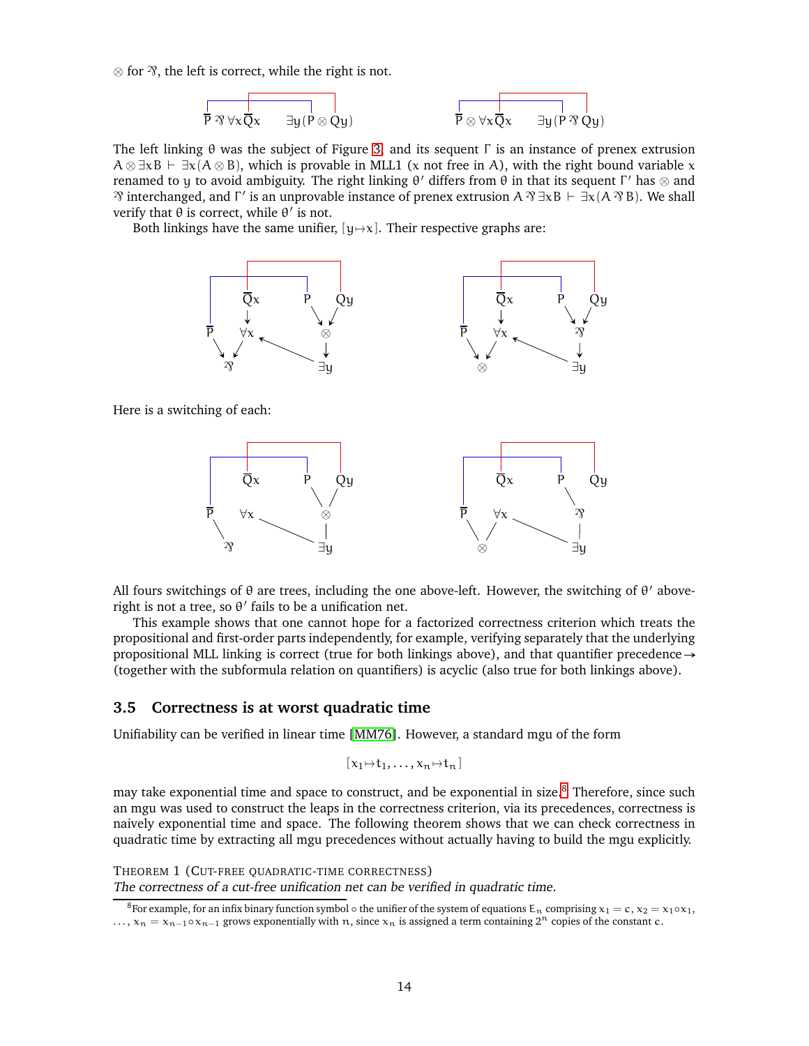$\otimes$ for $⅋$, the left is correct, while the right is not.

$$\overline{P} ⅋ \forall x \overline{Q} x \quad \exists y (P \otimes Q y) \qquad\qquad \overline{P} \otimes \forall x \overline{Q} x \quad \exists y (P ⅋ Q y)$$

The left linking $\theta$ was the subject of Figure 3, and its sequent $\Gamma$ is an instance of prenex extrusion $A \otimes \exists x B \vdash \exists x(A \otimes B)$, which is provable in MLL1 ($x$ not free in $A$), with the right bound variable $x$ renamed to $y$ to avoid ambiguity. The right linking $\theta'$ differs from $\theta$ in that its sequent $\Gamma'$ has $\otimes$ and $⅋$ interchanged, and $\Gamma'$ is an unprovable instance of prenex extrusion $A ⅋ \exists x B \vdash \exists x(A ⅋ B)$. We shall verify that $\theta$ is correct, while $\theta'$ is not.

Both linkings have the same unifier, $[y \mapsto x]$. Their respective graphs are:

Here is a switching of each:

All fours switchings of $\theta$ are trees, including the one above-left. However, the switching of $\theta'$ above-right is not a tree, so $\theta'$ fails to be a unification net.

This example shows that one cannot hope for a factorized correctness criterion which treats the propositional and first-order parts independently, for example, verifying separately that the underlying propositional MLL linking is correct (true for both linkings above), and that quantifier precedence $\rightarrow$ (together with the subformula relation on quantifiers) is acyclic (also true for both linkings above).

### 3.5 Correctness is at worst quadratic time

Unifiability can be verified in linear time [MM76]. However, a standard mgu of the form

$$[x_1 \mapsto t_1, \ldots, x_n \mapsto t_n]$$

may take exponential time and space to construct, and be exponential in size.[8] Therefore, since such an mgu was used to construct the leaps in the correctness criterion, via its precedences, correctness is naively exponential time and space. The following theorem shows that we can check correctness in quadratic time by extracting all mgu precedences without actually having to build the mgu explicitly.

THEOREM 1 (CUT-FREE QUADRATIC-TIME CORRECTNESS)
*The correctness of a cut-free unification net can be verified in quadratic time.*

[8] For example, for an infix binary function symbol $\circ$ the unifier of the system of equations $E_n$ comprising $x_1 = c$, $x_2 = x_1 \circ x_1$, $\ldots$, $x_n = x_{n-1} \circ x_{n-1}$ grows exponentially with $n$, since $x_n$ is assigned a term containing $2^n$ copies of the constant $c$.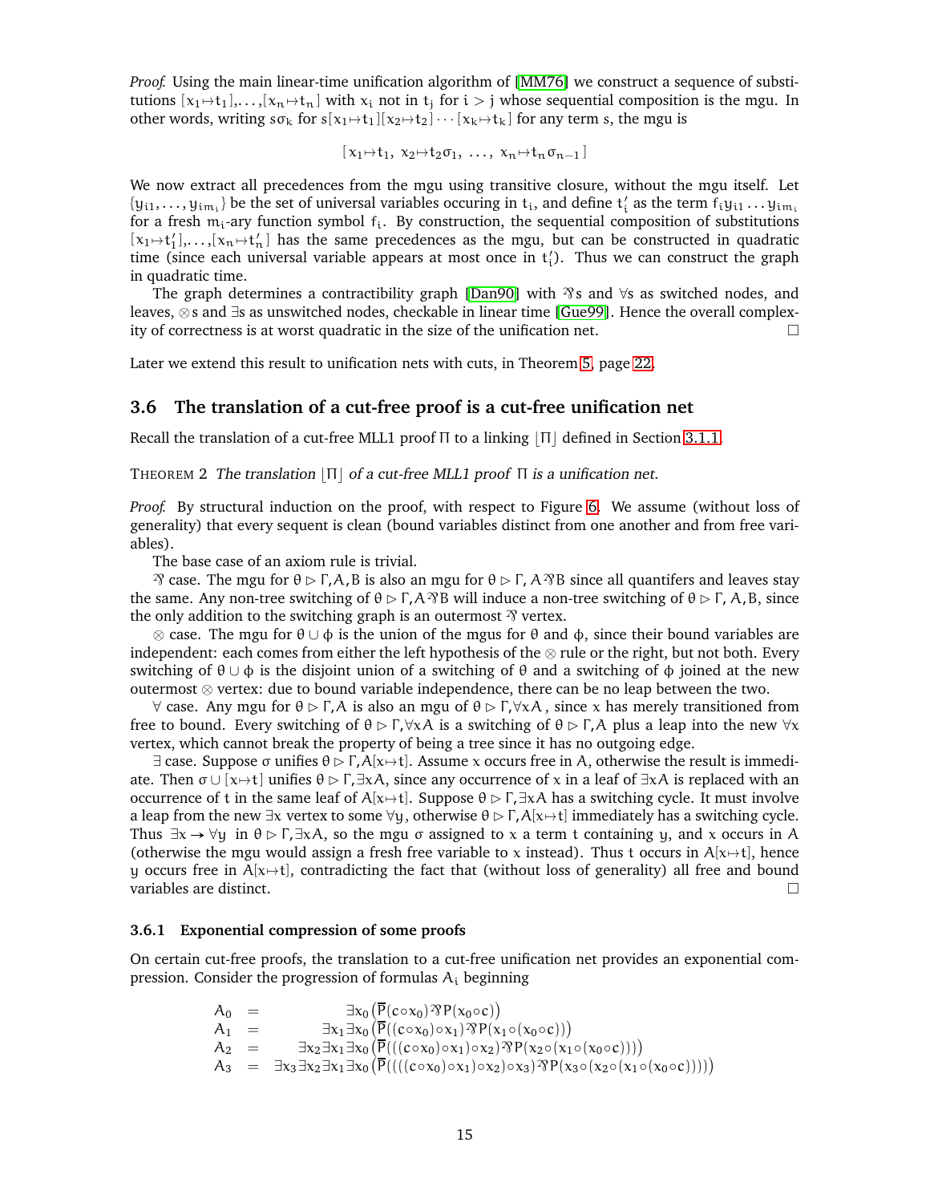*Proof.* Using the main linear-time unification algorithm of [MM76] we construct a sequence of substitutions $[x_1{\mapsto}t_1],\ldots,[x_n{\mapsto}t_n]$ with $x_i$ not in $t_j$ for $i > j$ whose sequential composition is the mgu. In other words, writing $s\sigma_k$ for $s[x_1{\mapsto}t_1][x_2{\mapsto}t_2]\cdots[x_k{\mapsto}t_k]$ for any term $s$, the mgu is

$$[\,x_1{\mapsto}t_1,\ x_2{\mapsto}t_2\sigma_1,\ \ldots,\ x_n{\mapsto}t_n\sigma_{n-1}\,]$$

We now extract all precedences from the mgu using transitive closure, without the mgu itself. Let $\{y_{i1},\ldots,y_{im_i}\}$ be the set of universal variables occuring in $t_i$, and define $t'_i$ as the term $f_i y_{i1}\ldots y_{im_i}$ for a fresh $m_i$-ary function symbol $f_i$. By construction, the sequential composition of substitutions $[x_1{\mapsto}t'_1],\ldots,[x_n{\mapsto}t'_n]$ has the same precedences as the mgu, but can be constructed in quadratic time (since each universal variable appears at most once in $t'_i$). Thus we can construct the graph in quadratic time.

The graph determines a contractibility graph [Dan90] with ⅋s and $\forall$s as switched nodes, and leaves, $\otimes$s and $\exists$s as unswitched nodes, checkable in linear time [Gue99]. Hence the overall complexity of correctness is at worst quadratic in the size of the unification net. □

Later we extend this result to unification nets with cuts, in Theorem 5, page 22.

### 3.6 The translation of a cut-free proof is a cut-free unification net

Recall the translation of a cut-free MLL1 proof $\Pi$ to a linking $\lfloor\Pi\rfloor$ defined in Section 3.1.1.

THEOREM 2 *The translation $\lfloor\Pi\rfloor$ of a cut-free MLL1 proof $\Pi$ is a unification net.*

*Proof.* By structural induction on the proof, with respect to Figure 6. We assume (without loss of generality) that every sequent is clean (bound variables distinct from one another and from free variables).

The base case of an axiom rule is trivial.

⅋ case. The mgu for $\theta \rhd \Gamma, A, B$ is also an mgu for $\theta \rhd \Gamma, A ⅋ B$ since all quantifers and leaves stay the same. Any non-tree switching of $\theta \rhd \Gamma, A ⅋ B$ will induce a non-tree switching of $\theta \rhd \Gamma, A, B$, since the only addition to the switching graph is an outermost ⅋ vertex.

$\otimes$ case. The mgu for $\theta \cup \phi$ is the union of the mgus for $\theta$ and $\phi$, since their bound variables are independent: each comes from either the left hypothesis of the $\otimes$ rule or the right, but not both. Every switching of $\theta \cup \phi$ is the disjoint union of a switching of $\theta$ and a switching of $\phi$ joined at the new outermost $\otimes$ vertex: due to bound variable independence, there can be no leap between the two.

$\forall$ case. Any mgu for $\theta \rhd \Gamma, A$ is also an mgu of $\theta \rhd \Gamma, \forall x A$, since $x$ has merely transitioned from free to bound. Every switching of $\theta \rhd \Gamma, \forall x A$ is a switching of $\theta \rhd \Gamma, A$ plus a leap into the new $\forall x$ vertex, which cannot break the property of being a tree since it has no outgoing edge.

$\exists$ case. Suppose $\sigma$ unifies $\theta \rhd \Gamma, A[x{\mapsto}t]$. Assume $x$ occurs free in $A$, otherwise the result is immediate. Then $\sigma \cup [x{\mapsto}t]$ unifies $\theta \rhd \Gamma, \exists x A$, since any occurrence of $x$ in a leaf of $\exists x A$ is replaced with an occurrence of $t$ in the same leaf of $A[x{\mapsto}t]$. Suppose $\theta \rhd \Gamma, \exists x A$ has a switching cycle. It must involve a leap from the new $\exists x$ vertex to some $\forall y$, otherwise $\theta \rhd \Gamma, A[x{\mapsto}t]$ immediately has a switching cycle. Thus $\exists x \to \forall y$ in $\theta \rhd \Gamma, \exists x A$, so the mgu $\sigma$ assigned to $x$ a term $t$ containing $y$, and $x$ occurs in $A$ (otherwise the mgu would assign a fresh free variable to $x$ instead). Thus $t$ occurs in $A[x{\mapsto}t]$, hence $y$ occurs free in $A[x{\mapsto}t]$, contradicting the fact that (without loss of generality) all free and bound variables are distinct. □

#### 3.6.1 Exponential compression of some proofs

On certain cut-free proofs, the translation to a cut-free unification net provides an exponential compression. Consider the progression of formulas $A_i$ beginning

$$\begin{aligned}
A_0 &= \exists x_0 \big(\overline{P}(c \circ x_0) ⅋ P(x_0 \circ c)\big)\\
A_1 &= \exists x_1 \exists x_0 \big(\overline{P}((c \circ x_0) \circ x_1) ⅋ P(x_1 \circ (x_0 \circ c))\big)\\
A_2 &= \exists x_2 \exists x_1 \exists x_0 \big(\overline{P}(((c \circ x_0) \circ x_1) \circ x_2) ⅋ P(x_2 \circ (x_1 \circ (x_0 \circ c)))\big)\\
A_3 &= \exists x_3 \exists x_2 \exists x_1 \exists x_0 \big(\overline{P}((((c \circ x_0) \circ x_1) \circ x_2) \circ x_3) ⅋ P(x_3 \circ (x_2 \circ (x_1 \circ (x_0 \circ c))))\big)
\end{aligned}$$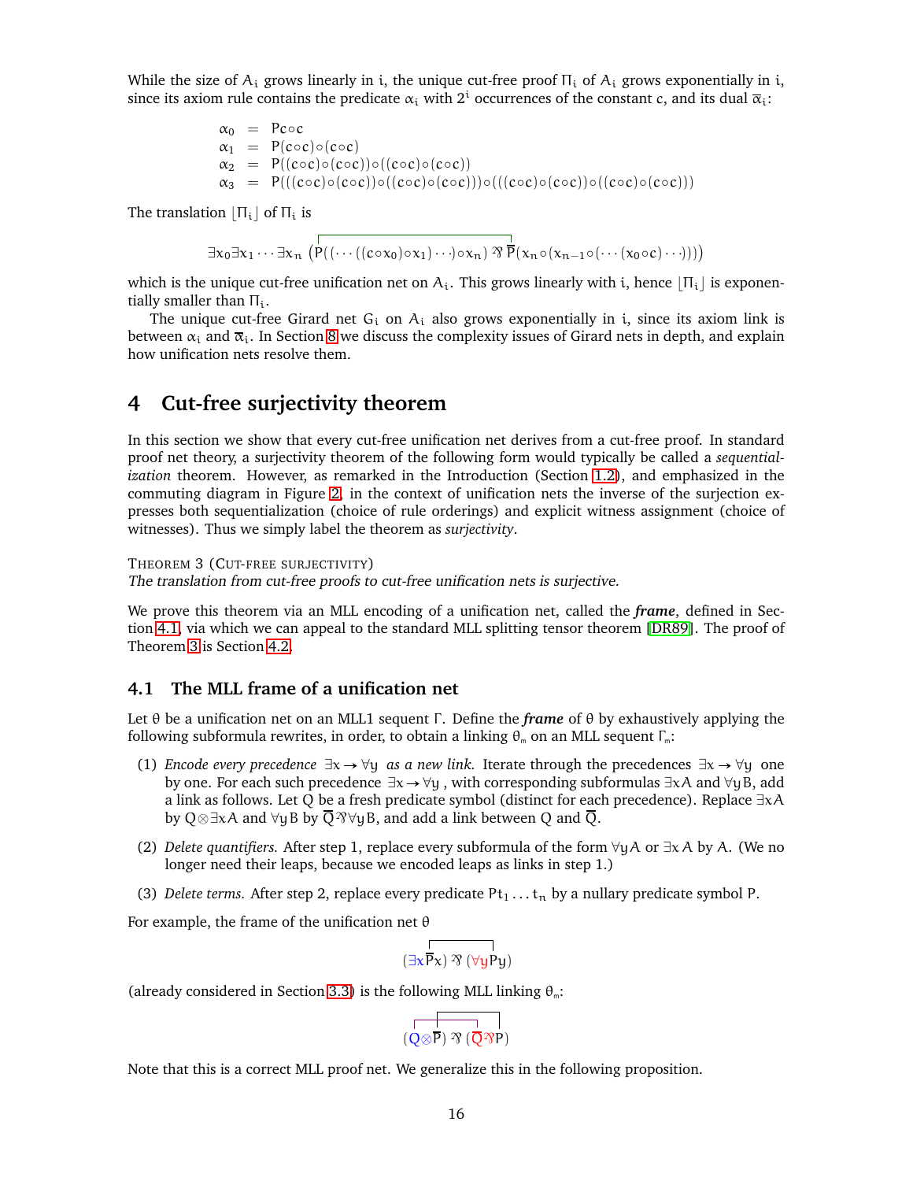While the size of $A_i$ grows linearly in $i$, the unique cut-free proof $\Pi_i$ of $A_i$ grows exponentially in $i$, since its axiom rule contains the predicate $\alpha_i$ with $2^i$ occurrences of the constant $c$, and its dual $\overline{\alpha}_i$:

$$
\begin{aligned}
\alpha_0 &= \mathsf{P}c{\circ}c\\
\alpha_1 &= \mathsf{P}(c{\circ}c){\circ}(c{\circ}c)\\
\alpha_2 &= \mathsf{P}((c{\circ}c){\circ}(c{\circ}c)){\circ}((c{\circ}c){\circ}(c{\circ}c))\\
\alpha_3 &= \mathsf{P}(((c{\circ}c){\circ}(c{\circ}c)){\circ}((c{\circ}c){\circ}(c{\circ}c))){\circ}(((c{\circ}c){\circ}(c{\circ}c)){\circ}((c{\circ}c){\circ}(c{\circ}c)))
\end{aligned}
$$

The translation $\lfloor \Pi_i \rfloor$ of $\Pi_i$ is

$$
\exists x_0 \exists x_1 \cdots \exists x_n \left( \mathsf{P}((\cdots((c{\circ}x_0){\circ}x_1)\cdots){\circ}x_n) \parr \overline{\mathsf{P}}(x_n{\circ}(x_{n-1}{\circ}(\cdots(x_0{\circ}c)\cdots))) \right)
$$

which is the unique cut-free unification net on $A_i$. This grows linearly with $i$, hence $\lfloor \Pi_i \rfloor$ is exponentially smaller than $\Pi_i$.

The unique cut-free Girard net $G_i$ on $A_i$ also grows exponentially in $i$, since its axiom link is between $\alpha_i$ and $\overline{\alpha}_i$. In Section 8 we discuss the complexity issues of Girard nets in depth, and explain how unification nets resolve them.

# 4 Cut-free surjectivity theorem

In this section we show that every cut-free unification net derives from a cut-free proof. In standard proof net theory, a surjectivity theorem of the following form would typically be called a *sequentialization* theorem. However, as remarked in the Introduction (Section 1.2), and emphasized in the commuting diagram in Figure 2, in the context of unification nets the inverse of the surjection expresses both sequentialization (choice of rule orderings) and explicit witness assignment (choice of witnesses). Thus we simply label the theorem as *surjectivity*.

THEOREM 3 (CUT-FREE SURJECTIVITY)
*The translation from cut-free proofs to cut-free unification nets is surjective.*

We prove this theorem via an MLL encoding of a unification net, called the ***frame***, defined in Section 4.1, via which we can appeal to the standard MLL splitting tensor theorem [DR89]. The proof of Theorem 3 is Section 4.2.

## 4.1 The MLL frame of a unification net

Let $\theta$ be a unification net on an MLL1 sequent $\Gamma$. Define the ***frame*** of $\theta$ by exhaustively applying the following subformula rewrites, in order, to obtain a linking $\theta_{\text{m}}$ on an MLL sequent $\Gamma_{\text{m}}$:

(1) *Encode every precedence* $\exists x \to \forall y$ *as a new link.* Iterate through the precedences $\exists x \to \forall y$ one by one. For each such precedence $\exists x \to \forall y$, with corresponding subformulas $\exists x A$ and $\forall y B$, add a link as follows. Let $\mathsf{Q}$ be a fresh predicate symbol (distinct for each precedence). Replace $\exists x A$ by $\mathsf{Q} \otimes \exists x A$ and $\forall y B$ by $\overline{\mathsf{Q}} \parr \forall y B$, and add a link between $\mathsf{Q}$ and $\overline{\mathsf{Q}}$.

(2) *Delete quantifiers.* After step 1, replace every subformula of the form $\forall y A$ or $\exists x A$ by $A$. (We no longer need their leaps, because we encoded leaps as links in step 1.)

(3) *Delete terms.* After step 2, replace every predicate $\mathsf{P}t_1 \ldots t_n$ by a nullary predicate symbol $\mathsf{P}$.

For example, the frame of the unification net $\theta$

$$
(\exists x \overline{\mathsf{P}}x) \parr (\forall y \mathsf{P}y)
$$

(already considered in Section 3.3) is the following MLL linking $\theta_{\text{m}}$:

$$
(\mathsf{Q} \otimes \overline{\mathsf{P}}) \parr (\overline{\mathsf{Q}} \parr \mathsf{P})
$$

Note that this is a correct MLL proof net. We generalize this in the following proposition.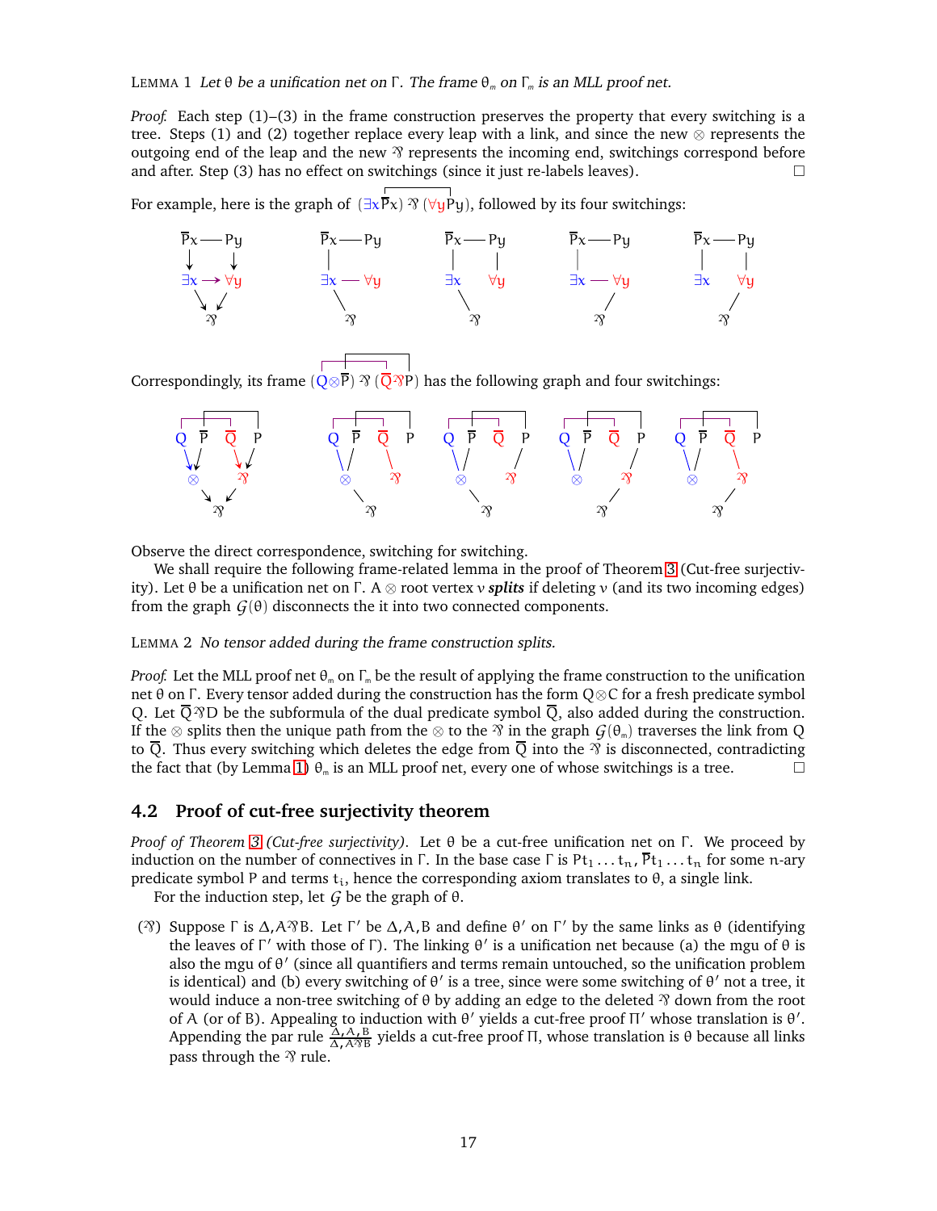LEMMA 1 *Let $\theta$ be a unification net on $\Gamma$. The frame $\theta_m$ on $\Gamma_m$ is an MLL proof net.*

*Proof.* Each step (1)–(3) in the frame construction preserves the property that every switching is a tree. Steps (1) and (2) together replace every leap with a link, and since the new $\otimes$ represents the outgoing end of the leap and the new $⅋$ represents the incoming end, switchings correspond before and after. Step (3) has no effect on switchings (since it just re-labels leaves). □

For example, here is the graph of $(\exists x \overline{P}x) ⅋ (\forall y Py)$, followed by its four switchings:

Correspondingly, its frame $(Q \otimes \overline{P}) ⅋ (\overline{Q} ⅋ P)$ has the following graph and four switchings:

Observe the direct correspondence, switching for switching.

We shall require the following frame-related lemma in the proof of Theorem 3 (Cut-free surjectivity). Let $\theta$ be a unification net on $\Gamma$. A $\otimes$ root vertex $v$ ***splits*** if deleting $v$ (and its two incoming edges) from the graph $\mathcal{G}(\theta)$ disconnects the it into two connected components.

LEMMA 2 *No tensor added during the frame construction splits.*

*Proof.* Let the MLL proof net $\theta_m$ on $\Gamma_m$ be the result of applying the frame construction to the unification net $\theta$ on $\Gamma$. Every tensor added during the construction has the form $Q \otimes C$ for a fresh predicate symbol $Q$. Let $\overline{Q} ⅋ D$ be the subformula of the dual predicate symbol $\overline{Q}$, also added during the construction. If the $\otimes$ splits then the unique path from the $\otimes$ to the $⅋$ in the graph $\mathcal{G}(\theta_m)$ traverses the link from $Q$ to $\overline{Q}$. Thus every switching which deletes the edge from $\overline{Q}$ into the $⅋$ is disconnected, contradicting the fact that (by Lemma 1) $\theta_m$ is an MLL proof net, every one of whose switchings is a tree. □

## 4.2 Proof of cut-free surjectivity theorem

*Proof of Theorem 3 (Cut-free surjectivity).* Let $\theta$ be a cut-free unification net on $\Gamma$. We proceed by induction on the number of connectives in $\Gamma$. In the base case $\Gamma$ is $Pt_1 \ldots t_n, \overline{P}t_1 \ldots t_n$ for some $n$-ary predicate symbol $P$ and terms $t_i$, hence the corresponding axiom translates to $\theta$, a single link.

For the induction step, let $\mathcal{G}$ be the graph of $\theta$.

- ($⅋$) Suppose $\Gamma$ is $\Delta, A⅋B$. Let $\Gamma'$ be $\Delta, A, B$ and define $\theta'$ on $\Gamma'$ by the same links as $\theta$ (identifying the leaves of $\Gamma'$ with those of $\Gamma$). The linking $\theta'$ is a unification net because (a) the mgu of $\theta$ is also the mgu of $\theta'$ (since all quantifiers and terms remain untouched, so the unification problem is identical) and (b) every switching of $\theta'$ is a tree, since were some switching of $\theta'$ not a tree, it would induce a non-tree switching of $\theta$ by adding an edge to the deleted $⅋$ down from the root of $A$ (or of $B$). Appealing to induction with $\theta'$ yields a cut-free proof $\Pi'$ whose translation is $\theta'$. Appending the par rule $\frac{\Delta, A, B}{\Delta, A⅋B}$ yields a cut-free proof $\Pi$, whose translation is $\theta$ because all links pass through the $⅋$ rule.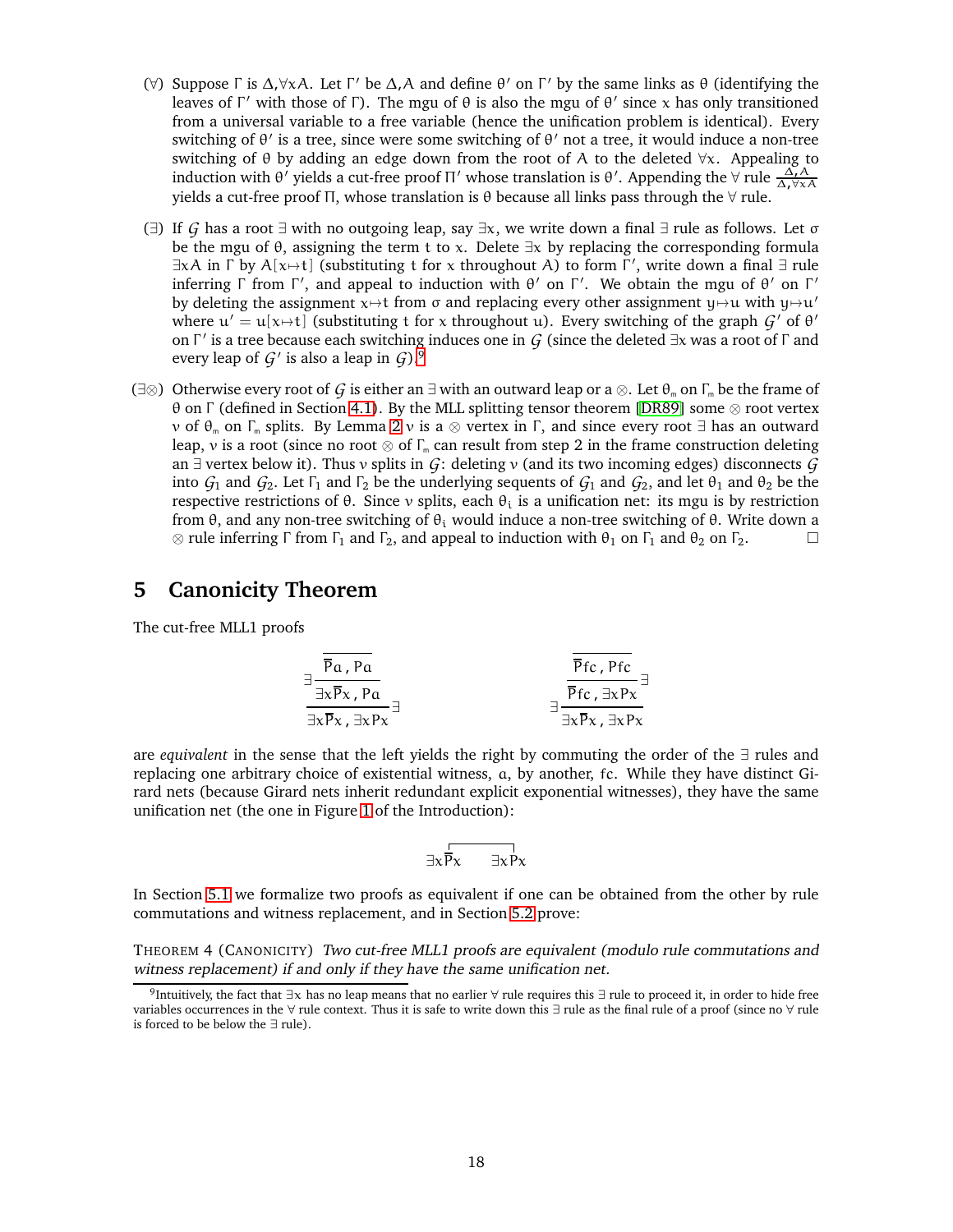($\forall$) Suppose $\Gamma$ is $\Delta, \forall x A$. Let $\Gamma'$ be $\Delta, A$ and define $\theta'$ on $\Gamma'$ by the same links as $\theta$ (identifying the leaves of $\Gamma'$ with those of $\Gamma$). The mgu of $\theta$ is also the mgu of $\theta'$ since $x$ has only transitioned from a universal variable to a free variable (hence the unification problem is identical). Every switching of $\theta'$ is a tree, since were some switching of $\theta'$ not a tree, it would induce a non-tree switching of $\theta$ by adding an edge down from the root of $A$ to the deleted $\forall x$. Appealing to induction with $\theta'$ yields a cut-free proof $\Pi'$ whose translation is $\theta'$. Appending the $\forall$ rule $\frac{\Delta, A}{\Delta, \forall x A}$ yields a cut-free proof $\Pi$, whose translation is $\theta$ because all links pass through the $\forall$ rule.

($\exists$) If $\mathcal{G}$ has a root $\exists$ with no outgoing leap, say $\exists x$, we write down a final $\exists$ rule as follows. Let $\sigma$ be the mgu of $\theta$, assigning the term $t$ to $x$. Delete $\exists x$ by replacing the corresponding formula $\exists x A$ in $\Gamma$ by $A[x \mapsto t]$ (substituting $t$ for $x$ throughout $A$) to form $\Gamma'$, write down a final $\exists$ rule inferring $\Gamma$ from $\Gamma'$, and appeal to induction with $\theta'$ on $\Gamma'$. We obtain the mgu of $\theta'$ on $\Gamma'$ by deleting the assignment $x \mapsto t$ from $\sigma$ and replacing every other assignment $y \mapsto u$ with $y \mapsto u'$ where $u' = u[x \mapsto t]$ (substituting $t$ for $x$ throughout $u$). Every switching of the graph $\mathcal{G}'$ of $\theta'$ on $\Gamma'$ is a tree because each switching induces one in $\mathcal{G}$ (since the deleted $\exists x$ was a root of $\Gamma$ and every leap of $\mathcal{G}'$ is also a leap in $\mathcal{G}$).[9]

($\exists\otimes$) Otherwise every root of $\mathcal{G}$ is either an $\exists$ with an outward leap or a $\otimes$. Let $\theta_m$ on $\Gamma_m$ be the frame of $\theta$ on $\Gamma$ (defined in Section 4.1). By the MLL splitting tensor theorem [DR89] some $\otimes$ root vertex $v$ of $\theta_m$ on $\Gamma_m$ splits. By Lemma 2 $v$ is a $\otimes$ vertex in $\Gamma$, and since every root $\exists$ has an outward leap, $v$ is a root (since no root $\otimes$ of $\Gamma_m$ can result from step 2 in the frame construction deleting an $\exists$ vertex below it). Thus $v$ splits in $\mathcal{G}$: deleting $v$ (and its two incoming edges) disconnects $\mathcal{G}$ into $\mathcal{G}_1$ and $\mathcal{G}_2$. Let $\Gamma_1$ and $\Gamma_2$ be the underlying sequents of $\mathcal{G}_1$ and $\mathcal{G}_2$, and let $\theta_1$ and $\theta_2$ be the respective restrictions of $\theta$. Since $v$ splits, each $\theta_i$ is a unification net: its mgu is by restriction from $\theta$, and any non-tree switching of $\theta_i$ would induce a non-tree switching of $\theta$. Write down a $\otimes$ rule inferring $\Gamma$ from $\Gamma_1$ and $\Gamma_2$, and appeal to induction with $\theta_1$ on $\Gamma_1$ and $\theta_2$ on $\Gamma_2$. $\square$

# 5 Canonicity Theorem

The cut-free MLL1 proofs

$$\exists \frac{\exists \dfrac{\overline{\overline{P}a\,,\,Pa}}{\exists x\overline{P}x\,,\,Pa}}{\exists x\overline{P}x\,,\,\exists x Px}\exists \qquad\qquad \exists\frac{\dfrac{\overline{\overline{P}fc\,,\,Pfc}}{\overline{P}fc\,,\,\exists x Px}\exists}{\exists x\overline{P}x\,,\,\exists x Px}$$

are *equivalent* in the sense that the left yields the right by commuting the order of the $\exists$ rules and replacing one arbitrary choice of existential witness, $a$, by another, $fc$. While they have distinct Girard nets (because Girard nets inherit redundant explicit exponential witnesses), they have the same unification net (the one in Figure 1 of the Introduction):

$$\exists x\overline{P}x \qquad \exists x Px$$

In Section 5.1 we formalize two proofs as equivalent if one can be obtained from the other by rule commutations and witness replacement, and in Section 5.2 prove:

THEOREM 4 (CANONICITY) *Two cut-free MLL1 proofs are equivalent (modulo rule commutations and witness replacement) if and only if they have the same unification net.*

[9]Intuitively, the fact that $\exists x$ has no leap means that no earlier $\forall$ rule requires this $\exists$ rule to proceed it, in order to hide free variables occurrences in the $\forall$ rule context. Thus it is safe to write down this $\exists$ rule as the final rule of a proof (since no $\forall$ rule is forced to be below the $\exists$ rule).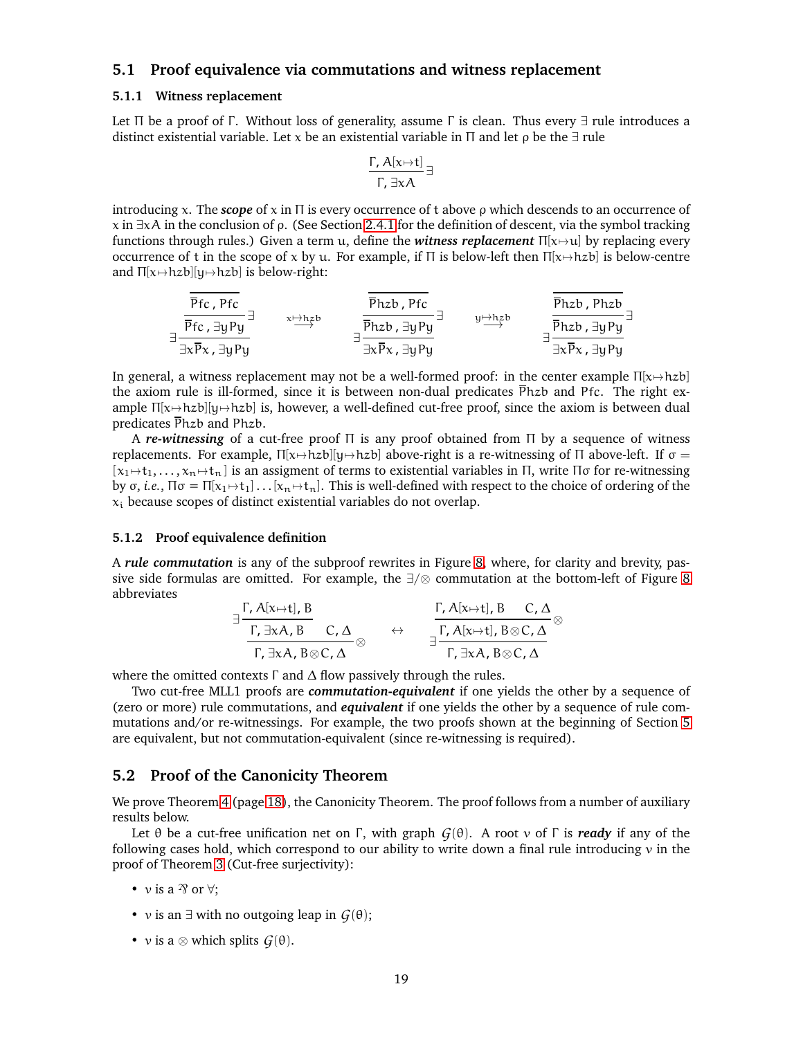## 5.1 Proof equivalence via commutations and witness replacement

### 5.1.1 Witness replacement

Let $\Pi$ be a proof of $\Gamma$. Without loss of generality, assume $\Gamma$ is clean. Thus every $\exists$ rule introduces a distinct existential variable. Let $x$ be an existential variable in $\Pi$ and let $\rho$ be the $\exists$ rule

$$\frac{\Gamma,\, A[x\mapsto t]}{\Gamma,\, \exists x A}\,\exists$$

introducing $x$. The ***scope*** of $x$ in $\Pi$ is every occurrence of $t$ above $\rho$ which descends to an occurrence of $x$ in $\exists x A$ in the conclusion of $\rho$. (See Section 2.4.1 for the definition of descent, via the symbol tracking functions through rules.) Given a term $u$, define the ***witness replacement*** $\Pi[x\mapsto u]$ by replacing every occurrence of $t$ in the scope of $x$ by $u$. For example, if $\Pi$ is below-left then $\Pi[x\mapsto hzb]$ is below-centre and $\Pi[x\mapsto hzb][y\mapsto hzb]$ is below-right:

$$\exists\frac{\exists\dfrac{\overline{\overline{P}fc\,,\, Pfc}}{\overline{P}fc\,,\,\exists y Py}}{\exists x\overline{P}x\,,\,\exists y Py}
\quad\overset{x\mapsto hzb}{\longrightarrow}\quad
\exists\frac{\exists\dfrac{\overline{\overline{P}hzb\,,\, Pfc}}{\overline{P}hzb\,,\,\exists y Py}}{\exists x\overline{P}x\,,\,\exists y Py}
\quad\overset{y\mapsto hzb}{\longrightarrow}\quad
\exists\frac{\exists\dfrac{\overline{\overline{P}hzb\,,\, Phzb}}{\overline{P}hzb\,,\,\exists y Py}}{\exists x\overline{P}x\,,\,\exists y Py}$$

In general, a witness replacement may not be a well-formed proof: in the center example $\Pi[x\mapsto hzb]$ the axiom rule is ill-formed, since it is between non-dual predicates $\overline{P}hzb$ and $Pfc$. The right example $\Pi[x\mapsto hzb][y\mapsto hzb]$ is, however, a well-defined cut-free proof, since the axiom is between dual predicates $\overline{P}hzb$ and $Phzb$.

A ***re-witnessing*** of a cut-free proof $\Pi$ is any proof obtained from $\Pi$ by a sequence of witness replacements. For example, $\Pi[x\mapsto hzb][y\mapsto hzb]$ above-right is a re-witnessing of $\Pi$ above-left. If $\sigma = [x_1\mapsto t_1,\ldots,x_n\mapsto t_n]$ is an assignment of terms to existential variables in $\Pi$, write $\Pi\sigma$ for re-witnessing by $\sigma$, *i.e.*, $\Pi\sigma = \Pi[x_1\mapsto t_1]\ldots[x_n\mapsto t_n]$. This is well-defined with respect to the choice of ordering of the $x_i$ because scopes of distinct existential variables do not overlap.

### 5.1.2 Proof equivalence definition

A ***rule commutation*** is any of the subproof rewrites in Figure 8, where, for clarity and brevity, passive side formulas are omitted. For example, the $\exists/\otimes$ commutation at the bottom-left of Figure 8 abbreviates

$$\frac{\exists\dfrac{\Gamma,\, A[x\mapsto t],\, B}{\Gamma,\,\exists x A,\, B}\qquad C,\,\Delta}{\Gamma,\,\exists x A,\, B\otimes C,\,\Delta}\otimes
\quad\leftrightarrow\quad
\exists\frac{\dfrac{\Gamma,\, A[x\mapsto t],\, B\qquad C,\,\Delta}{\Gamma,\, A[x\mapsto t],\, B\otimes C,\,\Delta}\otimes}{\Gamma,\,\exists x A,\, B\otimes C,\,\Delta}$$

where the omitted contexts $\Gamma$ and $\Delta$ flow passively through the rules.

Two cut-free MLL1 proofs are ***commutation-equivalent*** if one yields the other by a sequence of (zero or more) rule commutations, and ***equivalent*** if one yields the other by a sequence of rule commutations and/or re-witnessings. For example, the two proofs shown at the beginning of Section 5 are equivalent, but not commutation-equivalent (since re-witnessing is required).

## 5.2 Proof of the Canonicity Theorem

We prove Theorem 4 (page 18), the Canonicity Theorem. The proof follows from a number of auxiliary results below.

Let $\theta$ be a cut-free unification net on $\Gamma$, with graph $\mathcal{G}(\theta)$. A root $\nu$ of $\Gamma$ is ***ready*** if any of the following cases hold, which correspond to our ability to write down a final rule introducing $\nu$ in the proof of Theorem 3 (Cut-free surjectivity):

- $\nu$ is a $⅋$ or $\forall$;
- $\nu$ is an $\exists$ with no outgoing leap in $\mathcal{G}(\theta)$;
- $\nu$ is a $\otimes$ which splits $\mathcal{G}(\theta)$.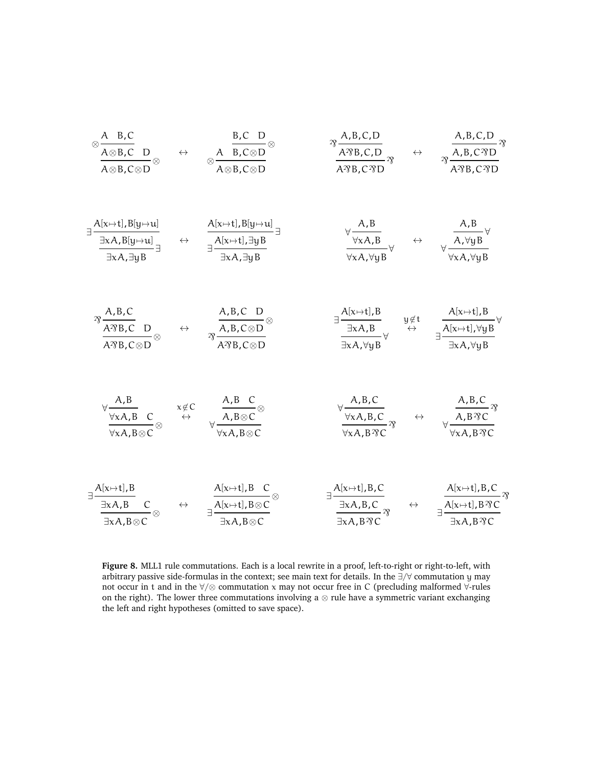$$
\dfrac{\dfrac{A \quad B,C}{A\otimes B,C}\,\otimes \quad D}{A\otimes B,C\otimes D}\,\otimes
\quad\leftrightarrow\quad
\dfrac{A \quad \dfrac{B,C \quad D}{B,C\otimes D}\,\otimes}{A\otimes B,C\otimes D}\,\otimes
$$

$$
\dfrac{\dfrac{A,B,C,D}{A ⅋ B,C,D}\,⅋}{A ⅋ B,C ⅋ D}\,⅋
\quad\leftrightarrow\quad
\dfrac{\dfrac{A,B,C,D}{A,B,C ⅋ D}\,⅋}{A ⅋ B,C ⅋ D}\,⅋
$$

$$
\dfrac{\dfrac{A[x\mapsto t],B[y\mapsto u]}{\exists x A,B[y\mapsto u]}\,\exists}{\exists x A,\exists y B}\,\exists
\quad\leftrightarrow\quad
\dfrac{\dfrac{A[x\mapsto t],B[y\mapsto u]}{A[x\mapsto t],\exists y B}\,\exists}{\exists x A,\exists y B}\,\exists
$$

$$
\dfrac{\dfrac{A,B}{\forall x A,B}\,\forall}{\forall x A,\forall y B}\,\forall
\quad\leftrightarrow\quad
\dfrac{\dfrac{A,B}{A,\forall y B}\,\forall}{\forall x A,\forall y B}\,\forall
$$

$$
\dfrac{\dfrac{A,B,C}{A ⅋ B,C}\,⅋ \quad D}{A ⅋ B,C\otimes D}\,\otimes
\quad\leftrightarrow\quad
\dfrac{\dfrac{A,B,C \quad D}{A,B,C\otimes D}\,\otimes}{A ⅋ B,C\otimes D}\,⅋
$$

$$
\dfrac{\dfrac{A[x\mapsto t],B}{\exists x A,B}\,\exists}{\exists x A,\forall y B}\,\forall
\quad\overset{y\notin t}{\leftrightarrow}\quad
\dfrac{\dfrac{A[x\mapsto t],B}{A[x\mapsto t],\forall y B}\,\forall}{\exists x A,\forall y B}\,\exists
$$

$$
\dfrac{\dfrac{A,B}{\forall x A,B}\,\forall \quad C}{\forall x A,B\otimes C}\,\otimes
\quad\overset{x\notin C}{\leftrightarrow}\quad
\dfrac{\dfrac{A,B \quad C}{A,B\otimes C}\,\otimes}{\forall x A,B\otimes C}\,\forall
$$

$$
\dfrac{\dfrac{A,B,C}{\forall x A,B,C}\,\forall}{\forall x A,B ⅋ C}\,⅋
\quad\leftrightarrow\quad
\dfrac{\dfrac{A,B,C}{A,B ⅋ C}\,⅋}{\forall x A,B ⅋ C}\,\forall
$$

$$
\dfrac{\dfrac{A[x\mapsto t],B}{\exists x A,B}\,\exists \quad C}{\exists x A,B\otimes C}\,\otimes
\quad\leftrightarrow\quad
\dfrac{\dfrac{A[x\mapsto t],B \quad C}{A[x\mapsto t],B\otimes C}\,\otimes}{\exists x A,B\otimes C}\,\exists
$$

$$
\dfrac{\dfrac{A[x\mapsto t],B,C}{\exists x A,B,C}\,\exists}{\exists x A,B ⅋ C}\,⅋
\quad\leftrightarrow\quad
\dfrac{\dfrac{A[x\mapsto t],B,C}{A[x\mapsto t],B ⅋ C}\,⅋}{\exists x A,B ⅋ C}\,\exists
$$

**Figure 8.** MLL1 rule commutations. Each is a local rewrite in a proof, left-to-right or right-to-left, with arbitrary passive side-formulas in the context; see main text for details. In the $\exists/\forall$ commutation $y$ may not occur in $t$ and in the $\forall/\otimes$ commutation $x$ may not occur free in $C$ (precluding malformed $\forall$-rules on the right). The lower three commutations involving a $\otimes$ rule have a symmetric variant exchanging the left and right hypotheses (omitted to save space).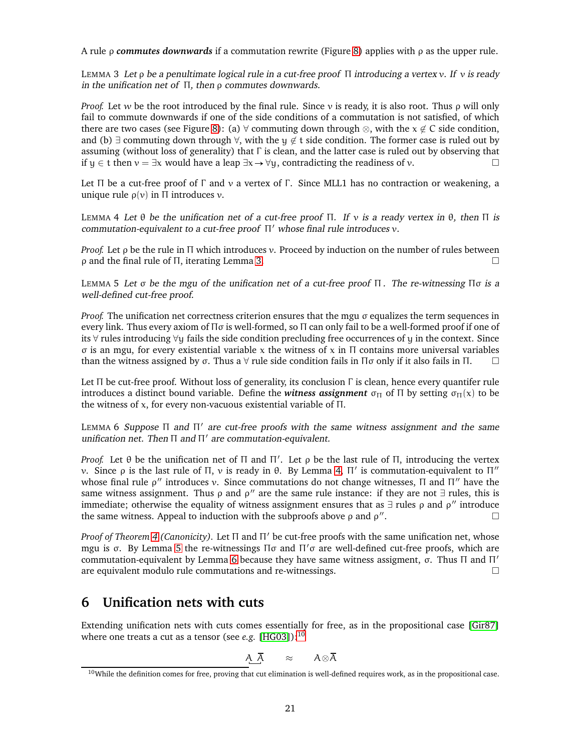A rule $\rho$ ***commutes downwards*** if a commutation rewrite (Figure 8) applies with $\rho$ as the upper rule.

LEMMA 3 *Let $\rho$ be a penultimate logical rule in a cut-free proof $\Pi$ introducing a vertex $v$. If $v$ is ready in the unification net of $\Pi$, then $\rho$ commutes downwards.*

*Proof.* Let $w$ be the root introduced by the final rule. Since $v$ is ready, it is also root. Thus $\rho$ will only fail to commute downwards if one of the side conditions of a commutation is not satisfied, of which there are two cases (see Figure 8): (a) $\forall$ commuting down through $\otimes$, with the $x \notin C$ side condition, and (b) $\exists$ commuting down through $\forall$, with the $y \notin t$ side condition. The former case is ruled out by assuming (without loss of generality) that $\Gamma$ is clean, and the latter case is ruled out by observing that if $y \in t$ then $v = \exists x$ would have a leap $\exists x \to \forall y$, contradicting the readiness of $v$. $\square$

Let $\Pi$ be a cut-free proof of $\Gamma$ and $v$ a vertex of $\Gamma$. Since MLL1 has no contraction or weakening, a unique rule $\rho(v)$ in $\Pi$ introduces $v$.

LEMMA 4 *Let $\theta$ be the unification net of a cut-free proof $\Pi$. If $v$ is a ready vertex in $\theta$, then $\Pi$ is commutation-equivalent to a cut-free proof $\Pi'$ whose final rule introduces $v$.*

*Proof.* Let $\rho$ be the rule in $\Pi$ which introduces $v$. Proceed by induction on the number of rules between $\rho$ and the final rule of $\Pi$, iterating Lemma 3. $\square$

LEMMA 5 *Let $\sigma$ be the mgu of the unification net of a cut-free proof $\Pi$. The re-witnessing $\Pi\sigma$ is a well-defined cut-free proof.*

*Proof.* The unification net correctness criterion ensures that the mgu $\sigma$ equalizes the term sequences in every link. Thus every axiom of $\Pi\sigma$ is well-formed, so $\Pi$ can only fail to be a well-formed proof if one of its $\forall$ rules introducing $\forall y$ fails the side condition precluding free occurrences of $y$ in the context. Since $\sigma$ is an mgu, for every existential variable $x$ the witness of $x$ in $\Pi$ contains more universal variables than the witness assigned by $\sigma$. Thus a $\forall$ rule side condition fails in $\Pi\sigma$ only if it also fails in $\Pi$. $\square$

Let $\Pi$ be cut-free proof. Without loss of generality, its conclusion $\Gamma$ is clean, hence every quantifer rule introduces a distinct bound variable. Define the ***witness assignment*** $\sigma_\Pi$ of $\Pi$ by setting $\sigma_\Pi(x)$ to be the witness of $x$, for every non-vacuous existential variable of $\Pi$.

LEMMA 6 *Suppose $\Pi$ and $\Pi'$ are cut-free proofs with the same witness assignment and the same unification net. Then $\Pi$ and $\Pi'$ are commutation-equivalent.*

*Proof.* Let $\theta$ be the unification net of $\Pi$ and $\Pi'$. Let $\rho$ be the last rule of $\Pi$, introducing the vertex $v$. Since $\rho$ is the last rule of $\Pi$, $v$ is ready in $\theta$. By Lemma 4, $\Pi'$ is commutation-equivalent to $\Pi''$ whose final rule $\rho''$ introduces $v$. Since commutations do not change witnesses, $\Pi$ and $\Pi''$ have the same witness assignment. Thus $\rho$ and $\rho''$ are the same rule instance: if they are not $\exists$ rules, this is immediate; otherwise the equality of witness assignment ensures that as $\exists$ rules $\rho$ and $\rho''$ introduce the same witness. Appeal to induction with the subproofs above $\rho$ and $\rho''$. $\square$

*Proof of Theorem 4 (Canonicity).* Let $\Pi$ and $\Pi'$ be cut-free proofs with the same unification net, whose mgu is $\sigma$. By Lemma 5 the re-witnessings $\Pi\sigma$ and $\Pi'\sigma$ are well-defined cut-free proofs, which are commutation-equivalent by Lemma 6 because they have same witness assigment, $\sigma$. Thus $\Pi$ and $\Pi'$ are equivalent modulo rule commutations and re-witnessings. $\square$

## 6 Unification nets with cuts

Extending unification nets with cuts comes essentially for free, as in the propositional case [Gir87] where one treats a cut as a tensor (see *e.g.* [HG03]):[10]

$$\underset{\llcorner\!\!\lrcorner}{A\ \overline{A}} \qquad \approx \qquad A \otimes \overline{A}$$

[10]While the definition comes for free, proving that cut elimination is well-defined requires work, as in the propositional case.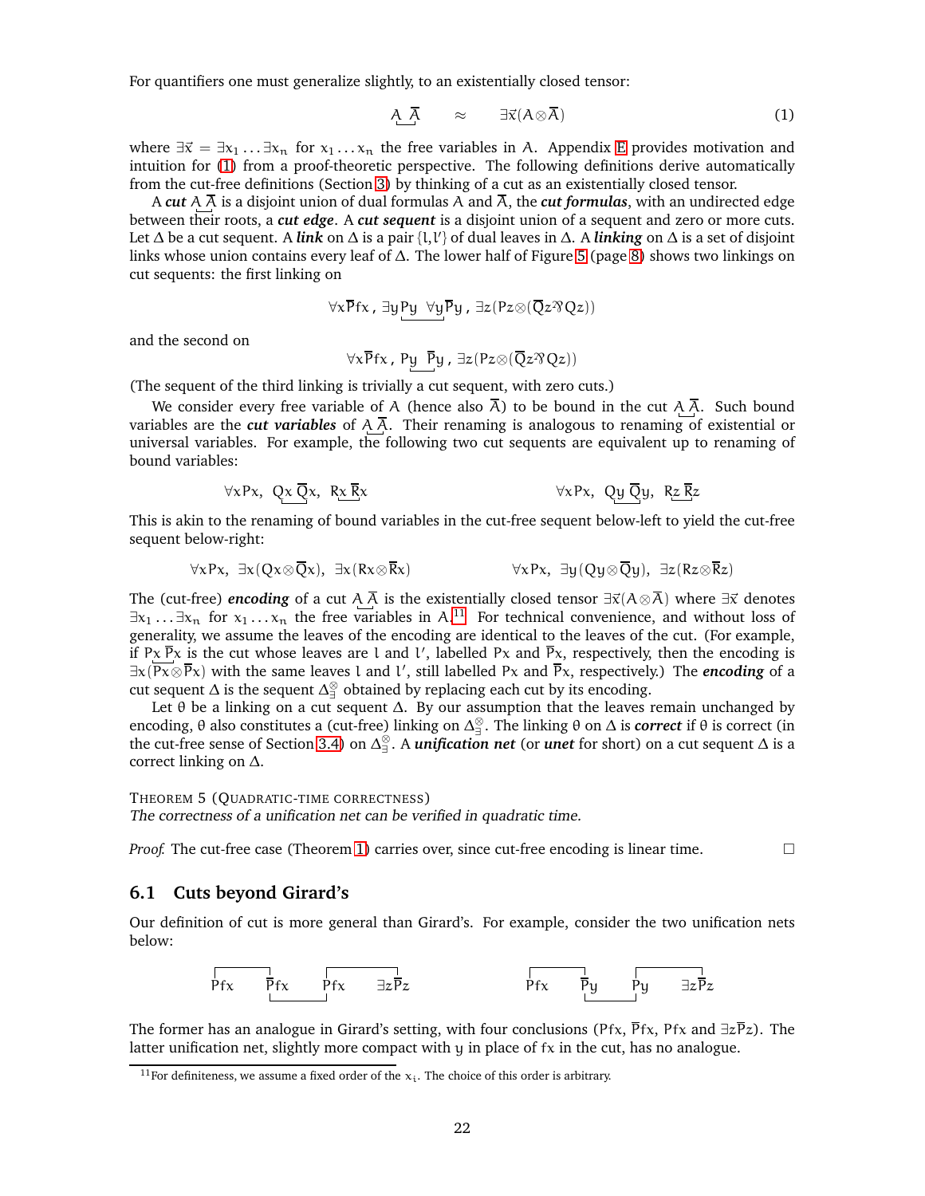For quantifiers one must generalize slightly, to an existentially closed tensor:

$$\underbrace{A\ \overline{A}} \qquad \approx \qquad \exists\vec{x}(A\otimes\overline{A}) \tag{1}$$

where $\exists\vec{x} = \exists x_1 \ldots \exists x_n$ for $x_1 \ldots x_n$ the free variables in $A$. Appendix E provides motivation and intuition for (1) from a proof-theoretic perspective. The following definitions derive automatically from the cut-free definitions (Section 3) by thinking of a cut as an existentially closed tensor.

A ***cut*** $\underbrace{A\ \overline{A}}$ is a disjoint union of dual formulas $A$ and $\overline{A}$, the ***cut formulas***, with an undirected edge between their roots, a ***cut edge***. A ***cut sequent*** is a disjoint union of a sequent and zero or more cuts. Let $\Delta$ be a cut sequent. A ***link*** on $\Delta$ is a pair $\{l, l'\}$ of dual leaves in $\Delta$. A ***linking*** on $\Delta$ is a set of disjoint links whose union contains every leaf of $\Delta$. The lower half of Figure 5 (page 8) shows two linkings on cut sequents: the first linking on

$$\forall x \overline{P} fx\,,\ \underbrace{\exists y Py\ \ \forall y \overline{P} y}\,,\ \exists z(Pz\otimes(\overline{Q}z\,⅋\,Qz))$$

and the second on

$$\forall x \overline{P} fx\,,\ \underbrace{Py\ \ \overline{P} y}\,,\ \exists z(Pz\otimes(\overline{Q}z\,⅋\,Qz))$$

(The sequent of the third linking is trivially a cut sequent, with zero cuts.)

We consider every free variable of $A$ (hence also $\overline{A}$) to be bound in the cut $\underbrace{A\ \overline{A}}$. Such bound variables are the ***cut variables*** of $\underbrace{A\ \overline{A}}$. Their renaming is analogous to renaming of existential or universal variables. For example, the following two cut sequents are equivalent up to renaming of bound variables:

$$\forall x Px,\ \underbrace{Qx\ \overline{Q}x},\ \underbrace{Rx\ \overline{R}x} \qquad\qquad\qquad \forall x Px,\ \underbrace{Qy\ \overline{Q}y},\ \underbrace{Rz\ \overline{R}z}$$

This is akin to the renaming of bound variables in the cut-free sequent below-left to yield the cut-free sequent below-right:

$$\forall x Px,\ \exists x(Qx\otimes\overline{Q}x),\ \exists x(Rx\otimes\overline{R}x) \qquad\qquad \forall x Px,\ \exists y(Qy\otimes\overline{Q}y),\ \exists z(Rz\otimes\overline{R}z)$$

The (cut-free) ***encoding*** of a cut $\underbrace{A\ \overline{A}}$ is the existentially closed tensor $\exists\vec{x}(A\otimes\overline{A})$ where $\exists\vec{x}$ denotes $\exists x_1 \ldots \exists x_n$ for $x_1 \ldots x_n$ the free variables in $A$.[11] For technical convenience, and without loss of generality, we assume the leaves of the encoding are identical to the leaves of the cut. (For example, if $\underbrace{Px\ \overline{P}x}$ is the cut whose leaves are $l$ and $l'$, labelled $Px$ and $\overline{P}x$, respectively, then the encoding is $\exists x(Px\otimes\overline{P}x)$ with the same leaves $l$ and $l'$, still labelled $Px$ and $\overline{P}x$, respectively.) The ***encoding*** of a cut sequent $\Delta$ is the sequent $\Delta^{\otimes}_{\exists}$ obtained by replacing each cut by its encoding.

Let $\theta$ be a linking on a cut sequent $\Delta$. By our assumption that the leaves remain unchanged by encoding, $\theta$ also constitutes a (cut-free) linking on $\Delta^{\otimes}_{\exists}$. The linking $\theta$ on $\Delta$ is ***correct*** if $\theta$ is correct (in the cut-free sense of Section 3.4) on $\Delta^{\otimes}_{\exists}$. A ***unification net*** (or ***unet*** for short) on a cut sequent $\Delta$ is a correct linking on $\Delta$.

THEOREM 5 (QUADRATIC-TIME CORRECTNESS)
*The correctness of a unification net can be verified in quadratic time.*

*Proof.* The cut-free case (Theorem 1) carries over, since cut-free encoding is linear time. □

## 6.1 Cuts beyond Girard's

Our definition of cut is more general than Girard's. For example, consider the two unification nets below:

$$Pfx \quad \overline{P}fx \quad Pfx \quad \exists z\overline{P}z \qquad\qquad\qquad Pfx \quad \overline{P}y \quad Py \quad \exists z\overline{P}z$$

The former has an analogue in Girard's setting, with four conclusions ($Pfx$, $\overline{P}fx$, $Pfx$ and $\exists z\overline{P}z$). The latter unification net, slightly more compact with $y$ in place of $fx$ in the cut, has no analogue.

[11] For definiteness, we assume a fixed order of the $x_i$. The choice of this order is arbitrary.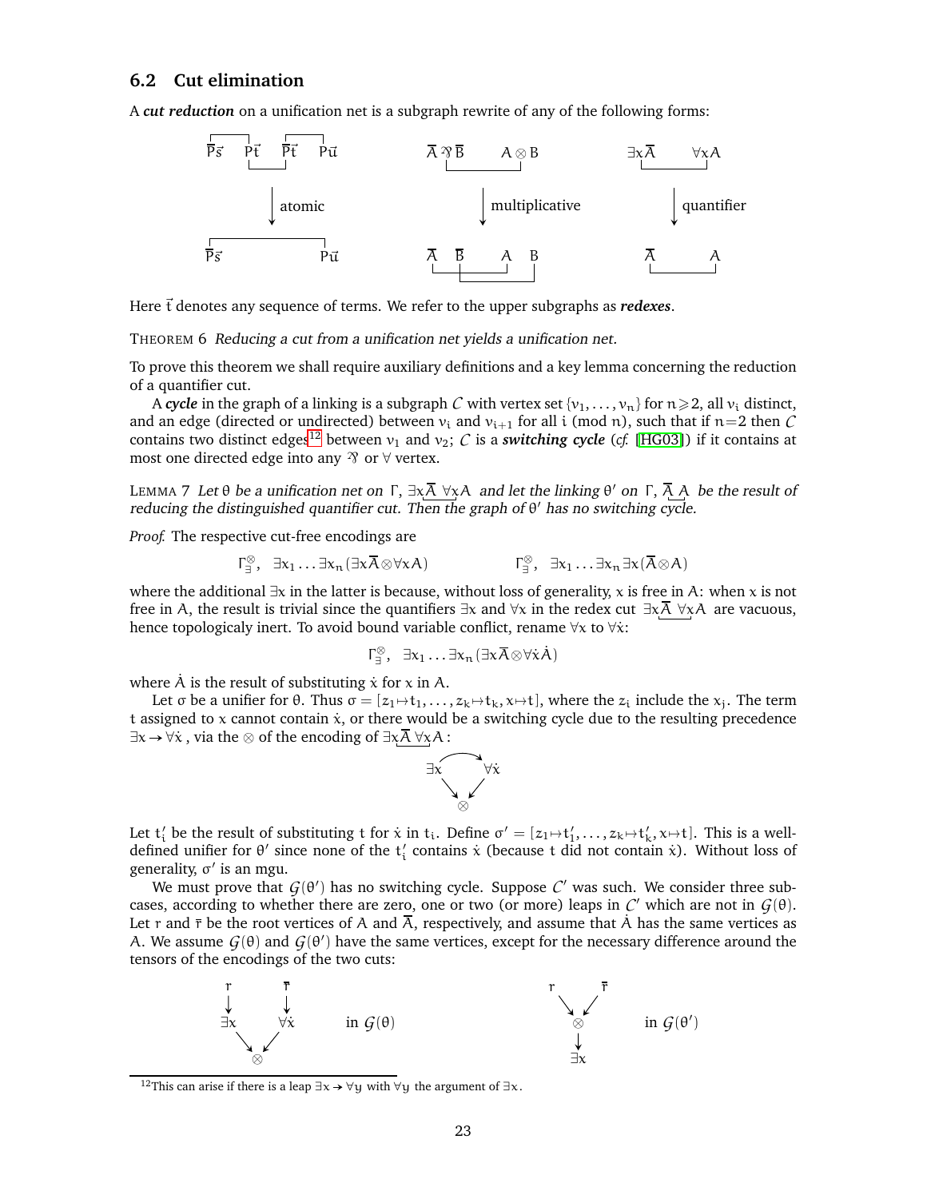## 6.2 Cut elimination

A ***cut reduction*** on a unification net is a subgraph rewrite of any of the following forms:

$$\overline{P}\vec{s} \quad P\vec{t} \quad \overline{P}\vec{t} \quad P\vec{u} \;\xrightarrow{\text{atomic}}\; \overline{P}\vec{s} \quad P\vec{u} \qquad\qquad \overline{A} \mathbin{⅋} \overline{B} \quad A \otimes B \;\xrightarrow{\text{multiplicative}}\; \overline{A} \quad \overline{B} \quad A \quad B \qquad\qquad \exists x\overline{A} \quad \forall x A \;\xrightarrow{\text{quantifier}}\; \overline{A} \quad A$$

Here $\vec{t}$ denotes any sequence of terms. We refer to the upper subgraphs as ***redexes***.

THEOREM 6 *Reducing a cut from a unification net yields a unification net.*

To prove this theorem we shall require auxiliary definitions and a key lemma concerning the reduction of a quantifier cut.

A ***cycle*** in the graph of a linking is a subgraph $\mathcal{C}$ with vertex set $\{v_1, \ldots, v_n\}$ for $n \geqslant 2$, all $v_i$ distinct, and an edge (directed or undirected) between $v_i$ and $v_{i+1}$ for all $i$ (mod $n$), such that if $n=2$ then $\mathcal{C}$ contains two distinct edges[12] between $v_1$ and $v_2$; $\mathcal{C}$ is a ***switching cycle*** (*cf.* [HG03]) if it contains at most one directed edge into any ⅋ or $\forall$ vertex.

LEMMA 7 *Let $\theta$ be a unification net on $\Gamma, \exists x\overline{A}\ \forall x A$ and let the linking $\theta'$ on $\Gamma, \overline{A}\ A$ be the result of reducing the distinguished quantifier cut. Then the graph of $\theta'$ has no switching cycle.*

*Proof.* The respective cut-free encodings are

$$\Gamma^{\otimes}_{\exists},\quad \exists x_1 \ldots \exists x_n(\exists x\overline{A} \otimes \forall x A) \qquad\qquad \Gamma^{\otimes}_{\exists},\quad \exists x_1 \ldots \exists x_n \exists x(\overline{A} \otimes A)$$

where the additional $\exists x$ in the latter is because, without loss of generality, $x$ is free in $A$: when $x$ is not free in $A$, the result is trivial since the quantifiers $\exists x$ and $\forall x$ in the redex cut $\exists x\overline{A}\ \forall x A$ are vacuous, hence topologicaly inert. To avoid bound variable conflict, rename $\forall x$ to $\forall \dot{x}$:

$$\Gamma^{\otimes}_{\exists},\quad \exists x_1 \ldots \exists x_n(\exists x\overline{A} \otimes \forall \dot{x} \dot{A})$$

where $\dot{A}$ is the result of substituting $\dot{x}$ for $x$ in $A$.

Let $\sigma$ be a unifier for $\theta$. Thus $\sigma = [z_1 \mapsto t_1, \ldots, z_k \mapsto t_k, x \mapsto t]$, where the $z_i$ include the $x_j$. The term $t$ assigned to $x$ cannot contain $\dot{x}$, or there would be a switching cycle due to the resulting precedence $\exists x \to \forall \dot{x}$, via the $\otimes$ of the encoding of $\exists x\overline{A}\ \forall x A$:

$$\exists x \to \forall \dot{x}, \quad \exists x \to \otimes, \quad \forall \dot{x} \to \otimes$$

Let $t_i'$ be the result of substituting $t$ for $\dot{x}$ in $t_i$. Define $\sigma' = [z_1 \mapsto t_1', \ldots, z_k \mapsto t_k', x \mapsto t]$. This is a well-defined unifier for $\theta'$ since none of the $t_i'$ contains $\dot{x}$ (because $t$ did not contain $\dot{x}$). Without loss of generality, $\sigma'$ is an mgu.

We must prove that $\mathcal{G}(\theta')$ has no switching cycle. Suppose $\mathcal{C}'$ was such. We consider three subcases, according to whether there are zero, one or two (or more) leaps in $\mathcal{C}'$ which are not in $\mathcal{G}(\theta)$. Let $r$ and $\bar{r}$ be the root vertices of $A$ and $\overline{A}$, respectively, and assume that $\dot{A}$ has the same vertices as $A$. We assume $\mathcal{G}(\theta)$ and $\mathcal{G}(\theta')$ have the same vertices, except for the necessary difference around the tensors of the encodings of the two cuts:

In $\mathcal{G}(\theta)$: $r \to \exists x$, $\bar{r} \to \forall \dot{x}$, $\exists x \to \otimes$, $\forall \dot{x} \to \otimes$. In $\mathcal{G}(\theta')$: $r \to \otimes$, $\bar{r} \to \otimes$, $\otimes \to \exists x$.

[12] This can arise if there is a leap $\exists x \to \forall y$ with $\forall y$ the argument of $\exists x$.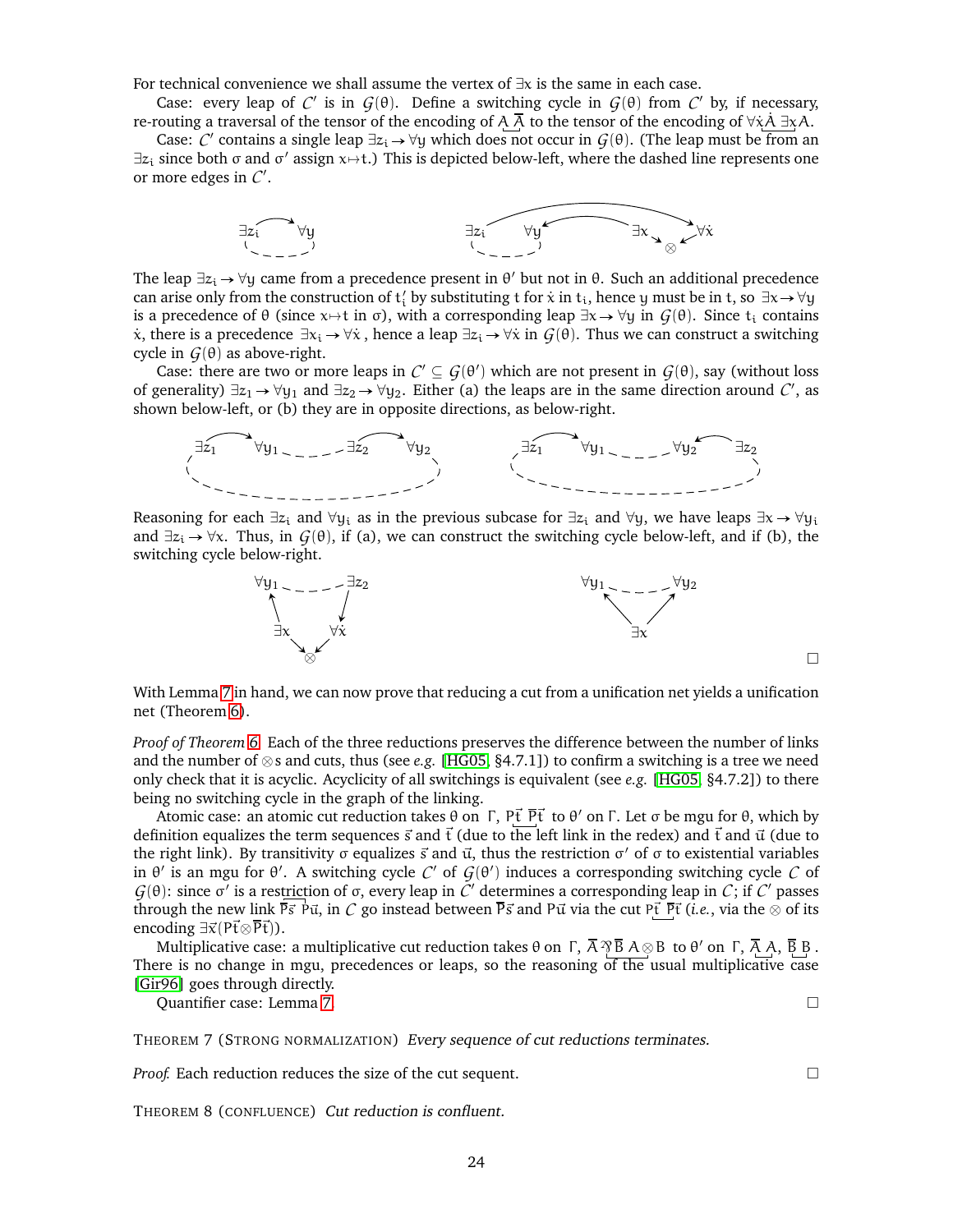For technical convenience we shall assume the vertex of $\exists x$ is the same in each case.

Case: every leap of $\mathcal{C}'$ is in $\mathcal{G}(\theta)$. Define a switching cycle in $\mathcal{G}(\theta)$ from $\mathcal{C}'$ by, if necessary, re-routing a traversal of the tensor of the encoding of $A\ \overline{A}$ to the tensor of the encoding of $\forall\dot{x}\dot{A}\ \exists x A$.

Case: $\mathcal{C}'$ contains a single leap $\exists z_i \to \forall y$ which does not occur in $\mathcal{G}(\theta)$. (The leap must be from an $\exists z_i$ since both $\sigma$ and $\sigma'$ assign $x \mapsto t$.) This is depicted below-left, where the dashed line represents one or more edges in $\mathcal{C}'$.

The leap $\exists z_i \to \forall y$ came from a precedence present in $\theta'$ but not in $\theta$. Such an additional precedence can arise only from the construction of $t_i'$ by substituting $t$ for $\dot{x}$ in $t_i$, hence $y$ must be in $t$, so $\exists x \to \forall y$ is a precedence of $\theta$ (since $x \mapsto t$ in $\sigma$), with a corresponding leap $\exists x \to \forall y$ in $\mathcal{G}(\theta)$. Since $t_i$ contains $\dot{x}$, there is a precedence $\exists x_i \to \forall \dot{x}$, hence a leap $\exists z_i \to \forall \dot{x}$ in $\mathcal{G}(\theta)$. Thus we can construct a switching cycle in $\mathcal{G}(\theta)$ as above-right.

Case: there are two or more leaps in $\mathcal{C}' \subseteq \mathcal{G}(\theta')$ which are not present in $\mathcal{G}(\theta)$, say (without loss of generality) $\exists z_1 \to \forall y_1$ and $\exists z_2 \to \forall y_2$. Either (a) the leaps are in the same direction around $\mathcal{C}'$, as shown below-left, or (b) they are in opposite directions, as below-right.

Reasoning for each $\exists z_i$ and $\forall y_i$ as in the previous subcase for $\exists z_i$ and $\forall y$, we have leaps $\exists x \to \forall y_i$ and $\exists z_i \to \forall x$. Thus, in $\mathcal{G}(\theta)$, if (a), we can construct the switching cycle below-left, and if (b), the switching cycle below-right.

□

With Lemma 7 in hand, we can now prove that reducing a cut from a unification net yields a unification net (Theorem 6).

*Proof of Theorem 6.* Each of the three reductions preserves the difference between the number of links and the number of $\otimes$s and cuts, thus (see *e.g.* [HG05, §4.7.1]) to confirm a switching is a tree we need only check that it is acyclic. Acyclicity of all switchings is equivalent (see *e.g.* [HG05, §4.7.2]) to there being no switching cycle in the graph of the linking.

Atomic case: an atomic cut reduction takes $\theta$ on $\Gamma$, $P\vec{t}\ \overline{P}\vec{t}$ to $\theta'$ on $\Gamma$. Let $\sigma$ be mgu for $\theta$, which by definition equalizes the term sequences $\vec{s}$ and $\vec{t}$ (due to the left link in the redex) and $\vec{t}$ and $\vec{u}$ (due to the right link). By transitivity $\sigma$ equalizes $\vec{s}$ and $\vec{u}$, thus the restriction $\sigma'$ of $\sigma$ to existential variables in $\theta'$ is an mgu for $\theta'$. A switching cycle $\mathcal{C}'$ of $\mathcal{G}(\theta')$ induces a corresponding switching cycle $\mathcal{C}$ of $\mathcal{G}(\theta)$: since $\sigma'$ is a restriction of $\sigma$, every leap in $\mathcal{C}'$ determines a corresponding leap in $\mathcal{C}$; if $\mathcal{C}'$ passes through the new link $\overline{P}\vec{s}\ P\vec{u}$, in $\mathcal{C}$ go instead between $\overline{P}\vec{s}$ and $P\vec{u}$ via the cut $P\vec{t}\ \overline{P}\vec{t}$ (*i.e.*, via the $\otimes$ of its encoding $\exists\vec{x}(P\vec{t}\otimes\overline{P}\vec{t})$).

Multiplicative case: a multiplicative cut reduction takes $\theta$ on $\Gamma$, $\overline{A}\,⅋\,\overline{B}\ A\otimes B$ to $\theta'$ on $\Gamma$, $\overline{A}\ A$, $\overline{B}\ B$. There is no change in mgu, precedences or leaps, so the reasoning of the usual multiplicative case [Gir96] goes through directly.

Quantifier case: Lemma 7. □

THEOREM 7 (STRONG NORMALIZATION) *Every sequence of cut reductions terminates.*

*Proof.* Each reduction reduces the size of the cut sequent. □

THEOREM 8 (CONFLUENCE) *Cut reduction is confluent.*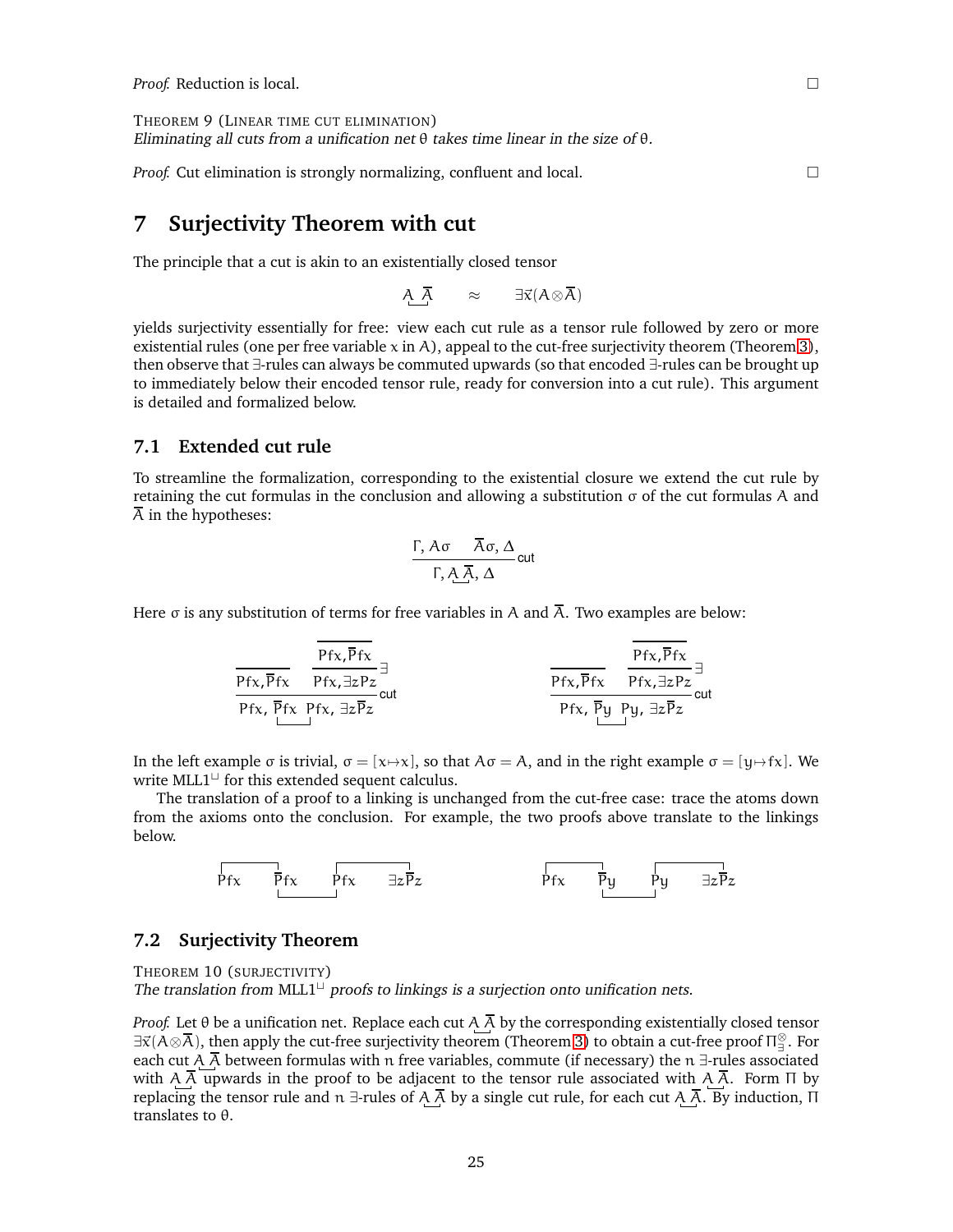*Proof.* Reduction is local. □

THEOREM 9 (LINEAR TIME CUT ELIMINATION)
*Eliminating all cuts from a unification net* $\theta$ *takes time linear in the size of* $\theta$.

*Proof.* Cut elimination is strongly normalizing, confluent and local. □

# 7 Surjectivity Theorem with cut

The principle that a cut is akin to an existentially closed tensor

$$\underbrace{A\ \overline{A}} \qquad \approx \qquad \exists\vec{x}(A \otimes \overline{A})$$

yields surjectivity essentially for free: view each cut rule as a tensor rule followed by zero or more existential rules (one per free variable $x$ in $A$), appeal to the cut-free surjectivity theorem (Theorem 3), then observe that $\exists$-rules can always be commuted upwards (so that encoded $\exists$-rules can be brought up to immediately below their encoded tensor rule, ready for conversion into a cut rule). This argument is detailed and formalized below.

## 7.1 Extended cut rule

To streamline the formalization, corresponding to the existential closure we extend the cut rule by retaining the cut formulas in the conclusion and allowing a substitution $\sigma$ of the cut formulas $A$ and $\overline{A}$ in the hypotheses:

$$\frac{\Gamma, A\sigma \qquad \overline{A}\sigma, \Delta}{\Gamma, \underbrace{A\ \overline{A}}, \Delta}\,\mathsf{cut}$$

Here $\sigma$ is any substitution of terms for free variables in $A$ and $\overline{A}$. Two examples are below:

$$\dfrac{\dfrac{}{\mathsf{P}fx, \overline{\mathsf{P}}fx} \qquad \dfrac{\dfrac{}{\mathsf{P}fx, \overline{\mathsf{P}}fx}}{\mathsf{P}fx, \exists z \overline{\mathsf{P}}z}\,\exists}{\mathsf{P}fx,\ \underbrace{\overline{\mathsf{P}}fx\ \ \mathsf{P}fx},\ \exists z\overline{\mathsf{P}}z}\,\mathsf{cut} \qquad\qquad \dfrac{\dfrac{}{\mathsf{P}fx, \overline{\mathsf{P}}fx} \qquad \dfrac{\dfrac{}{\mathsf{P}fx, \overline{\mathsf{P}}fx}}{\mathsf{P}fx, \exists z \overline{\mathsf{P}}z}\,\exists}{\mathsf{P}fx,\ \underbrace{\overline{\mathsf{P}}y\ \ \mathsf{P}y},\ \exists z\overline{\mathsf{P}}z}\,\mathsf{cut}$$

In the left example $\sigma$ is trivial, $\sigma = [x \mapsto x]$, so that $A\sigma = A$, and in the right example $\sigma = [y \mapsto fx]$. We write $\mathrm{MLL1}^{\sqcup}$ for this extended sequent calculus.

The translation of a proof to a linking is unchanged from the cut-free case: trace the atoms down from the axioms onto the conclusion. For example, the two proofs above translate to the linkings below.

$$\overbrace{\mathsf{P}fx \quad \underbrace{\overline{\mathsf{P}}fx} \quad \underbrace{\mathsf{P}fx} \quad \exists z\overline{\mathsf{P}}z} \qquad\qquad \overbrace{\mathsf{P}fx \quad \underbrace{\overline{\mathsf{P}}y} \quad \underbrace{\mathsf{P}y} \quad \exists z\overline{\mathsf{P}}z}$$

(links: $\mathsf{P}fx$–$\overline{\mathsf{P}}fx$ and $\mathsf{P}fx$–$\exists z\overline{\mathsf{P}}z$ above, cut $\overline{\mathsf{P}}fx$–$\mathsf{P}fx$ below; respectively $\mathsf{P}fx$–$\overline{\mathsf{P}}y$ and $\mathsf{P}y$–$\exists z\overline{\mathsf{P}}z$ above, cut $\overline{\mathsf{P}}y$–$\mathsf{P}y$ below)

## 7.2 Surjectivity Theorem

THEOREM 10 (SURJECTIVITY)
*The translation from* $\mathrm{MLL1}^{\sqcup}$ *proofs to linkings is a surjection onto unification nets.*

*Proof.* Let $\theta$ be a unification net. Replace each cut $\underbrace{A\ \overline{A}}$ by the corresponding existentially closed tensor $\exists\vec{x}(A \otimes \overline{A})$, then apply the cut-free surjectivity theorem (Theorem 3) to obtain a cut-free proof $\Pi^{\otimes}_{\exists}$. For each cut $\underbrace{A\ \overline{A}}$ between formulas with $n$ free variables, commute (if necessary) the $n$ $\exists$-rules associated with $\underbrace{A\ \overline{A}}$ upwards in the proof to be adjacent to the tensor rule associated with $\underbrace{A\ \overline{A}}$. Form $\Pi$ by replacing the tensor rule and $n$ $\exists$-rules of $\underbrace{A\ \overline{A}}$ by a single cut rule, for each cut $\underbrace{A\ \overline{A}}$. By induction, $\Pi$ translates to $\theta$.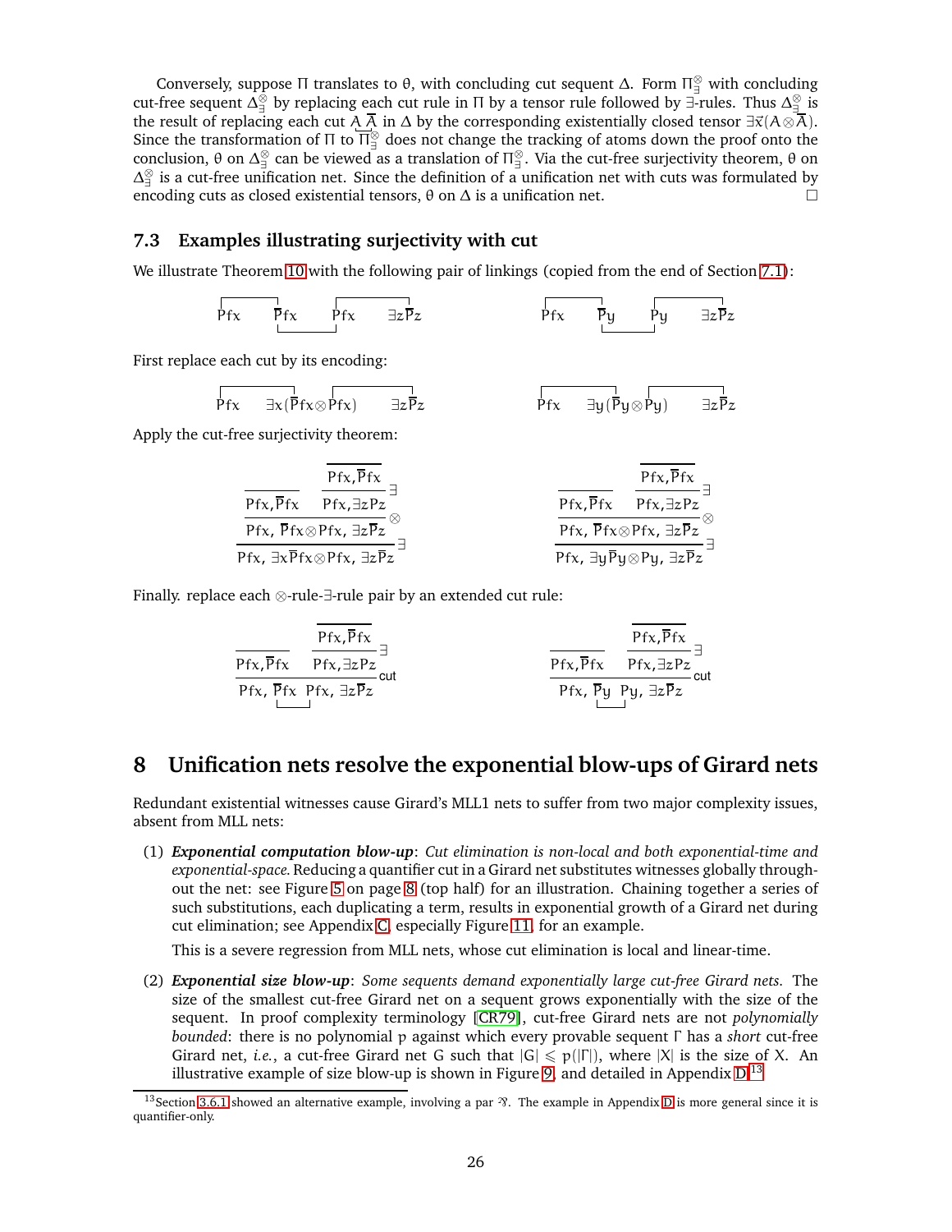Conversely, suppose $\Pi$ translates to $\theta$, with concluding cut sequent $\Delta$. Form $\Pi^{\otimes}_{\exists}$ with concluding cut-free sequent $\Delta^{\otimes}_{\exists}$ by replacing each cut rule in $\Pi$ by a tensor rule followed by $\exists$-rules. Thus $\Delta^{\otimes}_{\exists}$ is the result of replacing each cut $A\,\overline{A}$ in $\Delta$ by the corresponding existentially closed tensor $\exists\vec{x}(A\otimes\overline{A})$. Since the transformation of $\Pi$ to $\Pi^{\otimes}_{\exists}$ does not change the tracking of atoms down the proof onto the conclusion, $\theta$ on $\Delta^{\otimes}_{\exists}$ can be viewed as a translation of $\Pi^{\otimes}_{\exists}$. Via the cut-free surjectivity theorem, $\theta$ on $\Delta^{\otimes}_{\exists}$ is a cut-free unification net. Since the definition of a unification net with cuts was formulated by encoding cuts as closed existential tensors, $\theta$ on $\Delta$ is a unification net. □

## 7.3 Examples illustrating surjectivity with cut

We illustrate Theorem 10 with the following pair of linkings (copied from the end of Section 7.1):

$$\mathsf{P}fx \quad \overline{\mathsf{P}}fx \quad \mathsf{P}fx \quad \exists z\overline{\mathsf{P}}z \qquad\qquad \mathsf{P}fx \quad \overline{\mathsf{P}}y \quad \mathsf{P}y \quad \exists z\overline{\mathsf{P}}z$$

First replace each cut by its encoding:

$$\mathsf{P}fx \quad \exists x(\overline{\mathsf{P}}fx\otimes\mathsf{P}fx) \quad \exists z\overline{\mathsf{P}}z \qquad\qquad \mathsf{P}fx \quad \exists y(\overline{\mathsf{P}}y\otimes\mathsf{P}y) \quad \exists z\overline{\mathsf{P}}z$$

Apply the cut-free surjectivity theorem:

$$\dfrac{\dfrac{\overline{\quad\mathsf{P}fx,\overline{\mathsf{P}}fx\quad} \qquad \dfrac{\overline{\mathsf{P}fx,\overline{\mathsf{P}}fx}}{\mathsf{P}fx,\exists z\mathsf{P}z}\exists}{\mathsf{P}fx,\ \overline{\mathsf{P}}fx\otimes\mathsf{P}fx,\ \exists z\overline{\mathsf{P}}z}\otimes}{\mathsf{P}fx,\ \exists x\overline{\mathsf{P}}fx\otimes\mathsf{P}fx,\ \exists z\overline{\mathsf{P}}z}\exists \qquad \dfrac{\dfrac{\overline{\quad\mathsf{P}fx,\overline{\mathsf{P}}fx\quad} \qquad \dfrac{\overline{\mathsf{P}fx,\overline{\mathsf{P}}fx}}{\mathsf{P}fx,\exists z\mathsf{P}z}\exists}{\mathsf{P}fx,\ \overline{\mathsf{P}}fx\otimes\mathsf{P}fx,\ \exists z\overline{\mathsf{P}}z}\otimes}{\mathsf{P}fx,\ \exists y\overline{\mathsf{P}}y\otimes\mathsf{P}y,\ \exists z\overline{\mathsf{P}}z}\exists$$

Finally. replace each $\otimes$-rule-$\exists$-rule pair by an extended cut rule:

$$\dfrac{\overline{\quad\mathsf{P}fx,\overline{\mathsf{P}}fx\quad} \qquad \dfrac{\overline{\mathsf{P}fx,\overline{\mathsf{P}}fx}}{\mathsf{P}fx,\exists z\mathsf{P}z}\exists}{\mathsf{P}fx,\ \overline{\mathsf{P}}fx\ \ \mathsf{P}fx,\ \exists z\overline{\mathsf{P}}z}\text{cut} \qquad \dfrac{\overline{\quad\mathsf{P}fx,\overline{\mathsf{P}}fx\quad} \qquad \dfrac{\overline{\mathsf{P}fx,\overline{\mathsf{P}}fx}}{\mathsf{P}fx,\exists z\mathsf{P}z}\exists}{\mathsf{P}fx,\ \overline{\mathsf{P}}y\ \ \mathsf{P}y,\ \exists z\overline{\mathsf{P}}z}\text{cut}$$

# 8 Unification nets resolve the exponential blow-ups of Girard nets

Redundant existential witnesses cause Girard's MLL1 nets to suffer from two major complexity issues, absent from MLL nets:

(1) ***Exponential computation blow-up***: *Cut elimination is non-local and both exponential-time and exponential-space.* Reducing a quantifier cut in a Girard net substitutes witnesses globally throughout the net: see Figure 5 on page 8 (top half) for an illustration. Chaining together a series of such substitutions, each duplicating a term, results in exponential growth of a Girard net during cut elimination; see Appendix C, especially Figure 11, for an example.

This is a severe regression from MLL nets, whose cut elimination is local and linear-time.

(2) ***Exponential size blow-up***: *Some sequents demand exponentially large cut-free Girard nets.* The size of the smallest cut-free Girard net on a sequent grows exponentially with the size of the sequent. In proof complexity terminology [CR79], cut-free Girard nets are not *polynomially bounded*: there is no polynomial $p$ against which every provable sequent $\Gamma$ has a *short* cut-free Girard net, *i.e.*, a cut-free Girard net $G$ such that $|G| \leqslant p(|\Gamma|)$, where $|X|$ is the size of $X$. An illustrative example of size blow-up is shown in Figure 9, and detailed in Appendix D.[13]

[13] Section 3.6.1 showed an alternative example, involving a par ⅋. The example in Appendix D is more general since it is quantifier-only.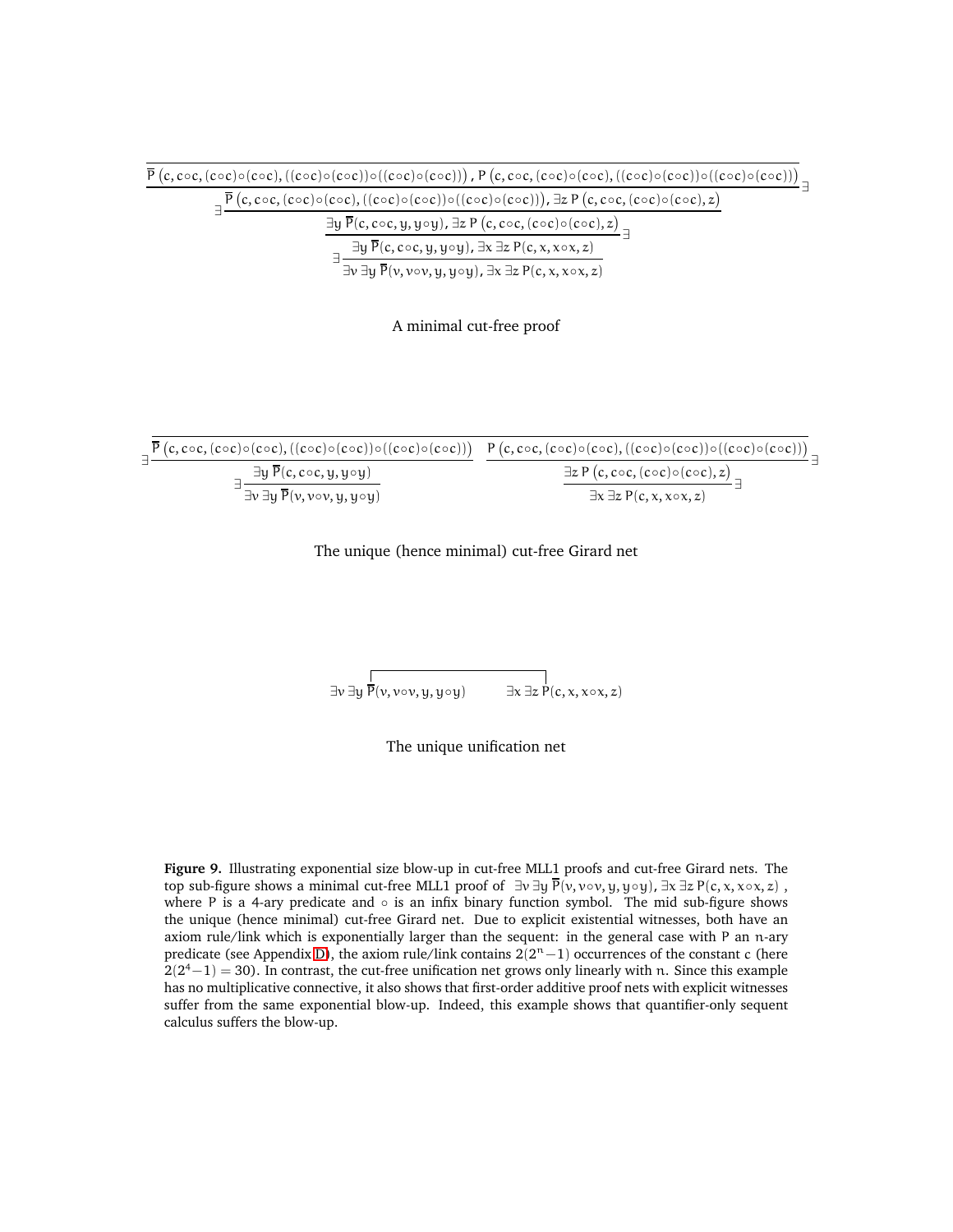$$
\dfrac{
  \dfrac{
    \dfrac{
      \dfrac{
        \dfrac{}{\overline{P}\,(c, c{\circ}c, (c{\circ}c){\circ}(c{\circ}c), ((c{\circ}c){\circ}(c{\circ}c)){\circ}((c{\circ}c){\circ}(c{\circ}c)))\,,\; P\,(c, c{\circ}c, (c{\circ}c){\circ}(c{\circ}c), ((c{\circ}c){\circ}(c{\circ}c)){\circ}((c{\circ}c){\circ}(c{\circ}c)))}
      }{\overline{P}\,(c, c{\circ}c, (c{\circ}c){\circ}(c{\circ}c), ((c{\circ}c){\circ}(c{\circ}c)){\circ}((c{\circ}c){\circ}(c{\circ}c))),\; \exists z\, P\,(c, c{\circ}c, (c{\circ}c){\circ}(c{\circ}c), z)}\,\exists
    }{\exists y\, \overline{P}(c, c{\circ}c, y, y{\circ}y),\; \exists z\, P\,(c, c{\circ}c, (c{\circ}c){\circ}(c{\circ}c), z)}\,\exists
  }{\exists y\, \overline{P}(c, c{\circ}c, y, y{\circ}y),\; \exists x\, \exists z\, P(c, x, x{\circ}x, z)}\,\exists
}{\exists v\, \exists y\, \overline{P}(v, v{\circ}v, y, y{\circ}y),\; \exists x\, \exists z\, P(c, x, x{\circ}x, z)}\,\exists
$$

A minimal cut-free proof

$$
\dfrac{\dfrac{\overline{P}\,(c, c{\circ}c, (c{\circ}c){\circ}(c{\circ}c), ((c{\circ}c){\circ}(c{\circ}c)){\circ}((c{\circ}c){\circ}(c{\circ}c)))}{\exists y\, \overline{P}(c, c{\circ}c, y, y{\circ}y)}\,\exists}{\exists v\, \exists y\, \overline{P}(v, v{\circ}v, y, y{\circ}y)}\,\exists
\qquad
\dfrac{\dfrac{P\,(c, c{\circ}c, (c{\circ}c){\circ}(c{\circ}c), ((c{\circ}c){\circ}(c{\circ}c)){\circ}((c{\circ}c){\circ}(c{\circ}c)))}{\exists z\, P\,(c, c{\circ}c, (c{\circ}c){\circ}(c{\circ}c), z)}\,\exists}{\exists x\, \exists z\, P(c, x, x{\circ}x, z)}\,\exists
$$

The unique (hence minimal) cut-free Girard net

$$
\exists v\, \exists y\, \overline{P}(v, v{\circ}v, y, y{\circ}y) \qquad \exists x\, \exists z\, P(c, x, x{\circ}x, z)
$$

(with a link connecting $\overline{P}$ and $P$)

The unique unification net

**Figure 9.** Illustrating exponential size blow-up in cut-free MLL1 proofs and cut-free Girard nets. The top sub-figure shows a minimal cut-free MLL1 proof of $\exists v\, \exists y\, \overline{P}(v, v{\circ}v, y, y{\circ}y), \exists x\, \exists z\, P(c, x, x{\circ}x, z)$, where $P$ is a 4-ary predicate and $\circ$ is an infix binary function symbol. The mid sub-figure shows the unique (hence minimal) cut-free Girard net. Due to explicit existential witnesses, both have an axiom rule/link which is exponentially larger than the sequent: in the general case with $P$ an $n$-ary predicate (see Appendix D), the axiom rule/link contains $2(2^n-1)$ occurrences of the constant $c$ (here $2(2^4-1) = 30$). In contrast, the cut-free unification net grows only linearly with $n$. Since this example has no multiplicative connective, it also shows that first-order additive proof nets with explicit witnesses suffer from the same exponential blow-up. Indeed, this example shows that quantifier-only sequent calculus suffers the blow-up.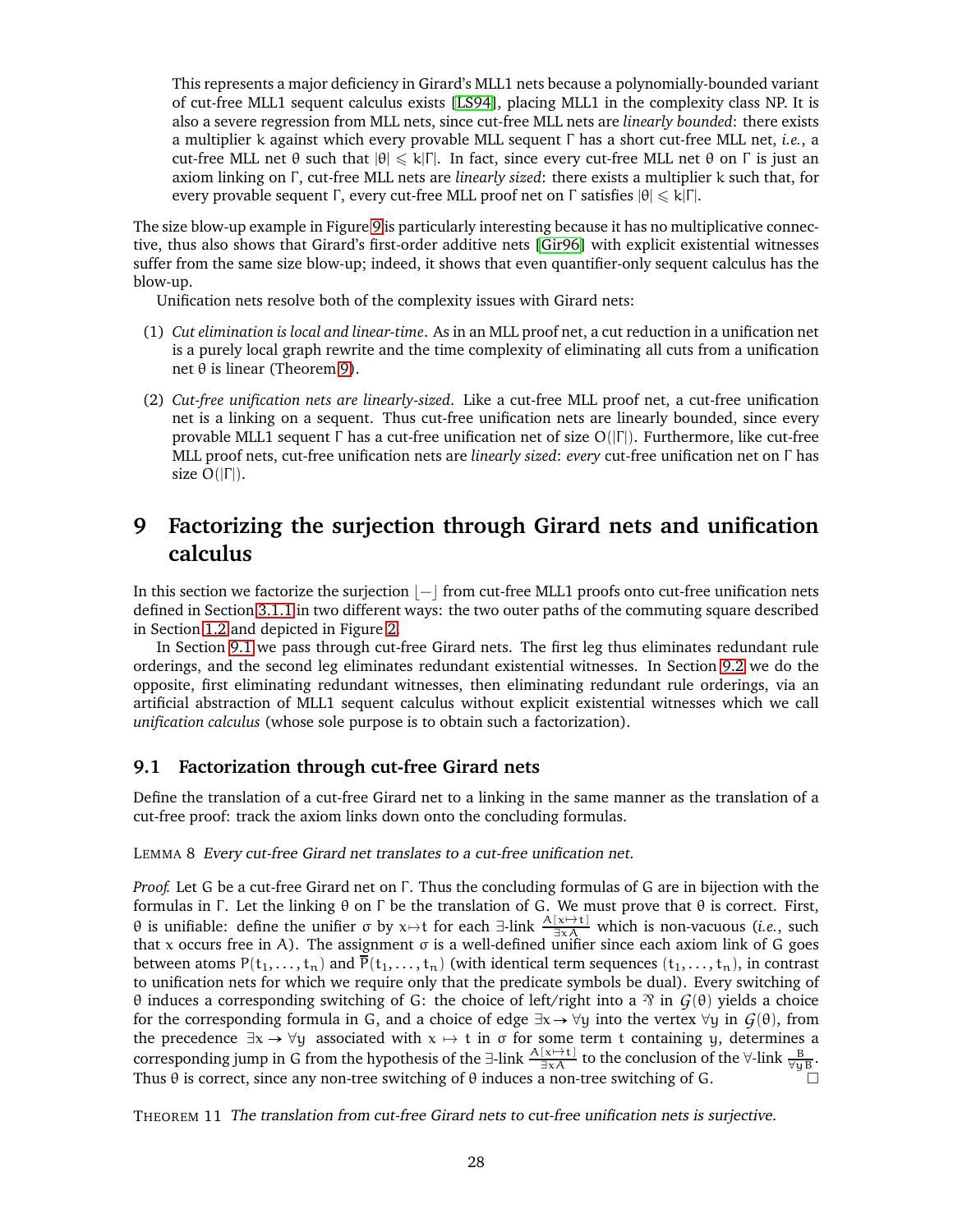> This represents a major deficiency in Girard's MLL1 nets because a polynomially-bounded variant of cut-free MLL1 sequent calculus exists [LS94], placing MLL1 in the complexity class NP. It is also a severe regression from MLL nets, since cut-free MLL nets are *linearly bounded*: there exists a multiplier $k$ against which every provable MLL sequent $\Gamma$ has a short cut-free MLL net, *i.e.*, a cut-free MLL net $\theta$ such that $|\theta| \leqslant k|\Gamma|$. In fact, since every cut-free MLL net $\theta$ on $\Gamma$ is just an axiom linking on $\Gamma$, cut-free MLL nets are *linearly sized*: there exists a multiplier $k$ such that, for every provable sequent $\Gamma$, every cut-free MLL proof net on $\Gamma$ satisfies $|\theta| \leqslant k|\Gamma|$.

The size blow-up example in Figure 9 is particularly interesting because it has no multiplicative connective, thus also shows that Girard's first-order additive nets [Gir96] with explicit existential witnesses suffer from the same size blow-up; indeed, it shows that even quantifier-only sequent calculus has the blow-up.

Unification nets resolve both of the complexity issues with Girard nets:

(1) *Cut elimination is local and linear-time*. As in an MLL proof net, a cut reduction in a unification net is a purely local graph rewrite and the time complexity of eliminating all cuts from a unification net $\theta$ is linear (Theorem 9).

(2) *Cut-free unification nets are linearly-sized*. Like a cut-free MLL proof net, a cut-free unification net is a linking on a sequent. Thus cut-free unification nets are linearly bounded, since every provable MLL1 sequent $\Gamma$ has a cut-free unification net of size $O(|\Gamma|)$. Furthermore, like cut-free MLL proof nets, cut-free unification nets are *linearly sized*: *every* cut-free unification net on $\Gamma$ has size $O(|\Gamma|)$.

# 9 Factorizing the surjection through Girard nets and unification calculus

In this section we factorize the surjection $\lfloor - \rfloor$ from cut-free MLL1 proofs onto cut-free unification nets defined in Section 3.1.1 in two different ways: the two outer paths of the commuting square described in Section 1.2 and depicted in Figure 2.

In Section 9.1 we pass through cut-free Girard nets. The first leg thus eliminates redundant rule orderings, and the second leg eliminates redundant existential witnesses. In Section 9.2 we do the opposite, first eliminating redundant witnesses, then eliminating redundant rule orderings, via an artificial abstraction of MLL1 sequent calculus without explicit existential witnesses which we call *unification calculus* (whose sole purpose is to obtain such a factorization).

## 9.1 Factorization through cut-free Girard nets

Define the translation of a cut-free Girard net to a linking in the same manner as the translation of a cut-free proof: track the axiom links down onto the concluding formulas.

LEMMA 8 *Every cut-free Girard net translates to a cut-free unification net.*

*Proof.* Let $G$ be a cut-free Girard net on $\Gamma$. Thus the concluding formulas of $G$ are in bijection with the formulas in $\Gamma$. Let the linking $\theta$ on $\Gamma$ be the translation of $G$. We must prove that $\theta$ is correct. First, $\theta$ is unifiable: define the unifier $\sigma$ by $x \mapsto t$ for each $\exists$-link $\frac{A[x \mapsto t]}{\exists x A}$ which is non-vacuous (*i.e.*, such that $x$ occurs free in $A$). The assignment $\sigma$ is a well-defined unifier since each axiom link of $G$ goes between atoms $P(t_1, \ldots, t_n)$ and $\overline{P}(t_1, \ldots, t_n)$ (with identical term sequences $(t_1, \ldots, t_n)$), in contrast to unification nets for which we require only that the predicate symbols be dual). Every switching of $\theta$ induces a corresponding switching of $G$: the choice of left/right into a $⅋$ in $\mathcal{G}(\theta)$ yields a choice for the corresponding formula in $G$, and a choice of edge $\exists x \to \forall y$ into the vertex $\forall y$ in $\mathcal{G}(\theta)$, from the precedence $\exists x \to \forall y$ associated with $x \mapsto t$ in $\sigma$ for some term $t$ containing $y$, determines a corresponding jump in $G$ from the hypothesis of the $\exists$-link $\frac{A[x \mapsto t]}{\exists x A}$ to the conclusion of the $\forall$-link $\frac{B}{\forall y B}$. Thus $\theta$ is correct, since any non-tree switching of $\theta$ induces a non-tree switching of $G$. □

THEOREM 11 *The translation from cut-free Girard nets to cut-free unification nets is surjective.*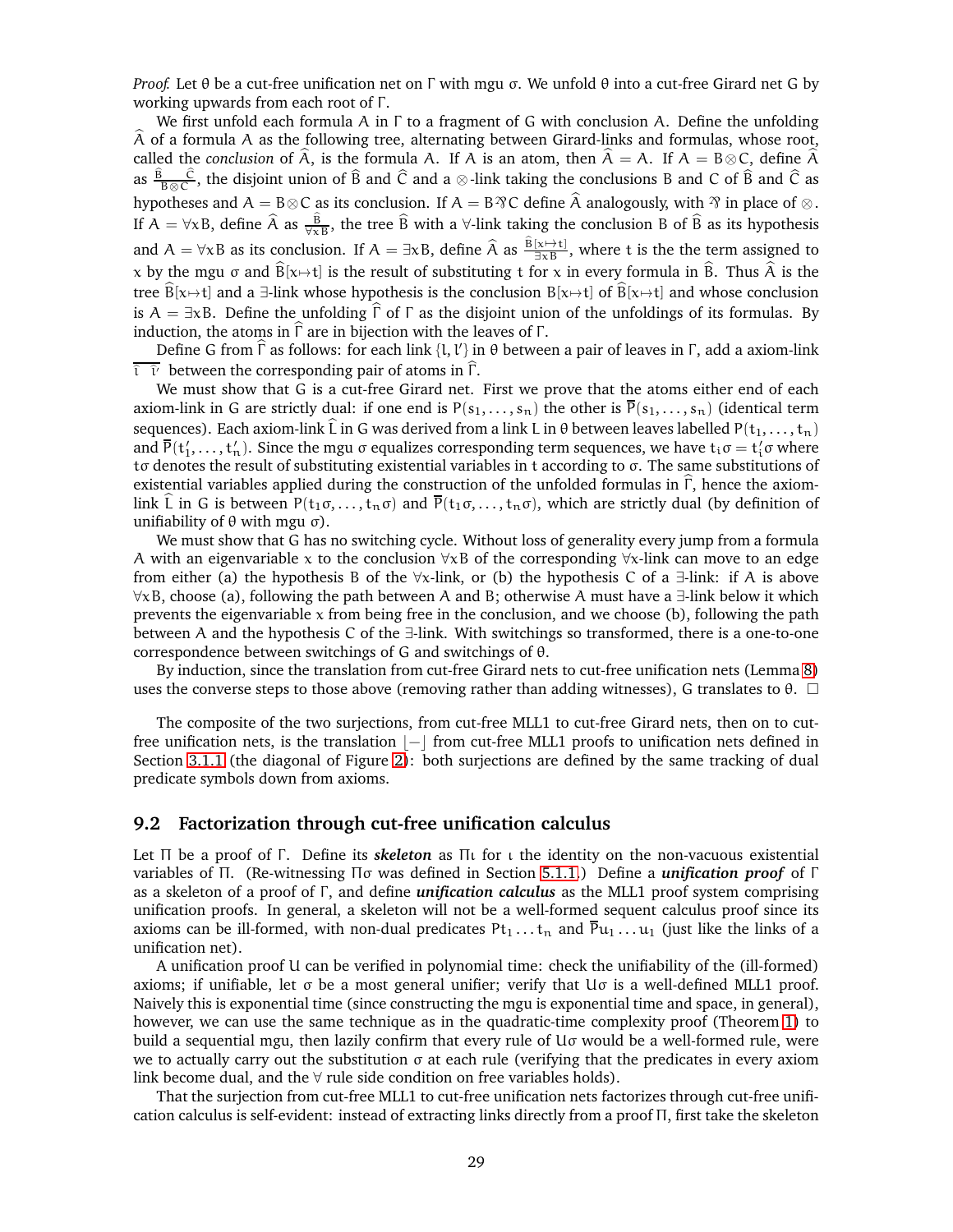*Proof.* Let $\theta$ be a cut-free unification net on $\Gamma$ with mgu $\sigma$. We unfold $\theta$ into a cut-free Girard net G by working upwards from each root of $\Gamma$.

We first unfold each formula A in $\Gamma$ to a fragment of G with conclusion A. Define the unfolding $\widehat{A}$ of a formula A as the following tree, alternating between Girard-links and formulas, whose root, called the *conclusion* of $\widehat{A}$, is the formula A. If A is an atom, then $\widehat{A} = A$. If $A = B \otimes C$, define $\widehat{A}$ as $\frac{\widehat{B} \quad \widehat{C}}{B \otimes C}$, the disjoint union of $\widehat{B}$ and $\widehat{C}$ and a $\otimes$-link taking the conclusions B and C of $\widehat{B}$ and $\widehat{C}$ as hypotheses and $A = B \otimes C$ as its conclusion. If $A = B ⅋ C$ define $\widehat{A}$ analogously, with ⅋ in place of $\otimes$. If $A = \forall x B$, define $\widehat{A}$ as $\frac{\widehat{B}}{\forall x B}$, the tree $\widehat{B}$ with a $\forall$-link taking the conclusion B of $\widehat{B}$ as its hypothesis and $A = \forall x B$ as its conclusion. If $A = \exists x B$, define $\widehat{A}$ as $\frac{\widehat{B}[x \mapsto t]}{\exists x B}$, where t is the the term assigned to x by the mgu $\sigma$ and $\widehat{B}[x \mapsto t]$ is the result of substituting t for x in every formula in $\widehat{B}$. Thus $\widehat{A}$ is the tree $\widehat{B}[x \mapsto t]$ and a $\exists$-link whose hypothesis is the conclusion $B[x \mapsto t]$ of $\widehat{B}[x \mapsto t]$ and whose conclusion is $A = \exists x B$. Define the unfolding $\widehat{\Gamma}$ of $\Gamma$ as the disjoint union of the unfoldings of its formulas. By induction, the atoms in $\widehat{\Gamma}$ are in bijection with the leaves of $\Gamma$.

Define G from $\widehat{\Gamma}$ as follows: for each link $\{l, l'\}$ in $\theta$ between a pair of leaves in $\Gamma$, add a axiom-link $\overline{\hat{l} \quad \hat{l}'}$ between the corresponding pair of atoms in $\widehat{\Gamma}$.

We must show that G is a cut-free Girard net. First we prove that the atoms either end of each axiom-link in G are strictly dual: if one end is $P(s_1, \ldots, s_n)$ the other is $\overline{P}(s_1, \ldots, s_n)$ (identical term sequences). Each axiom-link $\widehat{L}$ in G was derived from a link L in $\theta$ between leaves labelled $P(t_1, \ldots, t_n)$ and $\overline{P}(t'_1, \ldots, t'_n)$. Since the mgu $\sigma$ equalizes corresponding term sequences, we have $t_i\sigma = t'_i\sigma$ where $t\sigma$ denotes the result of substituting existential variables in t according to $\sigma$. The same substitutions of existential variables applied during the construction of the unfolded formulas in $\widehat{\Gamma}$, hence the axiom-link $\widehat{L}$ in G is between $P(t_1\sigma, \ldots, t_n\sigma)$ and $\overline{P}(t_1\sigma, \ldots, t_n\sigma)$, which are strictly dual (by definition of unifiability of $\theta$ with mgu $\sigma$).

We must show that G has no switching cycle. Without loss of generality every jump from a formula A with an eigenvariable x to the conclusion $\forall x B$ of the corresponding $\forall x$-link can move to an edge from either (a) the hypothesis B of the $\forall x$-link, or (b) the hypothesis C of a $\exists$-link: if A is above $\forall x B$, choose (a), following the path between A and B; otherwise A must have a $\exists$-link below it which prevents the eigenvariable x from being free in the conclusion, and we choose (b), following the path between A and the hypothesis C of the $\exists$-link. With switchings so transformed, there is a one-to-one correspondence between switchings of G and switchings of $\theta$.

By induction, since the translation from cut-free Girard nets to cut-free unification nets (Lemma 8) uses the converse steps to those above (removing rather than adding witnesses), G translates to $\theta$. $\square$

The composite of the two surjections, from cut-free MLL1 to cut-free Girard nets, then on to cut-free unification nets, is the translation $\lfloor - \rfloor$ from cut-free MLL1 proofs to unification nets defined in Section 3.1.1 (the diagonal of Figure 2): both surjections are defined by the same tracking of dual predicate symbols down from axioms.

## 9.2 Factorization through cut-free unification calculus

Let $\Pi$ be a proof of $\Gamma$. Define its ***skeleton*** as $\Pi\iota$ for $\iota$ the identity on the non-vacuous existential variables of $\Pi$. (Re-witnessing $\Pi\sigma$ was defined in Section 5.1.1.) Define a ***unification proof*** of $\Gamma$ as a skeleton of a proof of $\Gamma$, and define ***unification calculus*** as the MLL1 proof system comprising unification proofs. In general, a skeleton will not be a well-formed sequent calculus proof since its axioms can be ill-formed, with non-dual predicates $Pt_1 \ldots t_n$ and $\overline{P}u_1 \ldots u_1$ (just like the links of a unification net).

A unification proof U can be verified in polynomial time: check the unifiability of the (ill-formed) axioms; if unifiable, let $\sigma$ be a most general unifier; verify that $U\sigma$ is a well-defined MLL1 proof. Naively this is exponential time (since constructing the mgu is exponential time and space, in general), however, we can use the same technique as in the quadratic-time complexity proof (Theorem 1) to build a sequential mgu, then lazily confirm that every rule of $U\sigma$ would be a well-formed rule, were we to actually carry out the substitution $\sigma$ at each rule (verifying that the predicates in every axiom link become dual, and the $\forall$ rule side condition on free variables holds).

That the surjection from cut-free MLL1 to cut-free unification nets factorizes through cut-free unification calculus is self-evident: instead of extracting links directly from a proof $\Pi$, first take the skeleton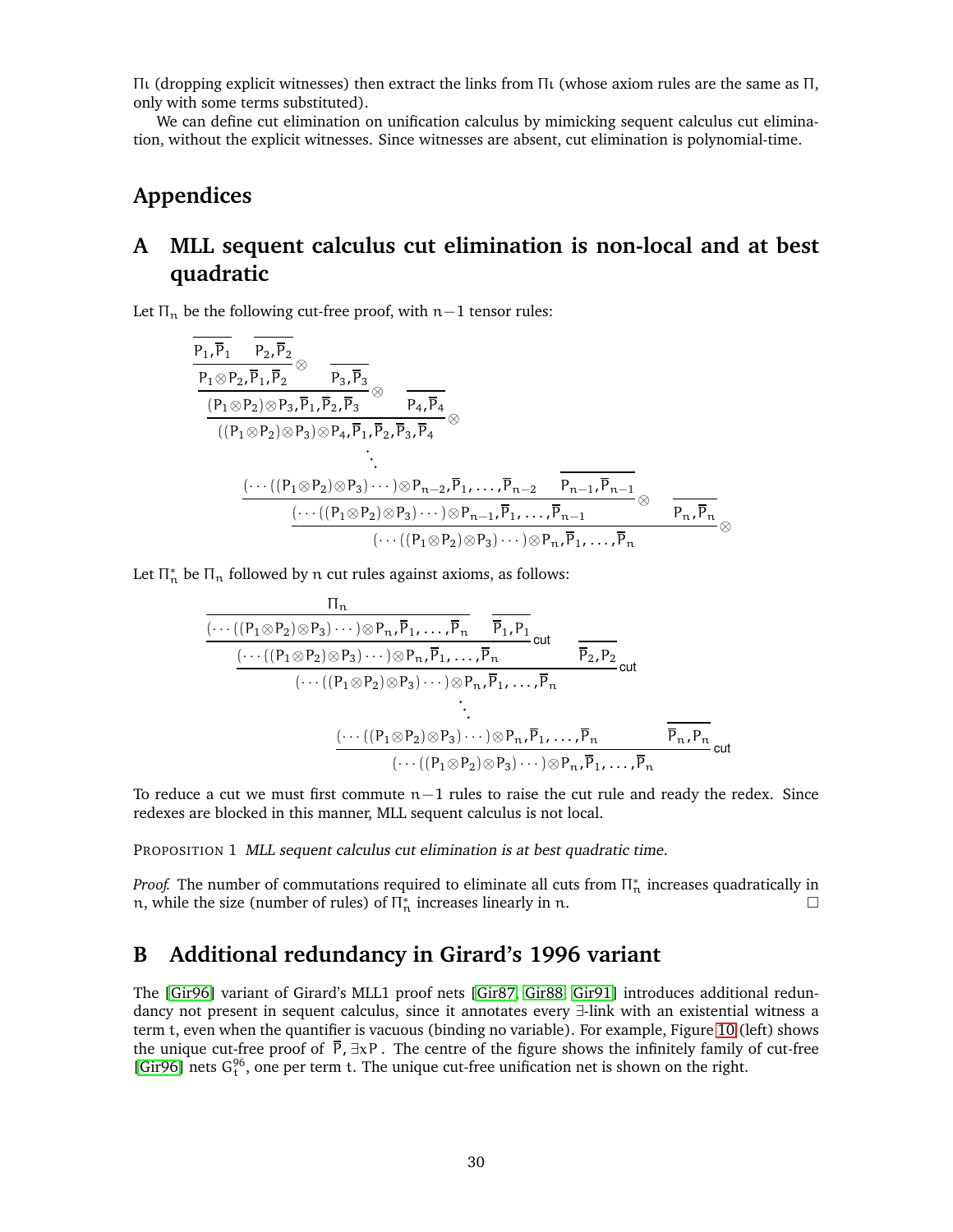$\Pi\iota$ (dropping explicit witnesses) then extract the links from $\Pi\iota$ (whose axiom rules are the same as $\Pi$, only with some terms substituted).

We can define cut elimination on unification calculus by mimicking sequent calculus cut elimination, without the explicit witnesses. Since witnesses are absent, cut elimination is polynomial-time.

# Appendices

## A MLL sequent calculus cut elimination is non-local and at best quadratic

Let $\Pi_n$ be the following cut-free proof, with $n-1$ tensor rules:

$$
\dfrac{\dfrac{\dfrac{\dfrac{\dfrac{\overline{P_1,\overline{P}_1} \quad \overline{P_2,\overline{P}_2}}{P_1\otimes P_2,\overline{P}_1,\overline{P}_2}\otimes \quad \overline{P_3,\overline{P}_3}}{(P_1\otimes P_2)\otimes P_3,\overline{P}_1,\overline{P}_2,\overline{P}_3}\otimes \quad \overline{P_4,\overline{P}_4}}{((P_1\otimes P_2)\otimes P_3)\otimes P_4,\overline{P}_1,\overline{P}_2,\overline{P}_3,\overline{P}_4}\otimes}{\vdots}}{}
$$

$$
\dfrac{\dfrac{(\cdots((P_1\otimes P_2)\otimes P_3)\cdots)\otimes P_{n-2},\overline{P}_1,\ldots,\overline{P}_{n-2} \quad \overline{P_{n-1},\overline{P}_{n-1}}}{(\cdots((P_1\otimes P_2)\otimes P_3)\cdots)\otimes P_{n-1},\overline{P}_1,\ldots,\overline{P}_{n-1}}\otimes \quad \overline{P_n,\overline{P}_n}}{(\cdots((P_1\otimes P_2)\otimes P_3)\cdots)\otimes P_n,\overline{P}_1,\ldots,\overline{P}_n}\otimes
$$

Let $\Pi_n^*$ be $\Pi_n$ followed by $n$ cut rules against axioms, as follows:

$$
\dfrac{\dfrac{\dfrac{\Pi_n}{(\cdots((P_1\otimes P_2)\otimes P_3)\cdots)\otimes P_n,\overline{P}_1,\ldots,\overline{P}_n} \quad \overline{\overline{P}_1,P_1}}{(\cdots((P_1\otimes P_2)\otimes P_3)\cdots)\otimes P_n,\overline{P}_1,\ldots,\overline{P}_n}\,\mathsf{cut} \quad \overline{\overline{P}_2,P_2}}{(\cdots((P_1\otimes P_2)\otimes P_3)\cdots)\otimes P_n,\overline{P}_1,\ldots,\overline{P}_n}\,\mathsf{cut}
$$

$$
\vdots
$$

$$
\dfrac{(\cdots((P_1\otimes P_2)\otimes P_3)\cdots)\otimes P_n,\overline{P}_1,\ldots,\overline{P}_n \quad \overline{\overline{P}_n,P_n}}{(\cdots((P_1\otimes P_2)\otimes P_3)\cdots)\otimes P_n,\overline{P}_1,\ldots,\overline{P}_n}\,\mathsf{cut}
$$

To reduce a cut we must first commute $n-1$ rules to raise the cut rule and ready the redex. Since redexes are blocked in this manner, MLL sequent calculus is not local.

PROPOSITION 1 *MLL sequent calculus cut elimination is at best quadratic time.*

*Proof.* The number of commutations required to eliminate all cuts from $\Pi_n^*$ increases quadratically in $n$, while the size (number of rules) of $\Pi_n^*$ increases linearly in $n$. □

## B Additional redundancy in Girard's 1996 variant

The [Gir96] variant of Girard's MLL1 proof nets [Gir87, Gir88, Gir91] introduces additional redundancy not present in sequent calculus, since it annotates every $\exists$-link with an existential witness a term $t$, even when the quantifier is vacuous (binding no variable). For example, Figure 10 (left) shows the unique cut-free proof of $\overline{P}, \exists x P$. The centre of the figure shows the infinitely family of cut-free [Gir96] nets $G_t^{96}$, one per term $t$. The unique cut-free unification net is shown on the right.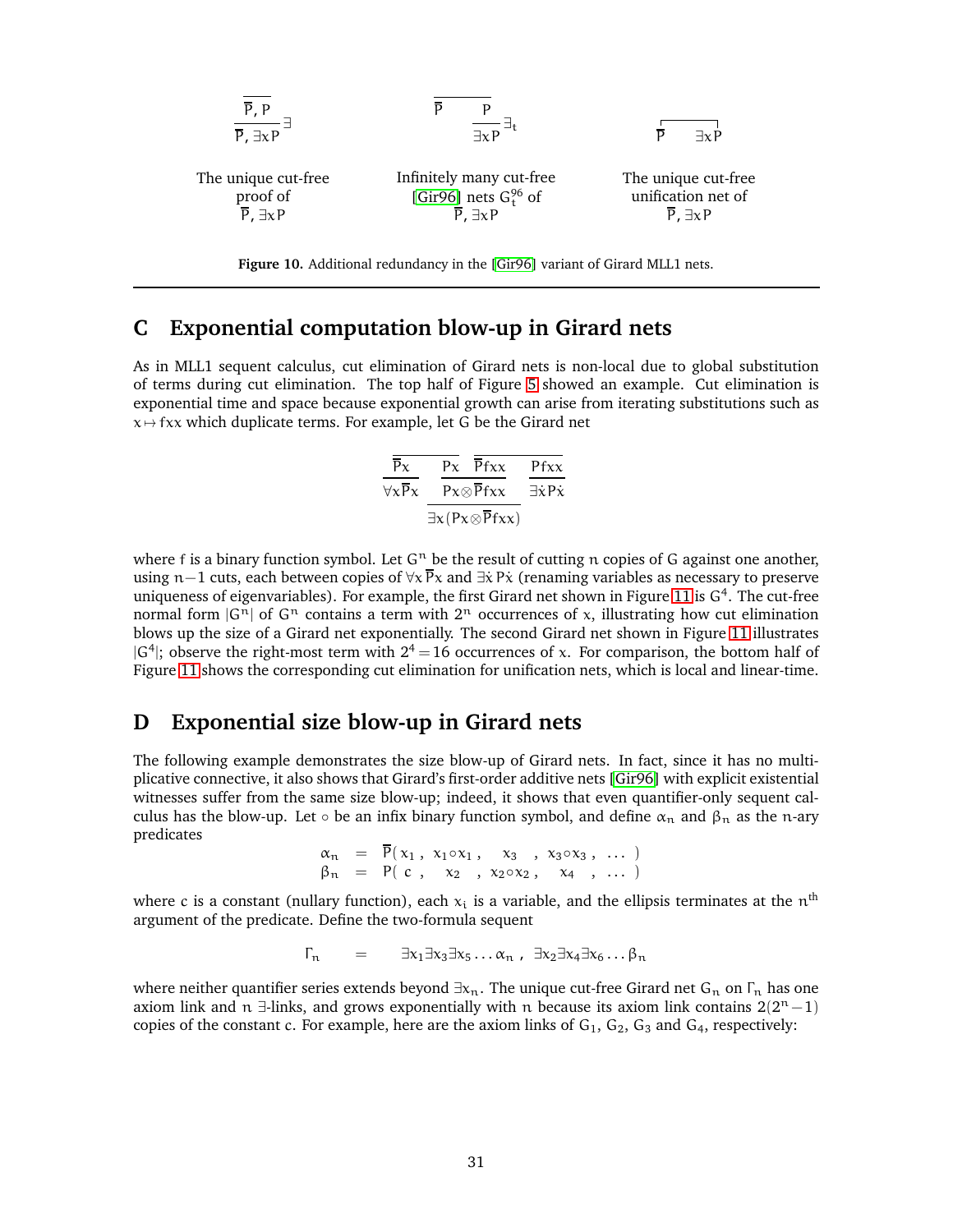$$\dfrac{\overline{\overline{P}, P}}{\overline{P}, \exists x P}\ \exists \qquad\qquad \overline{\overline{P} \qquad P} \atop \dfrac{}{\exists x P}\ \exists_t \qquad\qquad \overline{P} \qquad \exists x P$$

The unique cut-free proof of $\overline{P}, \exists x P$

Infinitely many cut-free [Gir96] nets $G_t^{96}$ of $\overline{P}, \exists x P$

The unique cut-free unification net of $\overline{P}, \exists x P$

**Figure 10.** Additional redundancy in the [Gir96] variant of Girard MLL1 nets.

## C Exponential computation blow-up in Girard nets

As in MLL1 sequent calculus, cut elimination of Girard nets is non-local due to global substitution of terms during cut elimination. The top half of Figure 5 showed an example. Cut elimination is exponential time and space because exponential growth can arise from iterating substitutions such as $x \mapsto fxx$ which duplicate terms. For example, let G be the Girard net

$$\dfrac{\overline{P}x}{\forall x \overline{P}x} \qquad \dfrac{\dfrac{Px \quad \overline{P}fxx}{Px \otimes \overline{P}fxx}}{\exists x (Px \otimes \overline{P}fxx)} \qquad \dfrac{Pfxx}{\exists \dot{x} P\dot{x}}$$

where f is a binary function symbol. Let $G^n$ be the result of cutting $n$ copies of G against one another, using $n-1$ cuts, each between copies of $\forall x \overline{P}x$ and $\exists \dot{x} P\dot{x}$ (renaming variables as necessary to preserve uniqueness of eigenvariables). For example, the first Girard net shown in Figure 11 is $G^4$. The cut-free normal form $|G^n|$ of $G^n$ contains a term with $2^n$ occurrences of x, illustrating how cut elimination blows up the size of a Girard net exponentially. The second Girard net shown in Figure 11 illustrates $|G^4|$; observe the right-most term with $2^4 = 16$ occurrences of x. For comparison, the bottom half of Figure 11 shows the corresponding cut elimination for unification nets, which is local and linear-time.

## D Exponential size blow-up in Girard nets

The following example demonstrates the size blow-up of Girard nets. In fact, since it has no multiplicative connective, it also shows that Girard's first-order additive nets [Gir96] with explicit existential witnesses suffer from the same size blow-up; indeed, it shows that even quantifier-only sequent calculus has the blow-up. Let $\circ$ be an infix binary function symbol, and define $\alpha_n$ and $\beta_n$ as the $n$-ary predicates

$$\begin{aligned}\alpha_n &= \overline{P}(\, x_1\,,\ x_1 \circ x_1\,,\quad x_3\quad,\ x_3 \circ x_3\,,\ \ldots\ )\\ \beta_n &= P(\ c\ ,\quad x_2\quad,\ x_2 \circ x_2\,,\quad x_4\quad,\ \ldots\ )\end{aligned}$$

where c is a constant (nullary function), each $x_i$ is a variable, and the ellipsis terminates at the $n^{\text{th}}$ argument of the predicate. Define the two-formula sequent

$$\Gamma_n \qquad = \qquad \exists x_1 \exists x_3 \exists x_5 \ldots \alpha_n\ ,\ \exists x_2 \exists x_4 \exists x_6 \ldots \beta_n$$

where neither quantifier series extends beyond $\exists x_n$. The unique cut-free Girard net $G_n$ on $\Gamma_n$ has one axiom link and $n$ $\exists$-links, and grows exponentially with $n$ because its axiom link contains $2(2^n - 1)$ copies of the constant c. For example, here are the axiom links of $G_1$, $G_2$, $G_3$ and $G_4$, respectively: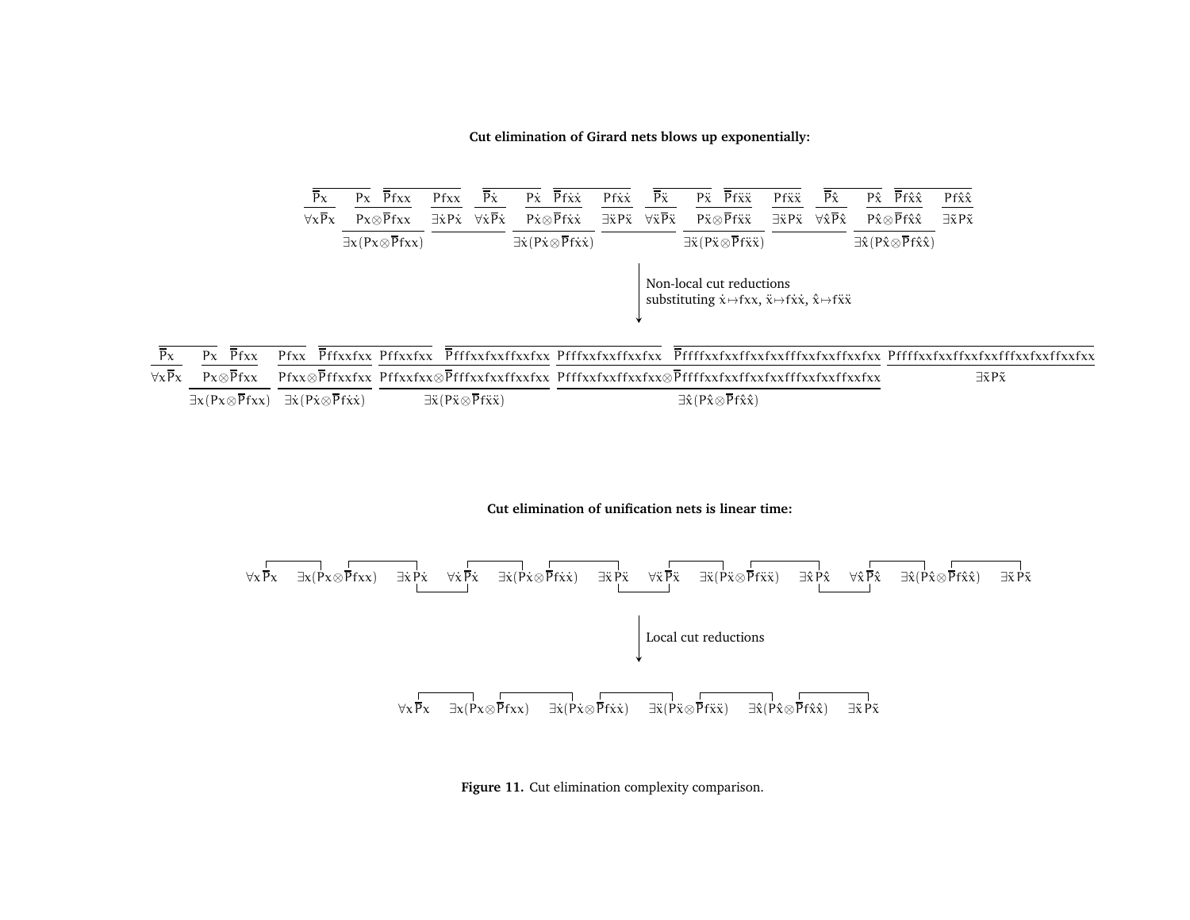**Cut elimination of Girard nets blows up exponentially:**

$$\frac{\overline{\overline{\mathsf{P}}\mathsf{x}\quad\quad \mathsf{Px}}}{}\ \ \cdots$$

Non-local cut reductions
substituting $\dot{x}\mapsto fxx$, $\ddot{x}\mapsto f\dot{x}\dot{x}$, $\hat{x}\mapsto f\ddot{x}\ddot{x}$

**Cut elimination of unification nets is linear time:**

$\forall x\,\overline{\mathsf{P}}x \quad \exists x(\mathsf{P}x\otimes\overline{\mathsf{P}}fxx) \quad \exists\dot{x}\,\mathsf{P}\dot{x} \quad \forall\dot{x}\,\overline{\mathsf{P}}\dot{x} \quad \exists\dot{x}(\mathsf{P}\dot{x}\otimes\overline{\mathsf{P}}f\dot{x}\dot{x}) \quad \exists\ddot{x}\,\mathsf{P}\ddot{x} \quad \forall\ddot{x}\,\overline{\mathsf{P}}\ddot{x} \quad \exists\ddot{x}(\mathsf{P}\ddot{x}\otimes\overline{\mathsf{P}}f\ddot{x}\ddot{x}) \quad \exists\hat{x}\,\mathsf{P}\hat{x} \quad \forall\hat{x}\,\overline{\mathsf{P}}\hat{x} \quad \exists\hat{x}(\mathsf{P}\hat{x}\otimes\overline{\mathsf{P}}f\hat{x}\hat{x}) \quad \exists\tilde{x}\,\mathsf{P}\tilde{x}$

Local cut reductions

$\forall x\,\overline{\mathsf{P}}x \quad \exists x(\mathsf{P}x\otimes\overline{\mathsf{P}}fxx) \quad \exists\dot{x}(\mathsf{P}\dot{x}\otimes\overline{\mathsf{P}}f\dot{x}\dot{x}) \quad \exists\ddot{x}(\mathsf{P}\ddot{x}\otimes\overline{\mathsf{P}}f\ddot{x}\ddot{x}) \quad \exists\hat{x}(\mathsf{P}\hat{x}\otimes\overline{\mathsf{P}}f\hat{x}\hat{x}) \quad \exists\tilde{x}\,\mathsf{P}\tilde{x}$

**Figure 11.** Cut elimination complexity comparison.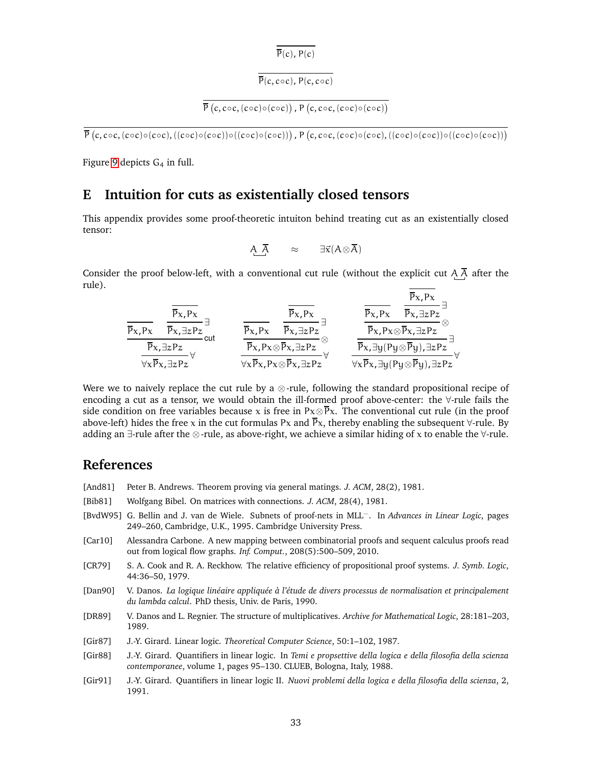$$\overline{\overline{\mathsf{P}}(c),\, \mathsf{P}(c)}$$

$$\overline{\overline{\mathsf{P}}(c, c\circ c),\, \mathsf{P}(c, c\circ c)}$$

$$\overline{\overline{\mathsf{P}}\left(c, c\circ c, (c\circ c)\circ(c\circ c)\right),\, \mathsf{P}\left(c, c\circ c, (c\circ c)\circ(c\circ c)\right)}$$

$$\overline{\overline{\mathsf{P}}\left(c, c\circ c, (c\circ c)\circ(c\circ c), ((c\circ c)\circ(c\circ c))\circ((c\circ c)\circ(c\circ c))\right),\, \mathsf{P}\left(c, c\circ c, (c\circ c)\circ(c\circ c), ((c\circ c)\circ(c\circ c))\circ((c\circ c)\circ(c\circ c))\right)}$$

Figure 9 depicts $G_4$ in full.

## E Intuition for cuts as existentially closed tensors

This appendix provides some proof-theoretic intuiton behind treating cut as an existentially closed tensor:

$$\underbrace{A\ \overline{A}} \qquad \approx \qquad \exists\vec{x}(A\otimes\overline{A})$$

Consider the proof below-left, with a conventional cut rule (without the explicit cut $\underbrace{A\ \overline{A}}$ after the rule).

$$\dfrac{\dfrac{\dfrac{}{\overline{\mathsf{P}}x, \mathsf{P}x} \quad \dfrac{\dfrac{}{\overline{\mathsf{P}}x, \mathsf{P}x}}{\overline{\mathsf{P}}x, \exists z \mathsf{P}z}\exists}{\overline{\mathsf{P}}x, \exists z\mathsf{P}z}\text{cut}}{\forall x\overline{\mathsf{P}}x, \exists z\mathsf{P}z}\forall
\qquad
\dfrac{\dfrac{\dfrac{}{\overline{\mathsf{P}}x, \mathsf{P}x} \quad \dfrac{\dfrac{}{\overline{\mathsf{P}}x, \mathsf{P}x}}{\overline{\mathsf{P}}x, \exists z \mathsf{P}z}\exists}{\overline{\mathsf{P}}x, \mathsf{P}x\otimes\overline{\mathsf{P}}x, \exists z\mathsf{P}z}\otimes}{\forall x\overline{\mathsf{P}}x, \mathsf{P}x\otimes\overline{\mathsf{P}}x, \exists z\mathsf{P}z}\forall
\qquad
\dfrac{\dfrac{\dfrac{\dfrac{}{\overline{\mathsf{P}}x, \mathsf{P}x} \quad \dfrac{\dfrac{}{\overline{\mathsf{P}}x, \mathsf{P}x}}{\overline{\mathsf{P}}x, \exists z \mathsf{P}z}\exists}{\overline{\mathsf{P}}x, \mathsf{P}x\otimes\overline{\mathsf{P}}x, \exists z\mathsf{P}z}\otimes}{\overline{\mathsf{P}}x, \exists y(\mathsf{P}y\otimes\overline{\mathsf{P}}y), \exists z\mathsf{P}z}\exists}{\forall x\overline{\mathsf{P}}x, \exists y(\mathsf{P}y\otimes\overline{\mathsf{P}}y), \exists z\mathsf{P}z}\forall$$

Were we to naively replace the cut rule by a $\otimes$-rule, following the standard propositional recipe of encoding a cut as a tensor, we would obtain the ill-formed proof above-center: the $\forall$-rule fails the side condition on free variables because $x$ is free in $\mathsf{P}x\otimes\overline{\mathsf{P}}x$. The conventional cut rule (in the proof above-left) hides the free $x$ in the cut formulas $\mathsf{P}x$ and $\overline{\mathsf{P}}x$, thereby enabling the subsequent $\forall$-rule. By adding an $\exists$-rule after the $\otimes$-rule, as above-right, we achieve a similar hiding of $x$ to enable the $\forall$-rule.

## References

[And81] Peter B. Andrews. Theorem proving via general matings. *J. ACM*, 28(2), 1981.

[Bib81] Wolfgang Bibel. On matrices with connections. *J. ACM*, 28(4), 1981.

[BvdW95] G. Bellin and J. van de Wiele. Subnets of proof-nets in MLL⁻. In *Advances in Linear Logic*, pages 249–260, Cambridge, U.K., 1995. Cambridge University Press.

[Car10] Alessandra Carbone. A new mapping between combinatorial proofs and sequent calculus proofs read out from logical flow graphs. *Inf. Comput.*, 208(5):500–509, 2010.

[CR79] S. A. Cook and R. A. Reckhow. The relative efficiency of propositional proof systems. *J. Symb. Logic*, 44:36–50, 1979.

[Dan90] V. Danos. *La logique linéaire appliquée à l'étude de divers processus de normalisation et principalement du lambda calcul*. PhD thesis, Univ. de Paris, 1990.

[DR89] V. Danos and L. Regnier. The structure of multiplicatives. *Archive for Mathematical Logic*, 28:181–203, 1989.

[Gir87] J.-Y. Girard. Linear logic. *Theoretical Computer Science*, 50:1–102, 1987.

[Gir88] J.-Y. Girard. Quantifiers in linear logic. In *Temi e propsettive della logica e della filosofia della scienza contemporanee*, volume 1, pages 95–130. CLUEB, Bologna, Italy, 1988.

[Gir91] J.-Y. Girard. Quantifiers in linear logic II. *Nuovi problemi della logica e della filosofia della scienza*, 2, 1991.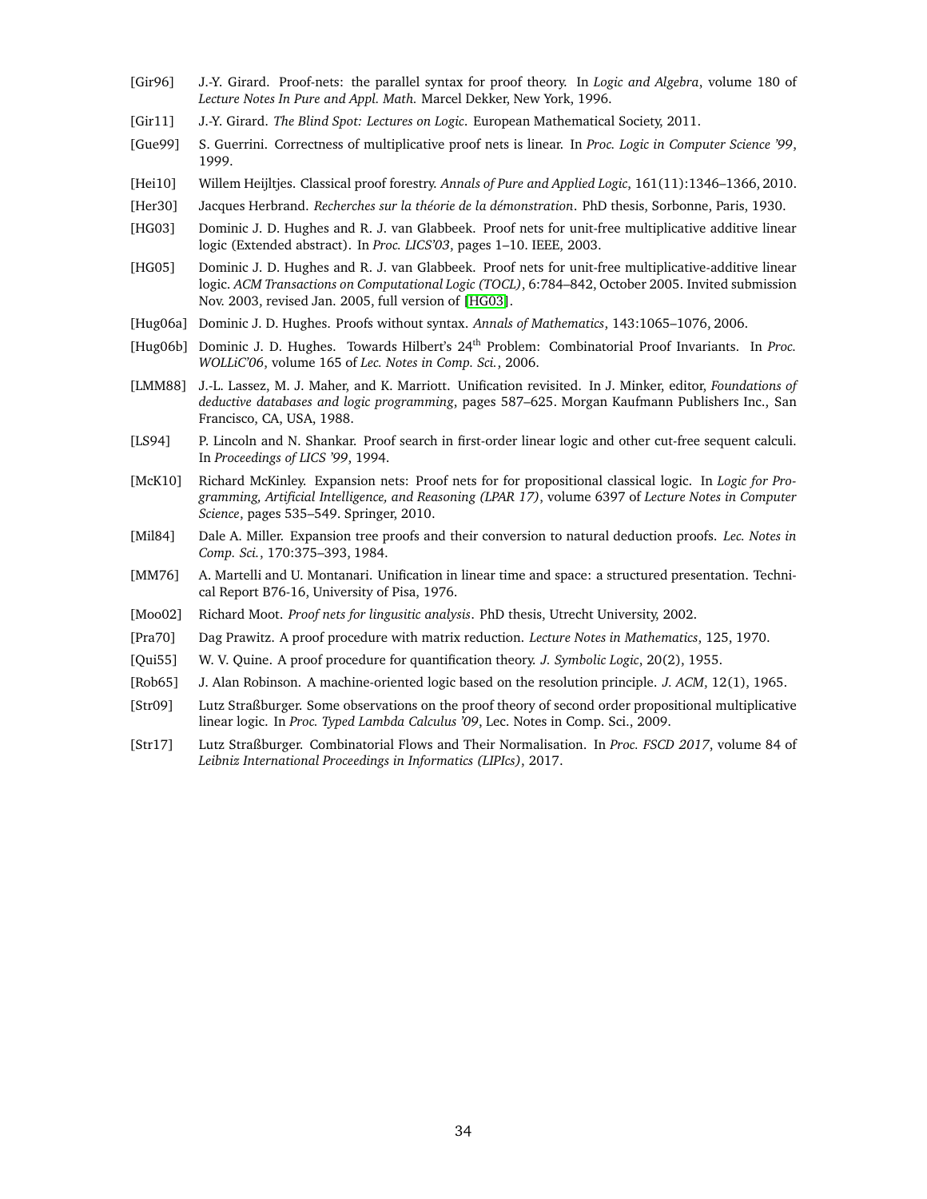[Gir96] J.-Y. Girard. Proof-nets: the parallel syntax for proof theory. In *Logic and Algebra*, volume 180 of *Lecture Notes In Pure and Appl. Math.* Marcel Dekker, New York, 1996.

[Gir11] J.-Y. Girard. *The Blind Spot: Lectures on Logic*. European Mathematical Society, 2011.

[Gue99] S. Guerrini. Correctness of multiplicative proof nets is linear. In *Proc. Logic in Computer Science '99*, 1999.

[Hei10] Willem Heijltjes. Classical proof forestry. *Annals of Pure and Applied Logic*, 161(11):1346–1366, 2010.

[Her30] Jacques Herbrand. *Recherches sur la théorie de la démonstration*. PhD thesis, Sorbonne, Paris, 1930.

[HG03] Dominic J. D. Hughes and R. J. van Glabbeek. Proof nets for unit-free multiplicative additive linear logic (Extended abstract). In *Proc. LICS'03*, pages 1–10. IEEE, 2003.

[HG05] Dominic J. D. Hughes and R. J. van Glabbeek. Proof nets for unit-free multiplicative-additive linear logic. *ACM Transactions on Computational Logic (TOCL)*, 6:784–842, October 2005. Invited submission Nov. 2003, revised Jan. 2005, full version of [HG03].

[Hug06a] Dominic J. D. Hughes. Proofs without syntax. *Annals of Mathematics*, 143:1065–1076, 2006.

[Hug06b] Dominic J. D. Hughes. Towards Hilbert's 24th Problem: Combinatorial Proof Invariants. In *Proc. WOLLiC'06*, volume 165 of *Lec. Notes in Comp. Sci.*, 2006.

[LMM88] J.-L. Lassez, M. J. Maher, and K. Marriott. Unification revisited. In J. Minker, editor, *Foundations of deductive databases and logic programming*, pages 587–625. Morgan Kaufmann Publishers Inc., San Francisco, CA, USA, 1988.

[LS94] P. Lincoln and N. Shankar. Proof search in first-order linear logic and other cut-free sequent calculi. In *Proceedings of LICS '99*, 1994.

[McK10] Richard McKinley. Expansion nets: Proof nets for for propositional classical logic. In *Logic for Programming, Artificial Intelligence, and Reasoning (LPAR 17)*, volume 6397 of *Lecture Notes in Computer Science*, pages 535–549. Springer, 2010.

[Mil84] Dale A. Miller. Expansion tree proofs and their conversion to natural deduction proofs. *Lec. Notes in Comp. Sci.*, 170:375–393, 1984.

[MM76] A. Martelli and U. Montanari. Unification in linear time and space: a structured presentation. Technical Report B76-16, University of Pisa, 1976.

[Moo02] Richard Moot. *Proof nets for lingusitic analysis*. PhD thesis, Utrecht University, 2002.

[Pra70] Dag Prawitz. A proof procedure with matrix reduction. *Lecture Notes in Mathematics*, 125, 1970.

[Qui55] W. V. Quine. A proof procedure for quantification theory. *J. Symbolic Logic*, 20(2), 1955.

[Rob65] J. Alan Robinson. A machine-oriented logic based on the resolution principle. *J. ACM*, 12(1), 1965.

[Str09] Lutz Straßburger. Some observations on the proof theory of second order propositional multiplicative linear logic. In *Proc. Typed Lambda Calculus '09*, Lec. Notes in Comp. Sci., 2009.

[Str17] Lutz Straßburger. Combinatorial Flows and Their Normalisation. In *Proc. FSCD 2017*, volume 84 of *Leibniz International Proceedings in Informatics (LIPIcs)*, 2017.